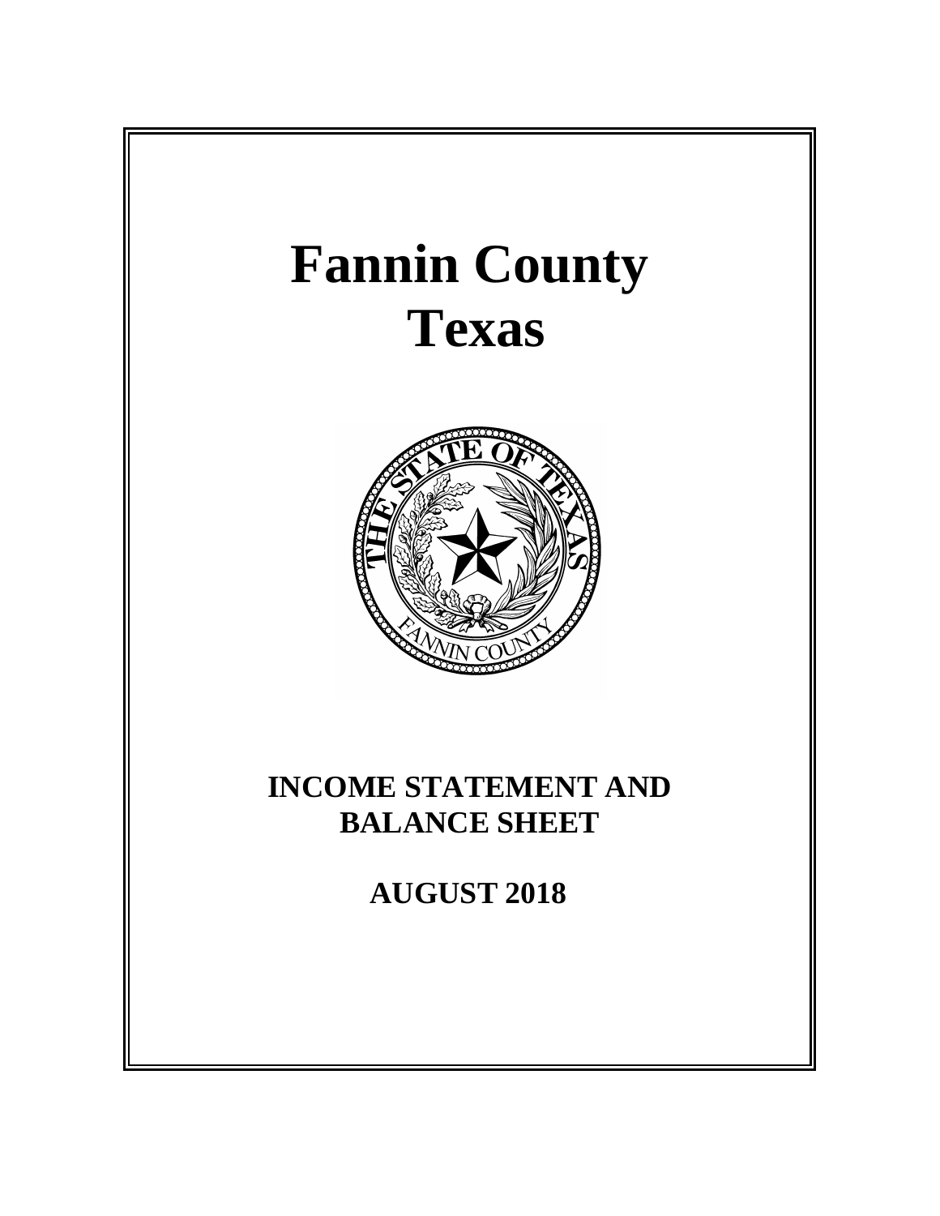# Fannin County
# Texas

## INCOME STATEMENT AND BALANCE SHEET

## AUGUST 2018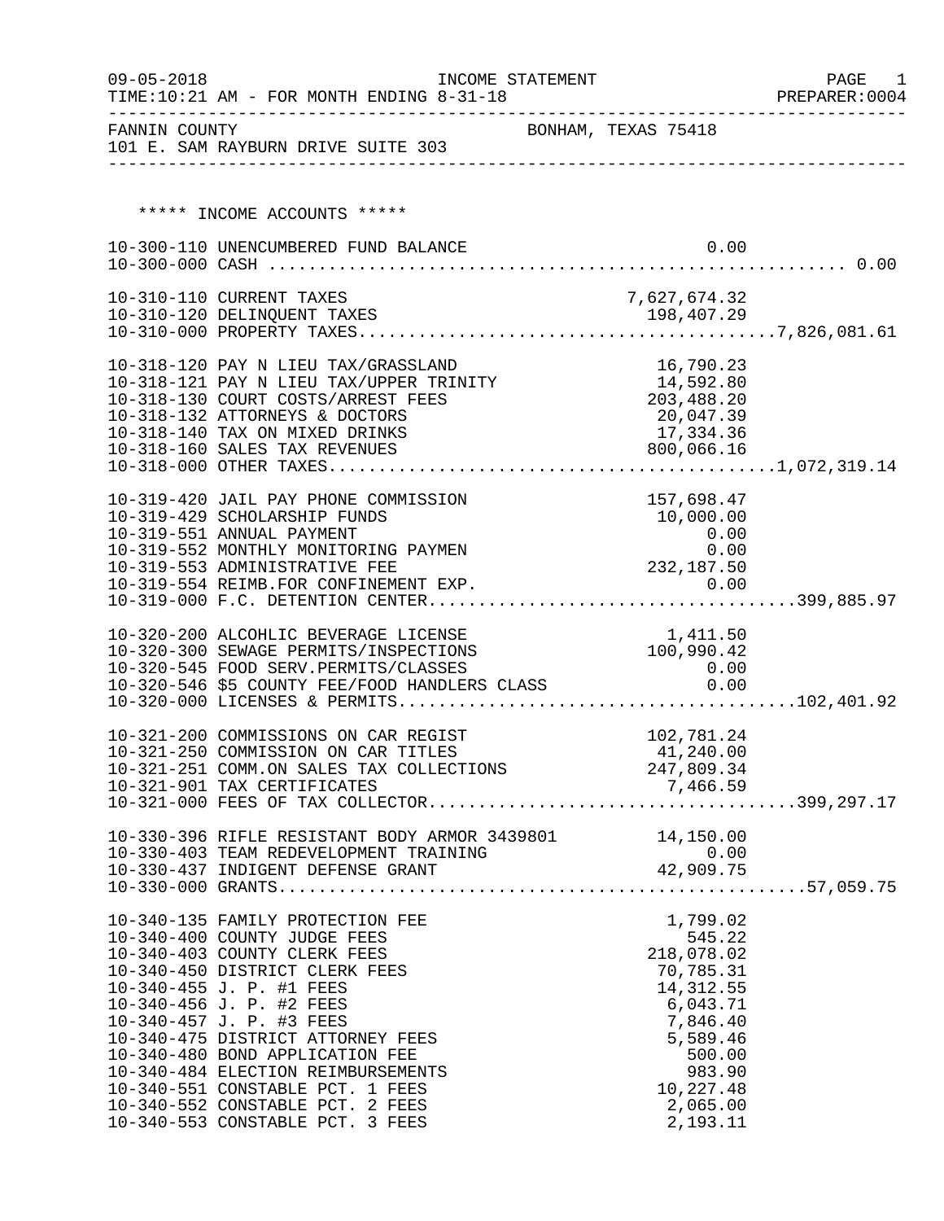FANNIN COUNTY BONHAM, TEXAS 75418
101 E. SAM RAYBURN DRIVE SUITE 303

INCOME STATEMENT — FOR MONTH ENDING 8-31-18

## ***** INCOME ACCOUNTS *****

| Account | Description | Amount | Total |
|---|---|---|---|
| 10-300-110 | UNENCUMBERED FUND BALANCE | 0.00 | |
| 10-300-000 | CASH | | 0.00 |
| 10-310-110 | CURRENT TAXES | 7,627,674.32 | |
| 10-310-120 | DELINQUENT TAXES | 198,407.29 | |
| 10-310-000 | PROPERTY TAXES | | 7,826,081.61 |
| 10-318-120 | PAY N LIEU TAX/GRASSLAND | 16,790.23 | |
| 10-318-121 | PAY N LIEU TAX/UPPER TRINITY | 14,592.80 | |
| 10-318-130 | COURT COSTS/ARREST FEES | 203,488.20 | |
| 10-318-132 | ATTORNEYS & DOCTORS | 20,047.39 | |
| 10-318-140 | TAX ON MIXED DRINKS | 17,334.36 | |
| 10-318-160 | SALES TAX REVENUES | 800,066.16 | |
| 10-318-000 | OTHER TAXES | | 1,072,319.14 |
| 10-319-420 | JAIL PAY PHONE COMMISSION | 157,698.47 | |
| 10-319-429 | SCHOLARSHIP FUNDS | 10,000.00 | |
| 10-319-551 | ANNUAL PAYMENT | 0.00 | |
| 10-319-552 | MONTHLY MONITORING PAYMEN | 0.00 | |
| 10-319-553 | ADMINISTRATIVE FEE | 232,187.50 | |
| 10-319-554 | REIMB.FOR CONFINEMENT EXP. | 0.00 | |
| 10-319-000 | F.C. DETENTION CENTER | | 399,885.97 |
| 10-320-200 | ALCOHLIC BEVERAGE LICENSE | 1,411.50 | |
| 10-320-300 | SEWAGE PERMITS/INSPECTIONS | 100,990.42 | |
| 10-320-545 | FOOD SERV.PERMITS/CLASSES | 0.00 | |
| 10-320-546 | $5 COUNTY FEE/FOOD HANDLERS CLASS | 0.00 | |
| 10-320-000 | LICENSES & PERMITS | | 102,401.92 |
| 10-321-200 | COMMISSIONS ON CAR REGIST | 102,781.24 | |
| 10-321-250 | COMMISSION ON CAR TITLES | 41,240.00 | |
| 10-321-251 | COMM.ON SALES TAX COLLECTIONS | 247,809.34 | |
| 10-321-901 | TAX CERTIFICATES | 7,466.59 | |
| 10-321-000 | FEES OF TAX COLLECTOR | | 399,297.17 |
| 10-330-396 | RIFLE RESISTANT BODY ARMOR 3439801 | 14,150.00 | |
| 10-330-403 | TEAM REDEVELOPMENT TRAINING | 0.00 | |
| 10-330-437 | INDIGENT DEFENSE GRANT | 42,909.75 | |
| 10-330-000 | GRANTS | | 57,059.75 |
| 10-340-135 | FAMILY PROTECTION FEE | 1,799.02 | |
| 10-340-400 | COUNTY JUDGE FEES | 545.22 | |
| 10-340-403 | COUNTY CLERK FEES | 218,078.02 | |
| 10-340-450 | DISTRICT CLERK FEES | 70,785.31 | |
| 10-340-455 | J. P. #1 FEES | 14,312.55 | |
| 10-340-456 | J. P. #2 FEES | 6,043.71 | |
| 10-340-457 | J. P. #3 FEES | 7,846.40 | |
| 10-340-475 | DISTRICT ATTORNEY FEES | 5,589.46 | |
| 10-340-480 | BOND APPLICATION FEE | 500.00 | |
| 10-340-484 | ELECTION REIMBURSEMENTS | 983.90 | |
| 10-340-551 | CONSTABLE PCT. 1 FEES | 10,227.48 | |
| 10-340-552 | CONSTABLE PCT. 2 FEES | 2,065.00 | |
| 10-340-553 | CONSTABLE PCT. 3 FEES | 2,193.11 | |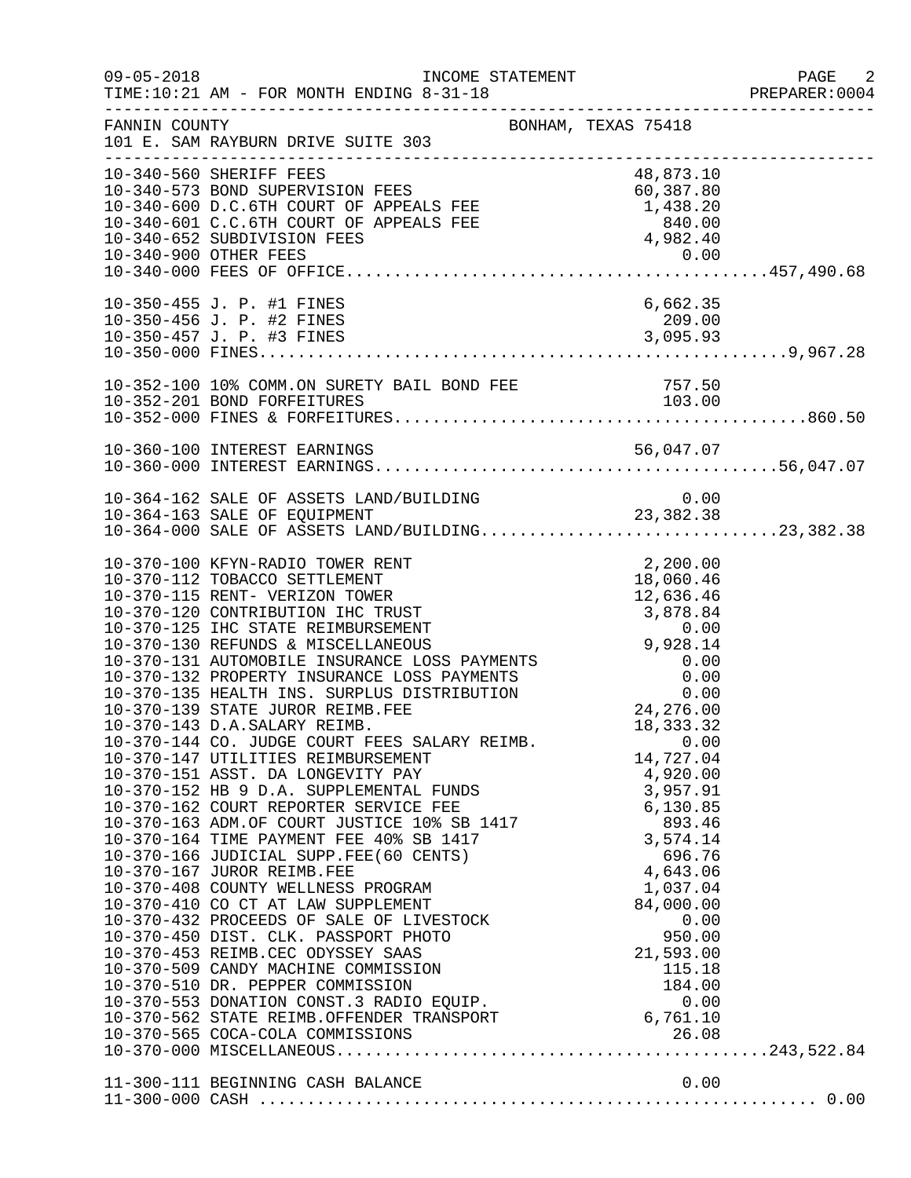INCOME STATEMENT

TIME:10:21 AM - FOR MONTH ENDING 8-31-18

FANNIN COUNTY — BONHAM, TEXAS 75418

101 E. SAM RAYBURN DRIVE SUITE 303

| Account | Description | Amount | Total |
|---|---|---|---|
| 10-340-560 | SHERIFF FEES | 48,873.10 | |
| 10-340-573 | BOND SUPERVISION FEES | 60,387.80 | |
| 10-340-600 | D.C.6TH COURT OF APPEALS FEE | 1,438.20 | |
| 10-340-601 | C.C.6TH COURT OF APPEALS FEE | 840.00 | |
| 10-340-652 | SUBDIVISION FEES | 4,982.40 | |
| 10-340-900 | OTHER FEES | 0.00 | |
| 10-340-000 | FEES OF OFFICE | | 457,490.68 |
| 10-350-455 | J. P. #1 FINES | 6,662.35 | |
| 10-350-456 | J. P. #2 FINES | 209.00 | |
| 10-350-457 | J. P. #3 FINES | 3,095.93 | |
| 10-350-000 | FINES | | 9,967.28 |
| 10-352-100 | 10% COMM.ON SURETY BAIL BOND FEE | 757.50 | |
| 10-352-201 | BOND FORFEITURES | 103.00 | |
| 10-352-000 | FINES & FORFEITURES | | 860.50 |
| 10-360-100 | INTEREST EARNINGS | 56,047.07 | |
| 10-360-000 | INTEREST EARNINGS | | 56,047.07 |
| 10-364-162 | SALE OF ASSETS LAND/BUILDING | 0.00 | |
| 10-364-163 | SALE OF EQUIPMENT | 23,382.38 | |
| 10-364-000 | SALE OF ASSETS LAND/BUILDING | | 23,382.38 |
| 10-370-100 | KFYN-RADIO TOWER RENT | 2,200.00 | |
| 10-370-112 | TOBACCO SETTLEMENT | 18,060.46 | |
| 10-370-115 | RENT- VERIZON TOWER | 12,636.46 | |
| 10-370-120 | CONTRIBUTION IHC TRUST | 3,878.84 | |
| 10-370-125 | IHC STATE REIMBURSEMENT | 0.00 | |
| 10-370-130 | REFUNDS & MISCELLANEOUS | 9,928.14 | |
| 10-370-131 | AUTOMOBILE INSURANCE LOSS PAYMENTS | 0.00 | |
| 10-370-132 | PROPERTY INSURANCE LOSS PAYMENTS | 0.00 | |
| 10-370-135 | HEALTH INS. SURPLUS DISTRIBUTION | 0.00 | |
| 10-370-139 | STATE JUROR REIMB.FEE | 24,276.00 | |
| 10-370-143 | D.A.SALARY REIMB. | 18,333.32 | |
| 10-370-144 | CO. JUDGE COURT FEES SALARY REIMB. | 0.00 | |
| 10-370-147 | UTILITIES REIMBURSEMENT | 14,727.04 | |
| 10-370-151 | ASST. DA LONGEVITY PAY | 4,920.00 | |
| 10-370-152 | HB 9 D.A. SUPPLEMENTAL FUNDS | 3,957.91 | |
| 10-370-162 | COURT REPORTER SERVICE FEE | 6,130.85 | |
| 10-370-163 | ADM.OF COURT JUSTICE 10% SB 1417 | 893.46 | |
| 10-370-164 | TIME PAYMENT FEE 40% SB 1417 | 3,574.14 | |
| 10-370-166 | JUDICIAL SUPP.FEE(60 CENTS) | 696.76 | |
| 10-370-167 | JUROR REIMB.FEE | 4,643.06 | |
| 10-370-408 | COUNTY WELLNESS PROGRAM | 1,037.04 | |
| 10-370-410 | CO CT AT LAW SUPPLEMENT | 84,000.00 | |
| 10-370-432 | PROCEEDS OF SALE OF LIVESTOCK | 0.00 | |
| 10-370-450 | DIST. CLK. PASSPORT PHOTO | 950.00 | |
| 10-370-453 | REIMB.CEC ODYSSEY SAAS | 21,593.00 | |
| 10-370-509 | CANDY MACHINE COMMISSION | 115.18 | |
| 10-370-510 | DR. PEPPER COMMISSION | 184.00 | |
| 10-370-553 | DONATION CONST.3 RADIO EQUIP. | 0.00 | |
| 10-370-562 | STATE REIMB.OFFENDER TRANSPORT | 6,761.10 | |
| 10-370-565 | COCA-COLA COMMISSIONS | 26.08 | |
| 10-370-000 | MISCELLANEOUS | | 243,522.84 |
| 11-300-111 | BEGINNING CASH BALANCE | 0.00 | |
| 11-300-000 | CASH | | 0.00 |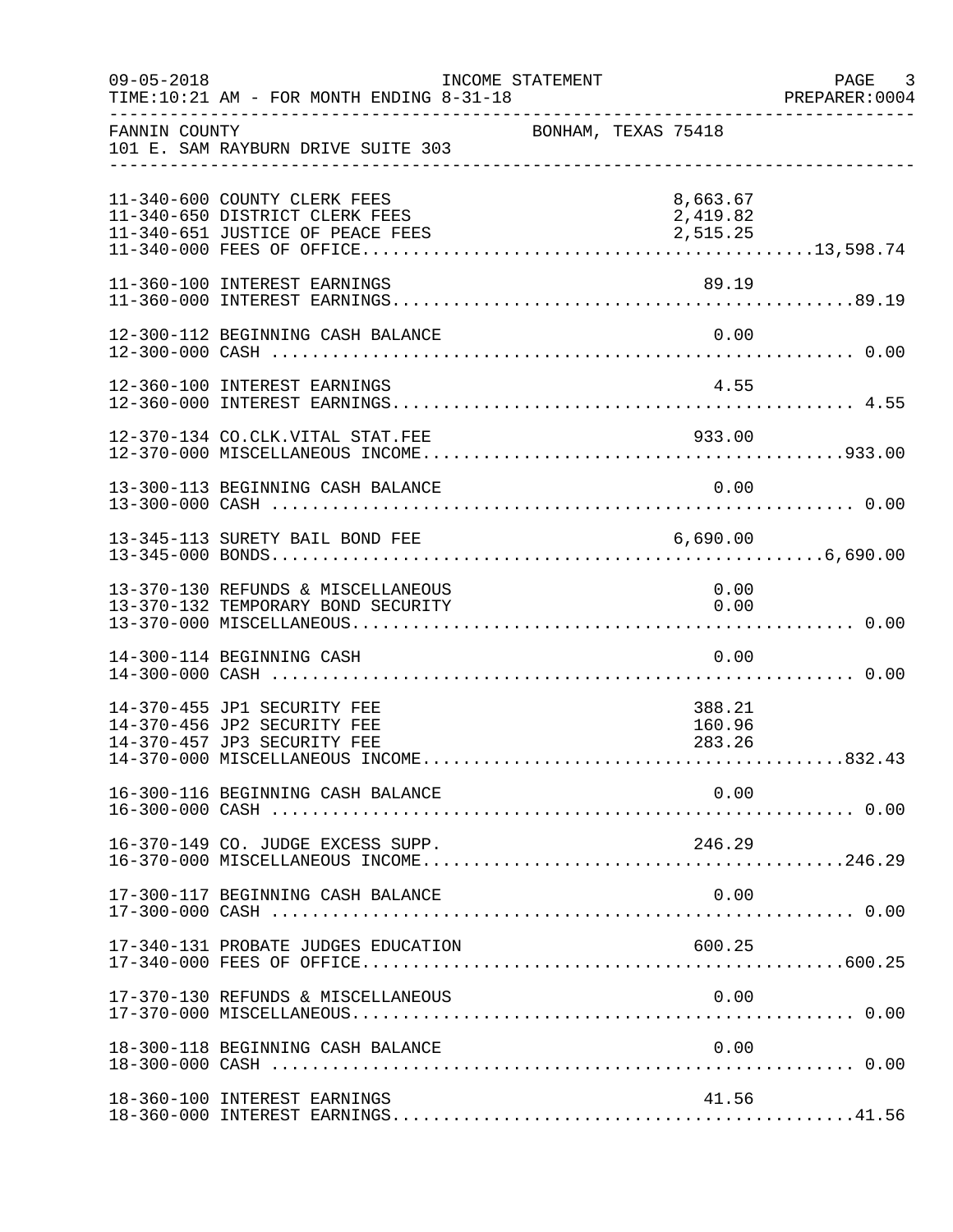FANNIN COUNTY — BONHAM, TEXAS 75418
101 E. SAM RAYBURN DRIVE SUITE 303

INCOME STATEMENT — FOR MONTH ENDING 8-31-18

| Account | Description | Amount | Total |
|---|---|---|---|
| 11-340-600 | COUNTY CLERK FEES | 8,663.67 | |
| 11-340-650 | DISTRICT CLERK FEES | 2,419.82 | |
| 11-340-651 | JUSTICE OF PEACE FEES | 2,515.25 | |
| 11-340-000 | FEES OF OFFICE | | 13,598.74 |
| 11-360-100 | INTEREST EARNINGS | 89.19 | |
| 11-360-000 | INTEREST EARNINGS | | 89.19 |
| 12-300-112 | BEGINNING CASH BALANCE | 0.00 | |
| 12-300-000 | CASH | | 0.00 |
| 12-360-100 | INTEREST EARNINGS | 4.55 | |
| 12-360-000 | INTEREST EARNINGS | | 4.55 |
| 12-370-134 | CO.CLK.VITAL STAT.FEE | 933.00 | |
| 12-370-000 | MISCELLANEOUS INCOME | | 933.00 |
| 13-300-113 | BEGINNING CASH BALANCE | 0.00 | |
| 13-300-000 | CASH | | 0.00 |
| 13-345-113 | SURETY BAIL BOND FEE | 6,690.00 | |
| 13-345-000 | BONDS | | 6,690.00 |
| 13-370-130 | REFUNDS & MISCELLANEOUS | 0.00 | |
| 13-370-132 | TEMPORARY BOND SECURITY | 0.00 | |
| 13-370-000 | MISCELLANEOUS | | 0.00 |
| 14-300-114 | BEGINNING CASH | 0.00 | |
| 14-300-000 | CASH | | 0.00 |
| 14-370-455 | JP1 SECURITY FEE | 388.21 | |
| 14-370-456 | JP2 SECURITY FEE | 160.96 | |
| 14-370-457 | JP3 SECURITY FEE | 283.26 | |
| 14-370-000 | MISCELLANEOUS INCOME | | 832.43 |
| 16-300-116 | BEGINNING CASH BALANCE | 0.00 | |
| 16-300-000 | CASH | | 0.00 |
| 16-370-149 | CO. JUDGE EXCESS SUPP. | 246.29 | |
| 16-370-000 | MISCELLANEOUS INCOME | | 246.29 |
| 17-300-117 | BEGINNING CASH BALANCE | 0.00 | |
| 17-300-000 | CASH | | 0.00 |
| 17-340-131 | PROBATE JUDGES EDUCATION | 600.25 | |
| 17-340-000 | FEES OF OFFICE | | 600.25 |
| 17-370-130 | REFUNDS & MISCELLANEOUS | 0.00 | |
| 17-370-000 | MISCELLANEOUS | | 0.00 |
| 18-300-118 | BEGINNING CASH BALANCE | 0.00 | |
| 18-300-000 | CASH | | 0.00 |
| 18-360-100 | INTEREST EARNINGS | 41.56 | |
| 18-360-000 | INTEREST EARNINGS | | 41.56 |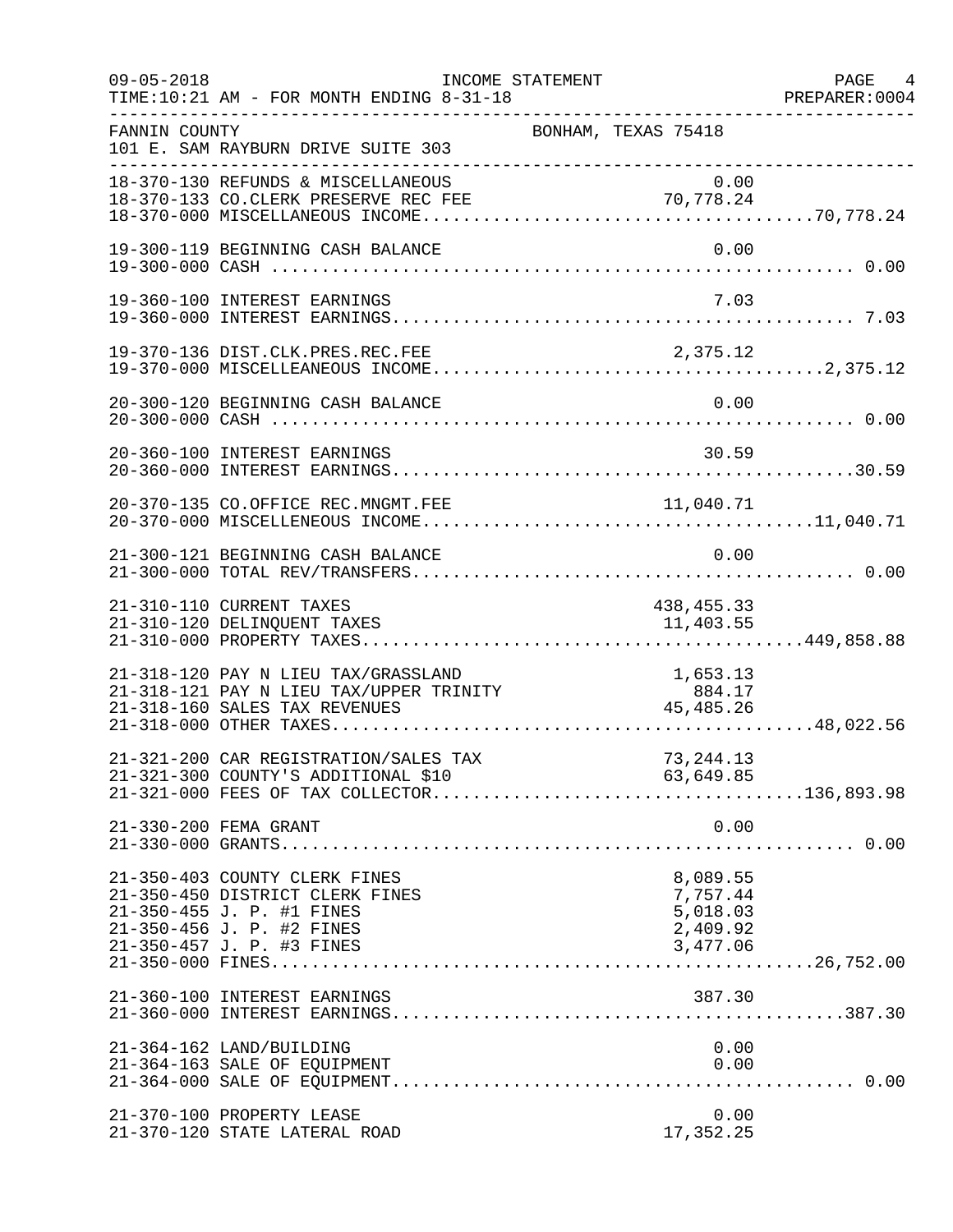INCOME STATEMENT

FOR MONTH ENDING 8-31-18

FANNIN COUNTY — BONHAM, TEXAS 75418
101 E. SAM RAYBURN DRIVE SUITE 303

| Account | Description | Amount | Total |
|---|---|---|---|
| 18-370-130 | REFUNDS & MISCELLANEOUS | 0.00 | |
| 18-370-133 | CO.CLERK PRESERVE REC FEE | 70,778.24 | |
| 18-370-000 | MISCELLANEOUS INCOME | | 70,778.24 |
| 19-300-119 | BEGINNING CASH BALANCE | 0.00 | |
| 19-300-000 | CASH | | 0.00 |
| 19-360-100 | INTEREST EARNINGS | 7.03 | |
| 19-360-000 | INTEREST EARNINGS | | 7.03 |
| 19-370-136 | DIST.CLK.PRES.REC.FEE | 2,375.12 | |
| 19-370-000 | MISCELLEANEOUS INCOME | | 2,375.12 |
| 20-300-120 | BEGINNING CASH BALANCE | 0.00 | |
| 20-300-000 | CASH | | 0.00 |
| 20-360-100 | INTEREST EARNINGS | 30.59 | |
| 20-360-000 | INTEREST EARNINGS | | 30.59 |
| 20-370-135 | CO.OFFICE REC.MNGMT.FEE | 11,040.71 | |
| 20-370-000 | MISCELLENEOUS INCOME | | 11,040.71 |
| 21-300-121 | BEGINNING CASH BALANCE | 0.00 | |
| 21-300-000 | TOTAL REV/TRANSFERS | | 0.00 |
| 21-310-110 | CURRENT TAXES | 438,455.33 | |
| 21-310-120 | DELINQUENT TAXES | 11,403.55 | |
| 21-310-000 | PROPERTY TAXES | | 449,858.88 |
| 21-318-120 | PAY N LIEU TAX/GRASSLAND | 1,653.13 | |
| 21-318-121 | PAY N LIEU TAX/UPPER TRINITY | 884.17 | |
| 21-318-160 | SALES TAX REVENUES | 45,485.26 | |
| 21-318-000 | OTHER TAXES | | 48,022.56 |
| 21-321-200 | CAR REGISTRATION/SALES TAX | 73,244.13 | |
| 21-321-300 | COUNTY'S ADDITIONAL $10 | 63,649.85 | |
| 21-321-000 | FEES OF TAX COLLECTOR | | 136,893.98 |
| 21-330-200 | FEMA GRANT | 0.00 | |
| 21-330-000 | GRANTS | | 0.00 |
| 21-350-403 | COUNTY CLERK FINES | 8,089.55 | |
| 21-350-450 | DISTRICT CLERK FINES | 7,757.44 | |
| 21-350-455 | J. P. #1 FINES | 5,018.03 | |
| 21-350-456 | J. P. #2 FINES | 2,409.92 | |
| 21-350-457 | J. P. #3 FINES | 3,477.06 | |
| 21-350-000 | FINES | | 26,752.00 |
| 21-360-100 | INTEREST EARNINGS | 387.30 | |
| 21-360-000 | INTEREST EARNINGS | | 387.30 |
| 21-364-162 | LAND/BUILDING | 0.00 | |
| 21-364-163 | SALE OF EQUIPMENT | 0.00 | |
| 21-364-000 | SALE OF EQUIPMENT | | 0.00 |
| 21-370-100 | PROPERTY LEASE | 0.00 | |
| 21-370-120 | STATE LATERAL ROAD | 17,352.25 | |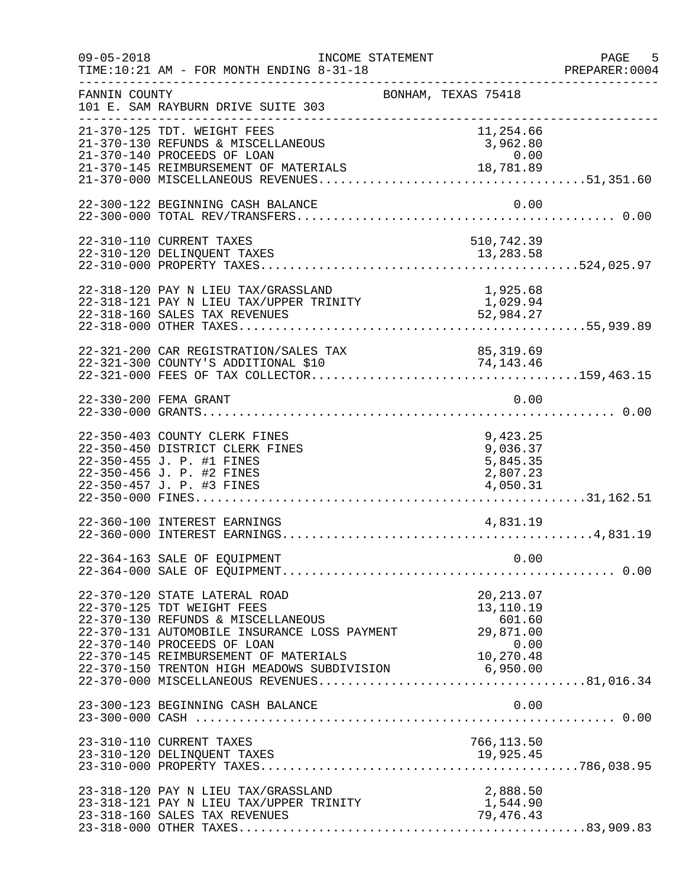INCOME STATEMENT

09-05-2018 
TIME:10:21 AM - FOR MONTH ENDING 8-31-18 
PREPARER:0004

FANNIN COUNTY BONHAM, TEXAS 75418
101 E. SAM RAYBURN DRIVE SUITE 303

| Account | Description | Amount | Total |
|---|---|---|---|
| 21-370-125 | TDT. WEIGHT FEES | 11,254.66 | |
| 21-370-130 | REFUNDS & MISCELLANEOUS | 3,962.80 | |
| 21-370-140 | PROCEEDS OF LOAN | 0.00 | |
| 21-370-145 | REIMBURSEMENT OF MATERIALS | 18,781.89 | |
| 21-370-000 | MISCELLANEOUS REVENUES | | 51,351.60 |
| 22-300-122 | BEGINNING CASH BALANCE | 0.00 | |
| 22-300-000 | TOTAL REV/TRANSFERS | | 0.00 |
| 22-310-110 | CURRENT TAXES | 510,742.39 | |
| 22-310-120 | DELINQUENT TAXES | 13,283.58 | |
| 22-310-000 | PROPERTY TAXES | | 524,025.97 |
| 22-318-120 | PAY N LIEU TAX/GRASSLAND | 1,925.68 | |
| 22-318-121 | PAY N LIEU TAX/UPPER TRINITY | 1,029.94 | |
| 22-318-160 | SALES TAX REVENUES | 52,984.27 | |
| 22-318-000 | OTHER TAXES | | 55,939.89 |
| 22-321-200 | CAR REGISTRATION/SALES TAX | 85,319.69 | |
| 22-321-300 | COUNTY'S ADDITIONAL $10 | 74,143.46 | |
| 22-321-000 | FEES OF TAX COLLECTOR | | 159,463.15 |
| 22-330-200 | FEMA GRANT | 0.00 | |
| 22-330-000 | GRANTS | | 0.00 |
| 22-350-403 | COUNTY CLERK FINES | 9,423.25 | |
| 22-350-450 | DISTRICT CLERK FINES | 9,036.37 | |
| 22-350-455 | J. P. #1 FINES | 5,845.35 | |
| 22-350-456 | J. P. #2 FINES | 2,807.23 | |
| 22-350-457 | J. P. #3 FINES | 4,050.31 | |
| 22-350-000 | FINES | | 31,162.51 |
| 22-360-100 | INTEREST EARNINGS | 4,831.19 | |
| 22-360-000 | INTEREST EARNINGS | | 4,831.19 |
| 22-364-163 | SALE OF EQUIPMENT | 0.00 | |
| 22-364-000 | SALE OF EQUIPMENT | | 0.00 |
| 22-370-120 | STATE LATERAL ROAD | 20,213.07 | |
| 22-370-125 | TDT WEIGHT FEES | 13,110.19 | |
| 22-370-130 | REFUNDS & MISCELLANEOUS | 601.60 | |
| 22-370-131 | AUTOMOBILE INSURANCE LOSS PAYMENT | 29,871.00 | |
| 22-370-140 | PROCEEDS OF LOAN | 0.00 | |
| 22-370-145 | REIMBURSEMENT OF MATERIALS | 10,270.48 | |
| 22-370-150 | TRENTON HIGH MEADOWS SUBDIVISION | 6,950.00 | |
| 22-370-000 | MISCELLANEOUS REVENUES | | 81,016.34 |
| 23-300-123 | BEGINNING CASH BALANCE | 0.00 | |
| 23-300-000 | CASH | | 0.00 |
| 23-310-110 | CURRENT TAXES | 766,113.50 | |
| 23-310-120 | DELINQUENT TAXES | 19,925.45 | |
| 23-310-000 | PROPERTY TAXES | | 786,038.95 |
| 23-318-120 | PAY N LIEU TAX/GRASSLAND | 2,888.50 | |
| 23-318-121 | PAY N LIEU TAX/UPPER TRINITY | 1,544.90 | |
| 23-318-160 | SALES TAX REVENUES | 79,476.43 | |
| 23-318-000 | OTHER TAXES | | 83,909.83 |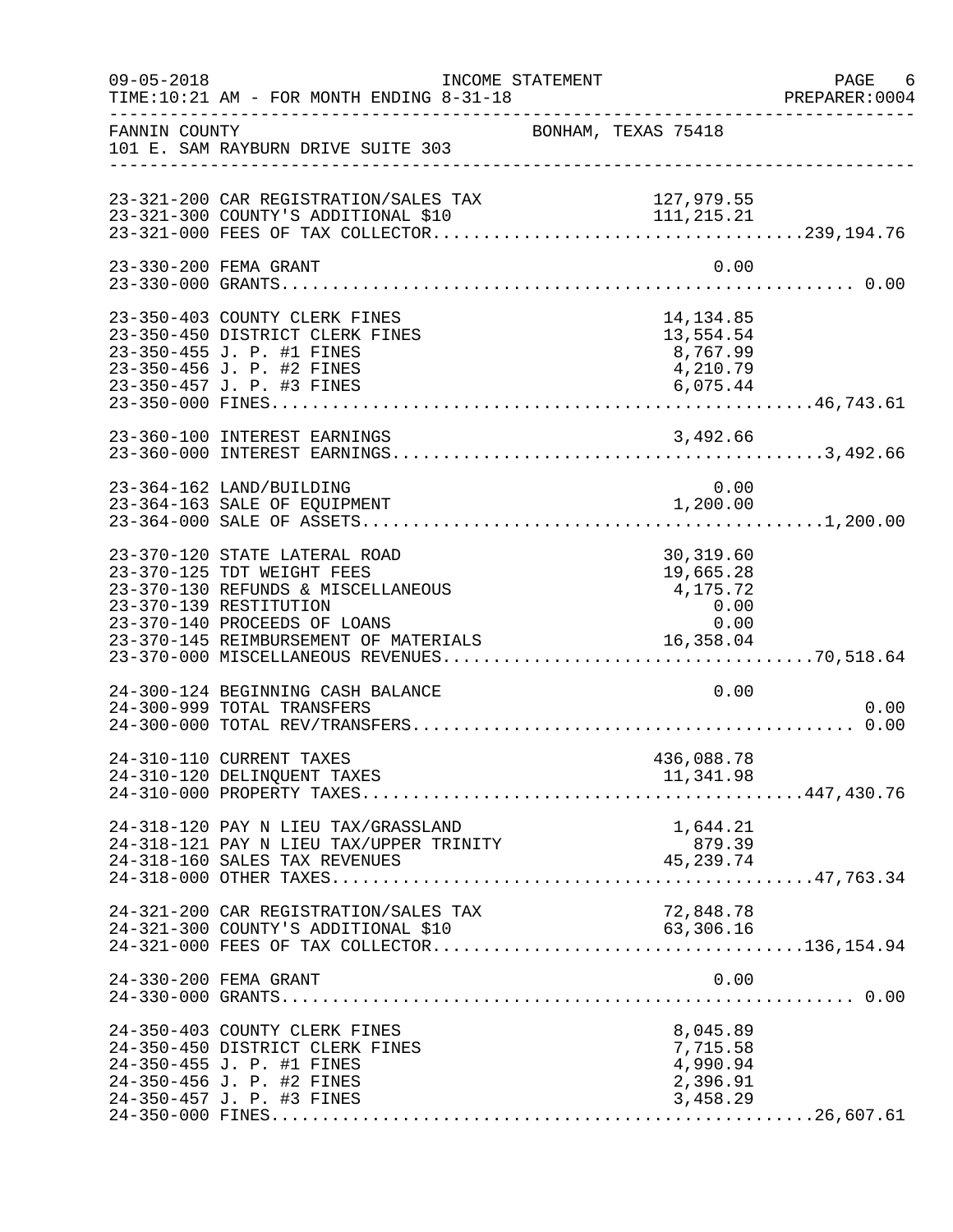09-05-2018 INCOME STATEMENT PAGE 6
TIME:10:21 AM - FOR MONTH ENDING 8-31-18 PREPARER:0004

FANNIN COUNTY BONHAM, TEXAS 75418
101 E. SAM RAYBURN DRIVE SUITE 303

| Account | Description | Amount | Total |
|---|---|---|---|
| 23-321-200 | CAR REGISTRATION/SALES TAX | 127,979.55 | |
| 23-321-300 | COUNTY'S ADDITIONAL $10 | 111,215.21 | |
| 23-321-000 | FEES OF TAX COLLECTOR | | 239,194.76 |
| 23-330-200 | FEMA GRANT | 0.00 | |
| 23-330-000 | GRANTS | | 0.00 |
| 23-350-403 | COUNTY CLERK FINES | 14,134.85 | |
| 23-350-450 | DISTRICT CLERK FINES | 13,554.54 | |
| 23-350-455 | J. P. #1 FINES | 8,767.99 | |
| 23-350-456 | J. P. #2 FINES | 4,210.79 | |
| 23-350-457 | J. P. #3 FINES | 6,075.44 | |
| 23-350-000 | FINES | | 46,743.61 |
| 23-360-100 | INTEREST EARNINGS | 3,492.66 | |
| 23-360-000 | INTEREST EARNINGS | | 3,492.66 |
| 23-364-162 | LAND/BUILDING | 0.00 | |
| 23-364-163 | SALE OF EQUIPMENT | 1,200.00 | |
| 23-364-000 | SALE OF ASSETS | | 1,200.00 |
| 23-370-120 | STATE LATERAL ROAD | 30,319.60 | |
| 23-370-125 | TDT WEIGHT FEES | 19,665.28 | |
| 23-370-130 | REFUNDS & MISCELLANEOUS | 4,175.72 | |
| 23-370-139 | RESTITUTION | 0.00 | |
| 23-370-140 | PROCEEDS OF LOANS | 0.00 | |
| 23-370-145 | REIMBURSEMENT OF MATERIALS | 16,358.04 | |
| 23-370-000 | MISCELLANEOUS REVENUES | | 70,518.64 |
| 24-300-124 | BEGINNING CASH BALANCE | 0.00 | |
| 24-300-999 | TOTAL TRANSFERS | | 0.00 |
| 24-300-000 | TOTAL REV/TRANSFERS | | 0.00 |
| 24-310-110 | CURRENT TAXES | 436,088.78 | |
| 24-310-120 | DELINQUENT TAXES | 11,341.98 | |
| 24-310-000 | PROPERTY TAXES | | 447,430.76 |
| 24-318-120 | PAY N LIEU TAX/GRASSLAND | 1,644.21 | |
| 24-318-121 | PAY N LIEU TAX/UPPER TRINITY | 879.39 | |
| 24-318-160 | SALES TAX REVENUES | 45,239.74 | |
| 24-318-000 | OTHER TAXES | | 47,763.34 |
| 24-321-200 | CAR REGISTRATION/SALES TAX | 72,848.78 | |
| 24-321-300 | COUNTY'S ADDITIONAL $10 | 63,306.16 | |
| 24-321-000 | FEES OF TAX COLLECTOR | | 136,154.94 |
| 24-330-200 | FEMA GRANT | 0.00 | |
| 24-330-000 | GRANTS | | 0.00 |
| 24-350-403 | COUNTY CLERK FINES | 8,045.89 | |
| 24-350-450 | DISTRICT CLERK FINES | 7,715.58 | |
| 24-350-455 | J. P. #1 FINES | 4,990.94 | |
| 24-350-456 | J. P. #2 FINES | 2,396.91 | |
| 24-350-457 | J. P. #3 FINES | 3,458.29 | |
| 24-350-000 | FINES | | 26,607.61 |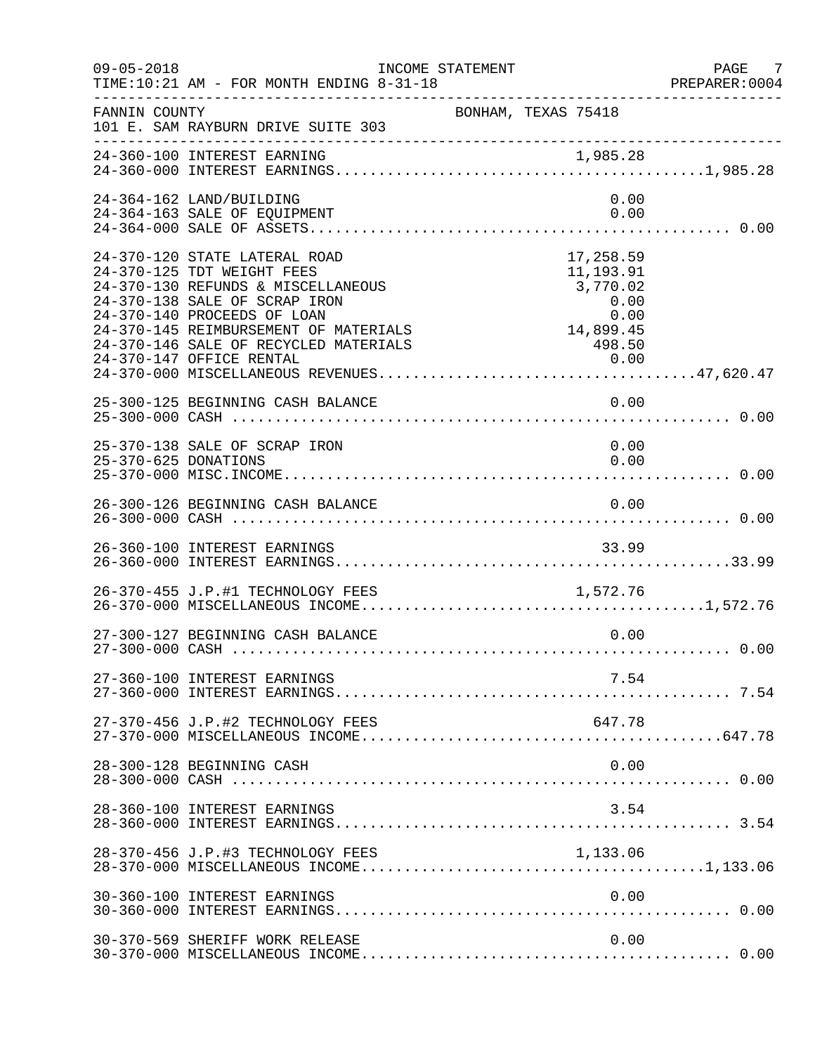FANNIN COUNTY — BONHAM, TEXAS 75418
101 E. SAM RAYBURN DRIVE SUITE 303

INCOME STATEMENT
TIME:10:21 AM - FOR MONTH ENDING 8-31-18

| Account | Description | Amount | Total |
|---|---|---|---|
| 24-360-100 | INTEREST EARNING | 1,985.28 | |
| 24-360-000 | INTEREST EARNINGS | | 1,985.28 |
| 24-364-162 | LAND/BUILDING | 0.00 | |
| 24-364-163 | SALE OF EQUIPMENT | 0.00 | |
| 24-364-000 | SALE OF ASSETS | | 0.00 |
| 24-370-120 | STATE LATERAL ROAD | 17,258.59 | |
| 24-370-125 | TDT WEIGHT FEES | 11,193.91 | |
| 24-370-130 | REFUNDS & MISCELLANEOUS | 3,770.02 | |
| 24-370-138 | SALE OF SCRAP IRON | 0.00 | |
| 24-370-140 | PROCEEDS OF LOAN | 0.00 | |
| 24-370-145 | REIMBURSEMENT OF MATERIALS | 14,899.45 | |
| 24-370-146 | SALE OF RECYCLED MATERIALS | 498.50 | |
| 24-370-147 | OFFICE RENTAL | 0.00 | |
| 24-370-000 | MISCELLANEOUS REVENUES | | 47,620.47 |
| 25-300-125 | BEGINNING CASH BALANCE | 0.00 | |
| 25-300-000 | CASH | | 0.00 |
| 25-370-138 | SALE OF SCRAP IRON | 0.00 | |
| 25-370-625 | DONATIONS | 0.00 | |
| 25-370-000 | MISC.INCOME | | 0.00 |
| 26-300-126 | BEGINNING CASH BALANCE | 0.00 | |
| 26-300-000 | CASH | | 0.00 |
| 26-360-100 | INTEREST EARNINGS | 33.99 | |
| 26-360-000 | INTEREST EARNINGS | | 33.99 |
| 26-370-455 | J.P.#1 TECHNOLOGY FEES | 1,572.76 | |
| 26-370-000 | MISCELLANEOUS INCOME | | 1,572.76 |
| 27-300-127 | BEGINNING CASH BALANCE | 0.00 | |
| 27-300-000 | CASH | | 0.00 |
| 27-360-100 | INTEREST EARNINGS | 7.54 | |
| 27-360-000 | INTEREST EARNINGS | | 7.54 |
| 27-370-456 | J.P.#2 TECHNOLOGY FEES | 647.78 | |
| 27-370-000 | MISCELLANEOUS INCOME | | 647.78 |
| 28-300-128 | BEGINNING CASH | 0.00 | |
| 28-300-000 | CASH | | 0.00 |
| 28-360-100 | INTEREST EARNINGS | 3.54 | |
| 28-360-000 | INTEREST EARNINGS | | 3.54 |
| 28-370-456 | J.P.#3 TECHNOLOGY FEES | 1,133.06 | |
| 28-370-000 | MISCELLANEOUS INCOME | | 1,133.06 |
| 30-360-100 | INTEREST EARNINGS | 0.00 | |
| 30-360-000 | INTEREST EARNINGS | | 0.00 |
| 30-370-569 | SHERIFF WORK RELEASE | 0.00 | |
| 30-370-000 | MISCELLANEOUS INCOME | | 0.00 |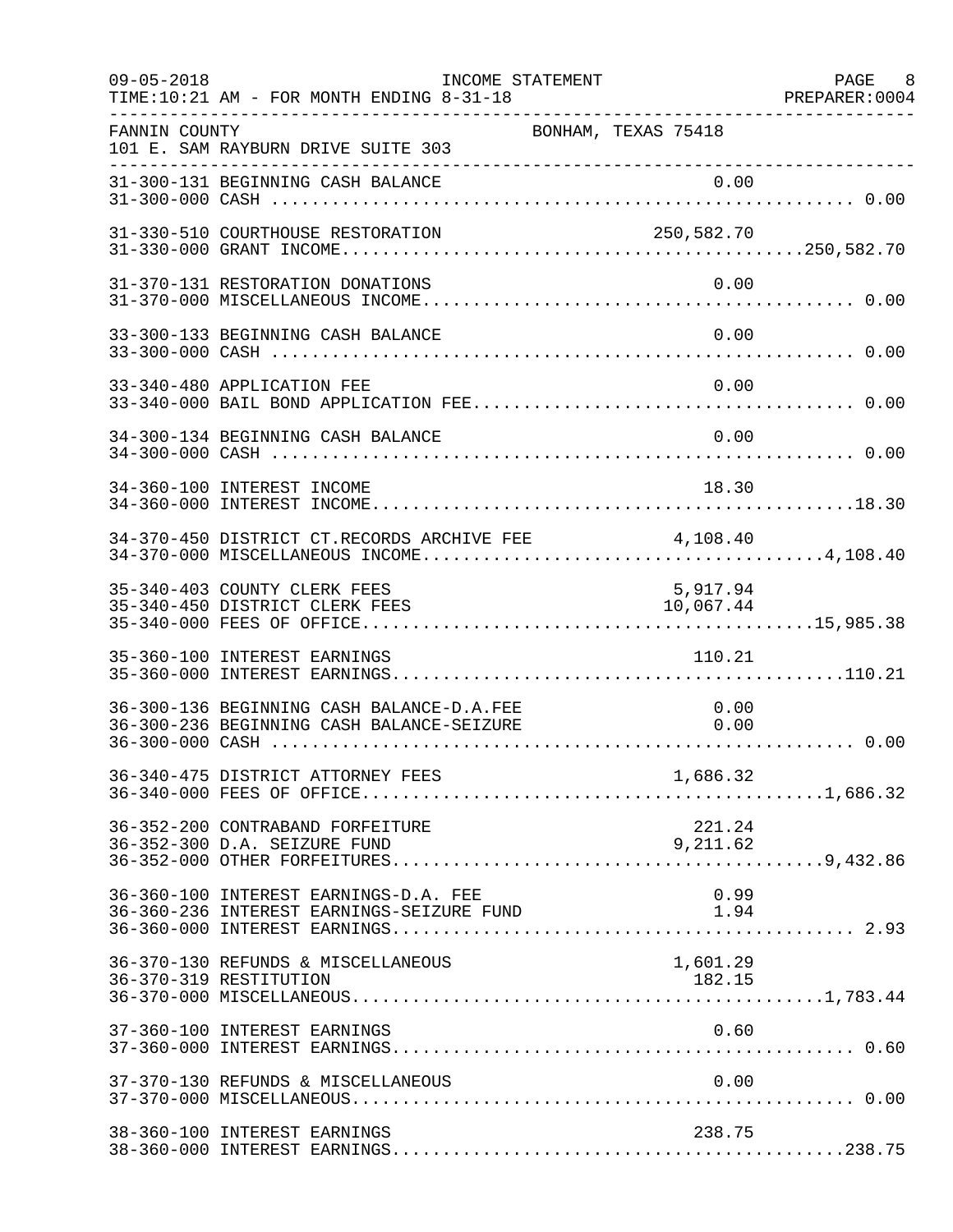FANNIN COUNTY BONHAM, TEXAS 75418
101 E. SAM RAYBURN DRIVE SUITE 303

INCOME STATEMENT
TIME:10:21 AM - FOR MONTH ENDING 8-31-18

| Account | Description | Detail | Total |
|---|---|---|---|
| 31-300-131 | BEGINNING CASH BALANCE | 0.00 | |
| 31-300-000 | CASH | | 0.00 |
| 31-330-510 | COURTHOUSE RESTORATION | 250,582.70 | |
| 31-330-000 | GRANT INCOME | | 250,582.70 |
| 31-370-131 | RESTORATION DONATIONS | 0.00 | |
| 31-370-000 | MISCELLANEOUS INCOME | | 0.00 |
| 33-300-133 | BEGINNING CASH BALANCE | 0.00 | |
| 33-300-000 | CASH | | 0.00 |
| 33-340-480 | APPLICATION FEE | 0.00 | |
| 33-340-000 | BAIL BOND APPLICATION FEE | | 0.00 |
| 34-300-134 | BEGINNING CASH BALANCE | 0.00 | |
| 34-300-000 | CASH | | 0.00 |
| 34-360-100 | INTEREST INCOME | 18.30 | |
| 34-360-000 | INTEREST INCOME | | 18.30 |
| 34-370-450 | DISTRICT CT.RECORDS ARCHIVE FEE | 4,108.40 | |
| 34-370-000 | MISCELLANEOUS INCOME | | 4,108.40 |
| 35-340-403 | COUNTY CLERK FEES | 5,917.94 | |
| 35-340-450 | DISTRICT CLERK FEES | 10,067.44 | |
| 35-340-000 | FEES OF OFFICE | | 15,985.38 |
| 35-360-100 | INTEREST EARNINGS | 110.21 | |
| 35-360-000 | INTEREST EARNINGS | | 110.21 |
| 36-300-136 | BEGINNING CASH BALANCE-D.A.FEE | 0.00 | |
| 36-300-236 | BEGINNING CASH BALANCE-SEIZURE | 0.00 | |
| 36-300-000 | CASH | | 0.00 |
| 36-340-475 | DISTRICT ATTORNEY FEES | 1,686.32 | |
| 36-340-000 | FEES OF OFFICE | | 1,686.32 |
| 36-352-200 | CONTRABAND FORFEITURE | 221.24 | |
| 36-352-300 | D.A. SEIZURE FUND | 9,211.62 | |
| 36-352-000 | OTHER FORFEITURES | | 9,432.86 |
| 36-360-100 | INTEREST EARNINGS-D.A. FEE | 0.99 | |
| 36-360-236 | INTEREST EARNINGS-SEIZURE FUND | 1.94 | |
| 36-360-000 | INTEREST EARNINGS | | 2.93 |
| 36-370-130 | REFUNDS & MISCELLANEOUS | 1,601.29 | |
| 36-370-319 | RESTITUTION | 182.15 | |
| 36-370-000 | MISCELLANEOUS | | 1,783.44 |
| 37-360-100 | INTEREST EARNINGS | 0.60 | |
| 37-360-000 | INTEREST EARNINGS | | 0.60 |
| 37-370-130 | REFUNDS & MISCELLANEOUS | 0.00 | |
| 37-370-000 | MISCELLANEOUS | | 0.00 |
| 38-360-100 | INTEREST EARNINGS | 238.75 | |
| 38-360-000 | INTEREST EARNINGS | | 238.75 |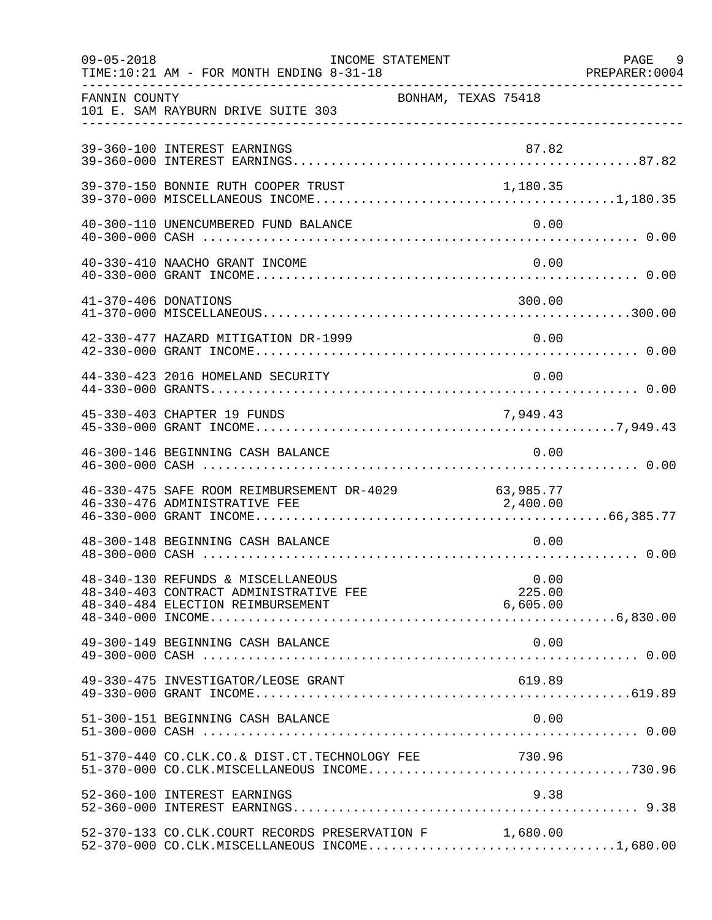FANNIN COUNTY — BONHAM, TEXAS 75418
101 E. SAM RAYBURN DRIVE SUITE 303

INCOME STATEMENT
TIME:10:21 AM - FOR MONTH ENDING 8-31-18

| Account | Description | Amount | Total |
|---|---|---|---|
| 39-360-100 | INTEREST EARNINGS | 87.82 | |
| 39-360-000 | INTEREST EARNINGS | | 87.82 |
| 39-370-150 | BONNIE RUTH COOPER TRUST | 1,180.35 | |
| 39-370-000 | MISCELLANEOUS INCOME | | 1,180.35 |
| 40-300-110 | UNENCUMBERED FUND BALANCE | 0.00 | |
| 40-300-000 | CASH | | 0.00 |
| 40-330-410 | NAACHO GRANT INCOME | 0.00 | |
| 40-330-000 | GRANT INCOME | | 0.00 |
| 41-370-406 | DONATIONS | 300.00 | |
| 41-370-000 | MISCELLANEOUS | | 300.00 |
| 42-330-477 | HAZARD MITIGATION DR-1999 | 0.00 | |
| 42-330-000 | GRANT INCOME | | 0.00 |
| 44-330-423 | 2016 HOMELAND SECURITY | 0.00 | |
| 44-330-000 | GRANTS | | 0.00 |
| 45-330-403 | CHAPTER 19 FUNDS | 7,949.43 | |
| 45-330-000 | GRANT INCOME | | 7,949.43 |
| 46-300-146 | BEGINNING CASH BALANCE | 0.00 | |
| 46-300-000 | CASH | | 0.00 |
| 46-330-475 | SAFE ROOM REIMBURSEMENT DR-4029 | 63,985.77 | |
| 46-330-476 | ADMINISTRATIVE FEE | 2,400.00 | |
| 46-330-000 | GRANT INCOME | | 66,385.77 |
| 48-300-148 | BEGINNING CASH BALANCE | 0.00 | |
| 48-300-000 | CASH | | 0.00 |
| 48-340-130 | REFUNDS & MISCELLANEOUS | 0.00 | |
| 48-340-403 | CONTRACT ADMINISTRATIVE FEE | 225.00 | |
| 48-340-484 | ELECTION REIMBURSEMENT | 6,605.00 | |
| 48-340-000 | INCOME | | 6,830.00 |
| 49-300-149 | BEGINNING CASH BALANCE | 0.00 | |
| 49-300-000 | CASH | | 0.00 |
| 49-330-475 | INVESTIGATOR/LEOSE GRANT | 619.89 | |
| 49-330-000 | GRANT INCOME | | 619.89 |
| 51-300-151 | BEGINNING CASH BALANCE | 0.00 | |
| 51-300-000 | CASH | | 0.00 |
| 51-370-440 | CO.CLK.CO.& DIST.CT.TECHNOLOGY FEE | 730.96 | |
| 51-370-000 | CO.CLK.MISCELLANEOUS INCOME | | 730.96 |
| 52-360-100 | INTEREST EARNINGS | 9.38 | |
| 52-360-000 | INTEREST EARNINGS | | 9.38 |
| 52-370-133 | CO.CLK.COURT RECORDS PRESERVATION F | 1,680.00 | |
| 52-370-000 | CO.CLK.MISCELLANEOUS INCOME | | 1,680.00 |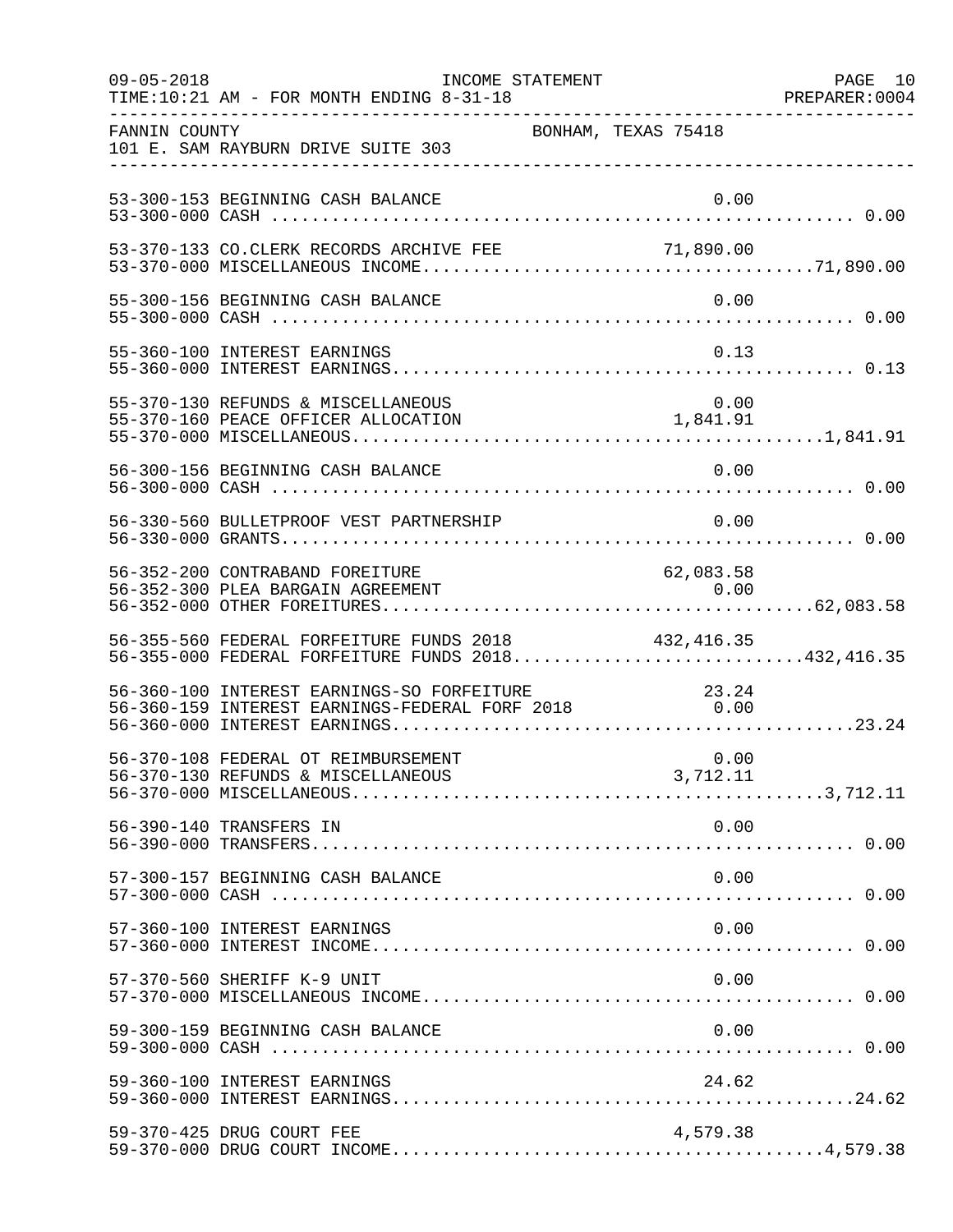INCOME STATEMENT

TIME:10:21 AM - FOR MONTH ENDING 8-31-18

FANNIN COUNTY — BONHAM, TEXAS 75418

101 E. SAM RAYBURN DRIVE SUITE 303

| Account | Description | Amount | Total |
|---|---|---|---|
| 53-300-153 | BEGINNING CASH BALANCE | 0.00 | |
| 53-300-000 | CASH | | 0.00 |
| 53-370-133 | CO.CLERK RECORDS ARCHIVE FEE | 71,890.00 | |
| 53-370-000 | MISCELLANEOUS INCOME | | 71,890.00 |
| 55-300-156 | BEGINNING CASH BALANCE | 0.00 | |
| 55-300-000 | CASH | | 0.00 |
| 55-360-100 | INTEREST EARNINGS | 0.13 | |
| 55-360-000 | INTEREST EARNINGS | | 0.13 |
| 55-370-130 | REFUNDS & MISCELLANEOUS | 0.00 | |
| 55-370-160 | PEACE OFFICER ALLOCATION | 1,841.91 | |
| 55-370-000 | MISCELLANEOUS | | 1,841.91 |
| 56-300-156 | BEGINNING CASH BALANCE | 0.00 | |
| 56-300-000 | CASH | | 0.00 |
| 56-330-560 | BULLETPROOF VEST PARTNERSHIP | 0.00 | |
| 56-330-000 | GRANTS | | 0.00 |
| 56-352-200 | CONTRABAND FOREITURE | 62,083.58 | |
| 56-352-300 | PLEA BARGAIN AGREEMENT | 0.00 | |
| 56-352-000 | OTHER FOREITURES | | 62,083.58 |
| 56-355-560 | FEDERAL FORFEITURE FUNDS 2018 | 432,416.35 | |
| 56-355-000 | FEDERAL FORFEITURE FUNDS 2018 | | 432,416.35 |
| 56-360-100 | INTEREST EARNINGS-SO FORFEITURE | 23.24 | |
| 56-360-159 | INTEREST EARNINGS-FEDERAL FORF 2018 | 0.00 | |
| 56-360-000 | INTEREST EARNINGS | | 23.24 |
| 56-370-108 | FEDERAL OT REIMBURSEMENT | 0.00 | |
| 56-370-130 | REFUNDS & MISCELLANEOUS | 3,712.11 | |
| 56-370-000 | MISCELLANEOUS | | 3,712.11 |
| 56-390-140 | TRANSFERS IN | 0.00 | |
| 56-390-000 | TRANSFERS | | 0.00 |
| 57-300-157 | BEGINNING CASH BALANCE | 0.00 | |
| 57-300-000 | CASH | | 0.00 |
| 57-360-100 | INTEREST EARNINGS | 0.00 | |
| 57-360-000 | INTEREST INCOME | | 0.00 |
| 57-370-560 | SHERIFF K-9 UNIT | 0.00 | |
| 57-370-000 | MISCELLANEOUS INCOME | | 0.00 |
| 59-300-159 | BEGINNING CASH BALANCE | 0.00 | |
| 59-300-000 | CASH | | 0.00 |
| 59-360-100 | INTEREST EARNINGS | 24.62 | |
| 59-360-000 | INTEREST EARNINGS | | 24.62 |
| 59-370-425 | DRUG COURT FEE | 4,579.38 | |
| 59-370-000 | DRUG COURT INCOME | | 4,579.38 |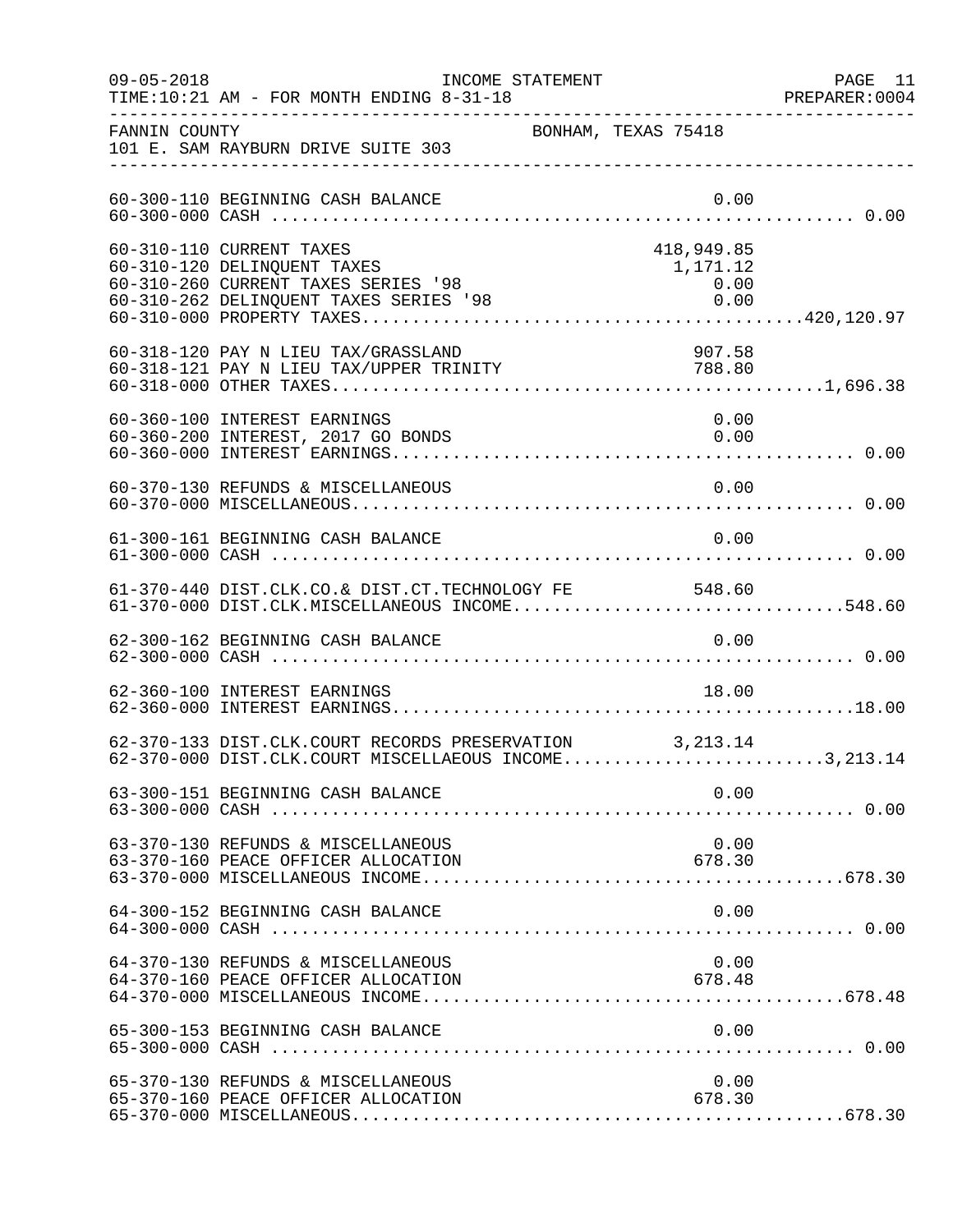INCOME STATEMENT

TIME:10:21 AM - FOR MONTH ENDING 8-31-18

FANNIN COUNTY — BONHAM, TEXAS 75418

101 E. SAM RAYBURN DRIVE SUITE 303

| Account | Description | Amount | Total |
|---|---|---|---|
| 60-300-110 | BEGINNING CASH BALANCE | 0.00 | |
| 60-300-000 | CASH | | 0.00 |
| 60-310-110 | CURRENT TAXES | 418,949.85 | |
| 60-310-120 | DELINQUENT TAXES | 1,171.12 | |
| 60-310-260 | CURRENT TAXES SERIES '98 | 0.00 | |
| 60-310-262 | DELINQUENT TAXES SERIES '98 | 0.00 | |
| 60-310-000 | PROPERTY TAXES | | 420,120.97 |
| 60-318-120 | PAY N LIEU TAX/GRASSLAND | 907.58 | |
| 60-318-121 | PAY N LIEU TAX/UPPER TRINITY | 788.80 | |
| 60-318-000 | OTHER TAXES | | 1,696.38 |
| 60-360-100 | INTEREST EARNINGS | 0.00 | |
| 60-360-200 | INTEREST, 2017 GO BONDS | 0.00 | |
| 60-360-000 | INTEREST EARNINGS | | 0.00 |
| 60-370-130 | REFUNDS & MISCELLANEOUS | 0.00 | |
| 60-370-000 | MISCELLANEOUS | | 0.00 |
| 61-300-161 | BEGINNING CASH BALANCE | 0.00 | |
| 61-300-000 | CASH | | 0.00 |
| 61-370-440 | DIST.CLK.CO.& DIST.CT.TECHNOLOGY FE | 548.60 | |
| 61-370-000 | DIST.CLK.MISCELLANEOUS INCOME | | 548.60 |
| 62-300-162 | BEGINNING CASH BALANCE | 0.00 | |
| 62-300-000 | CASH | | 0.00 |
| 62-360-100 | INTEREST EARNINGS | 18.00 | |
| 62-360-000 | INTEREST EARNINGS | | 18.00 |
| 62-370-133 | DIST.CLK.COURT RECORDS PRESERVATION | 3,213.14 | |
| 62-370-000 | DIST.CLK.COURT MISCELLAEOUS INCOME | | 3,213.14 |
| 63-300-151 | BEGINNING CASH BALANCE | 0.00 | |
| 63-300-000 | CASH | | 0.00 |
| 63-370-130 | REFUNDS & MISCELLANEOUS | 0.00 | |
| 63-370-160 | PEACE OFFICER ALLOCATION | 678.30 | |
| 63-370-000 | MISCELLANEOUS INCOME | | 678.30 |
| 64-300-152 | BEGINNING CASH BALANCE | 0.00 | |
| 64-300-000 | CASH | | 0.00 |
| 64-370-130 | REFUNDS & MISCELLANEOUS | 0.00 | |
| 64-370-160 | PEACE OFFICER ALLOCATION | 678.48 | |
| 64-370-000 | MISCELLANEOUS INCOME | | 678.48 |
| 65-300-153 | BEGINNING CASH BALANCE | 0.00 | |
| 65-300-000 | CASH | | 0.00 |
| 65-370-130 | REFUNDS & MISCELLANEOUS | 0.00 | |
| 65-370-160 | PEACE OFFICER ALLOCATION | 678.30 | |
| 65-370-000 | MISCELLANEOUS | | 678.30 |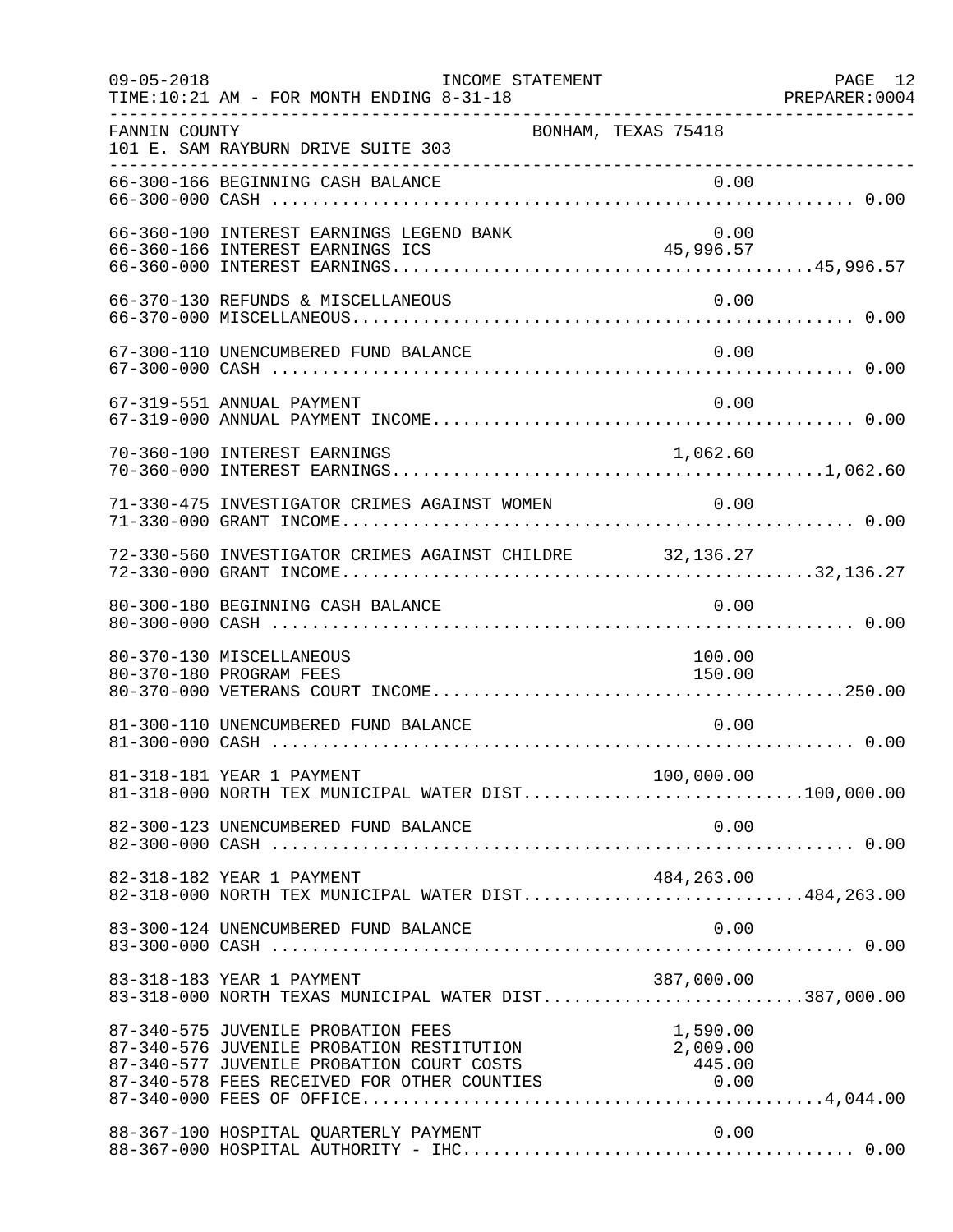INCOME STATEMENT

09-05-2018 TIME:10:21 AM - FOR MONTH ENDING 8-31-18 PREPARER:0004

FANNIN COUNTY — BONHAM, TEXAS 75418
101 E. SAM RAYBURN DRIVE SUITE 303

| Account | Description | Detail | Total |
|---|---|---|---|
| 66-300-166 | BEGINNING CASH BALANCE | 0.00 | |
| 66-300-000 | CASH | | 0.00 |
| 66-360-100 | INTEREST EARNINGS LEGEND BANK | 0.00 | |
| 66-360-166 | INTEREST EARNINGS ICS | 45,996.57 | |
| 66-360-000 | INTEREST EARNINGS | | 45,996.57 |
| 66-370-130 | REFUNDS & MISCELLANEOUS | 0.00 | |
| 66-370-000 | MISCELLANEOUS | | 0.00 |
| 67-300-110 | UNENCUMBERED FUND BALANCE | 0.00 | |
| 67-300-000 | CASH | | 0.00 |
| 67-319-551 | ANNUAL PAYMENT | 0.00 | |
| 67-319-000 | ANNUAL PAYMENT INCOME | | 0.00 |
| 70-360-100 | INTEREST EARNINGS | 1,062.60 | |
| 70-360-000 | INTEREST EARNINGS | | 1,062.60 |
| 71-330-475 | INVESTIGATOR CRIMES AGAINST WOMEN | 0.00 | |
| 71-330-000 | GRANT INCOME | | 0.00 |
| 72-330-560 | INVESTIGATOR CRIMES AGAINST CHILDRE | 32,136.27 | |
| 72-330-000 | GRANT INCOME | | 32,136.27 |
| 80-300-180 | BEGINNING CASH BALANCE | 0.00 | |
| 80-300-000 | CASH | | 0.00 |
| 80-370-130 | MISCELLANEOUS | 100.00 | |
| 80-370-180 | PROGRAM FEES | 150.00 | |
| 80-370-000 | VETERANS COURT INCOME | | 250.00 |
| 81-300-110 | UNENCUMBERED FUND BALANCE | 0.00 | |
| 81-300-000 | CASH | | 0.00 |
| 81-318-181 | YEAR 1 PAYMENT | 100,000.00 | |
| 81-318-000 | NORTH TEX MUNICIPAL WATER DIST | | 100,000.00 |
| 82-300-123 | UNENCUMBERED FUND BALANCE | 0.00 | |
| 82-300-000 | CASH | | 0.00 |
| 82-318-182 | YEAR 1 PAYMENT | 484,263.00 | |
| 82-318-000 | NORTH TEX MUNICIPAL WATER DIST | | 484,263.00 |
| 83-300-124 | UNENCUMBERED FUND BALANCE | 0.00 | |
| 83-300-000 | CASH | | 0.00 |
| 83-318-183 | YEAR 1 PAYMENT | 387,000.00 | |
| 83-318-000 | NORTH TEXAS MUNICIPAL WATER DIST | | 387,000.00 |
| 87-340-575 | JUVENILE PROBATION FEES | 1,590.00 | |
| 87-340-576 | JUVENILE PROBATION RESTITUTION | 2,009.00 | |
| 87-340-577 | JUVENILE PROBATION COURT COSTS | 445.00 | |
| 87-340-578 | FEES RECEIVED FOR OTHER COUNTIES | 0.00 | |
| 87-340-000 | FEES OF OFFICE | | 4,044.00 |
| 88-367-100 | HOSPITAL QUARTERLY PAYMENT | 0.00 | |
| 88-367-000 | HOSPITAL AUTHORITY - IHC | | 0.00 |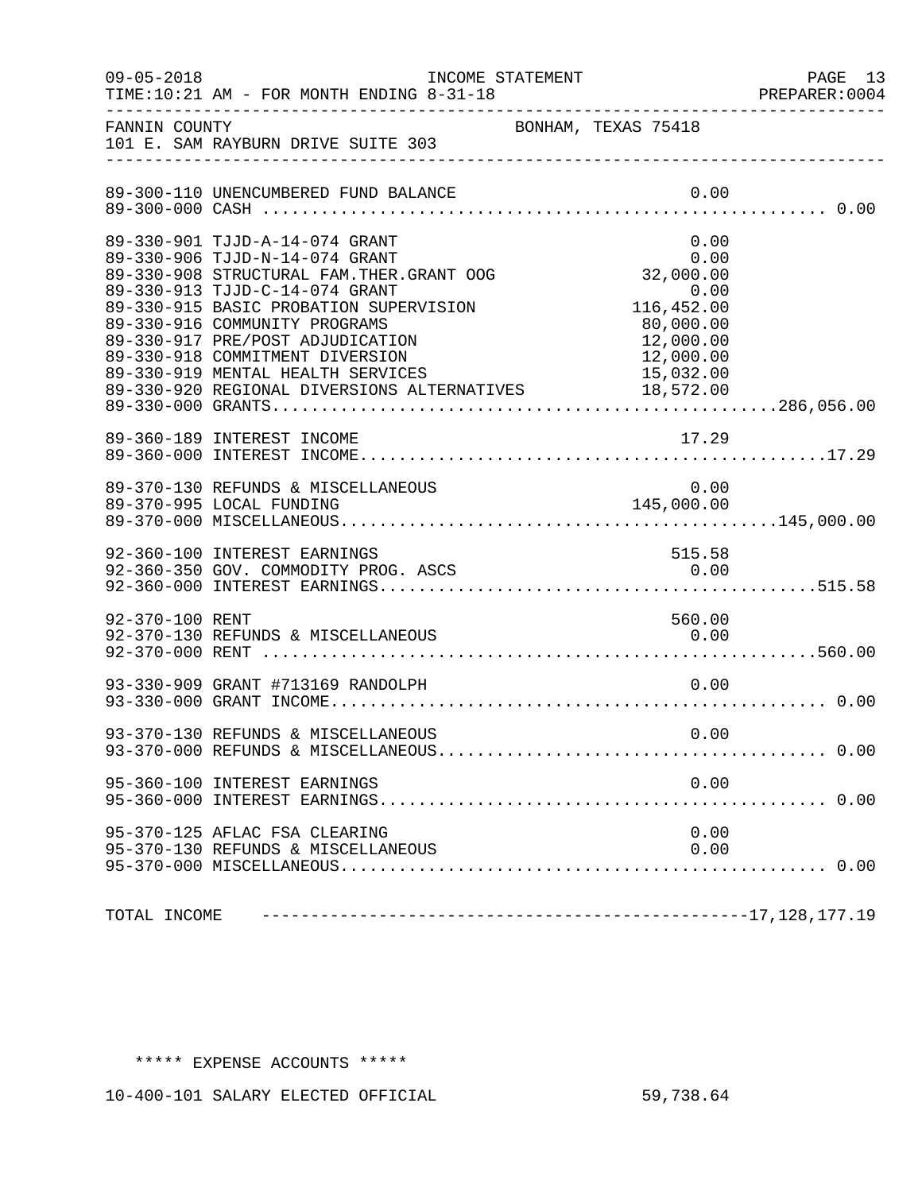FANNIN COUNTY — BONHAM, TEXAS 75418
101 E. SAM RAYBURN DRIVE SUITE 303

INCOME STATEMENT — FOR MONTH ENDING 8-31-18

| Account | Amount | Total |
|---|---|---|
| 89-300-110 UNENCUMBERED FUND BALANCE | 0.00 | |
| 89-300-000 CASH | | 0.00 |
| 89-330-901 TJJD-A-14-074 GRANT | 0.00 | |
| 89-330-906 TJJD-N-14-074 GRANT | 0.00 | |
| 89-330-908 STRUCTURAL FAM.THER.GRANT OOG | 32,000.00 | |
| 89-330-913 TJJD-C-14-074 GRANT | 0.00 | |
| 89-330-915 BASIC PROBATION SUPERVISION | 116,452.00 | |
| 89-330-916 COMMUNITY PROGRAMS | 80,000.00 | |
| 89-330-917 PRE/POST ADJUDICATION | 12,000.00 | |
| 89-330-918 COMMITMENT DIVERSION | 12,000.00 | |
| 89-330-919 MENTAL HEALTH SERVICES | 15,032.00 | |
| 89-330-920 REGIONAL DIVERSIONS ALTERNATIVES | 18,572.00 | |
| 89-330-000 GRANTS | | 286,056.00 |
| 89-360-189 INTEREST INCOME | 17.29 | |
| 89-360-000 INTEREST INCOME | | 17.29 |
| 89-370-130 REFUNDS & MISCELLANEOUS | 0.00 | |
| 89-370-995 LOCAL FUNDING | 145,000.00 | |
| 89-370-000 MISCELLANEOUS | | 145,000.00 |
| 92-360-100 INTEREST EARNINGS | 515.58 | |
| 92-360-350 GOV. COMMODITY PROG. ASCS | 0.00 | |
| 92-360-000 INTEREST EARNINGS | | 515.58 |
| 92-370-100 RENT | 560.00 | |
| 92-370-130 REFUNDS & MISCELLANEOUS | 0.00 | |
| 92-370-000 RENT | | 560.00 |
| 93-330-909 GRANT #713169 RANDOLPH | 0.00 | |
| 93-330-000 GRANT INCOME | | 0.00 |
| 93-370-130 REFUNDS & MISCELLANEOUS | 0.00 | |
| 93-370-000 REFUNDS & MISCELLANEOUS | | 0.00 |
| 95-360-100 INTEREST EARNINGS | 0.00 | |
| 95-360-000 INTEREST EARNINGS | | 0.00 |
| 95-370-125 AFLAC FSA CLEARING | 0.00 | |
| 95-370-130 REFUNDS & MISCELLANEOUS | 0.00 | |
| 95-370-000 MISCELLANEOUS | | 0.00 |
| TOTAL INCOME | | 17,128,177.19 |

***** EXPENSE ACCOUNTS *****

| Account | Amount | Total |
|---|---|---|
| 10-400-101 SALARY ELECTED OFFICIAL | 59,738.64 | |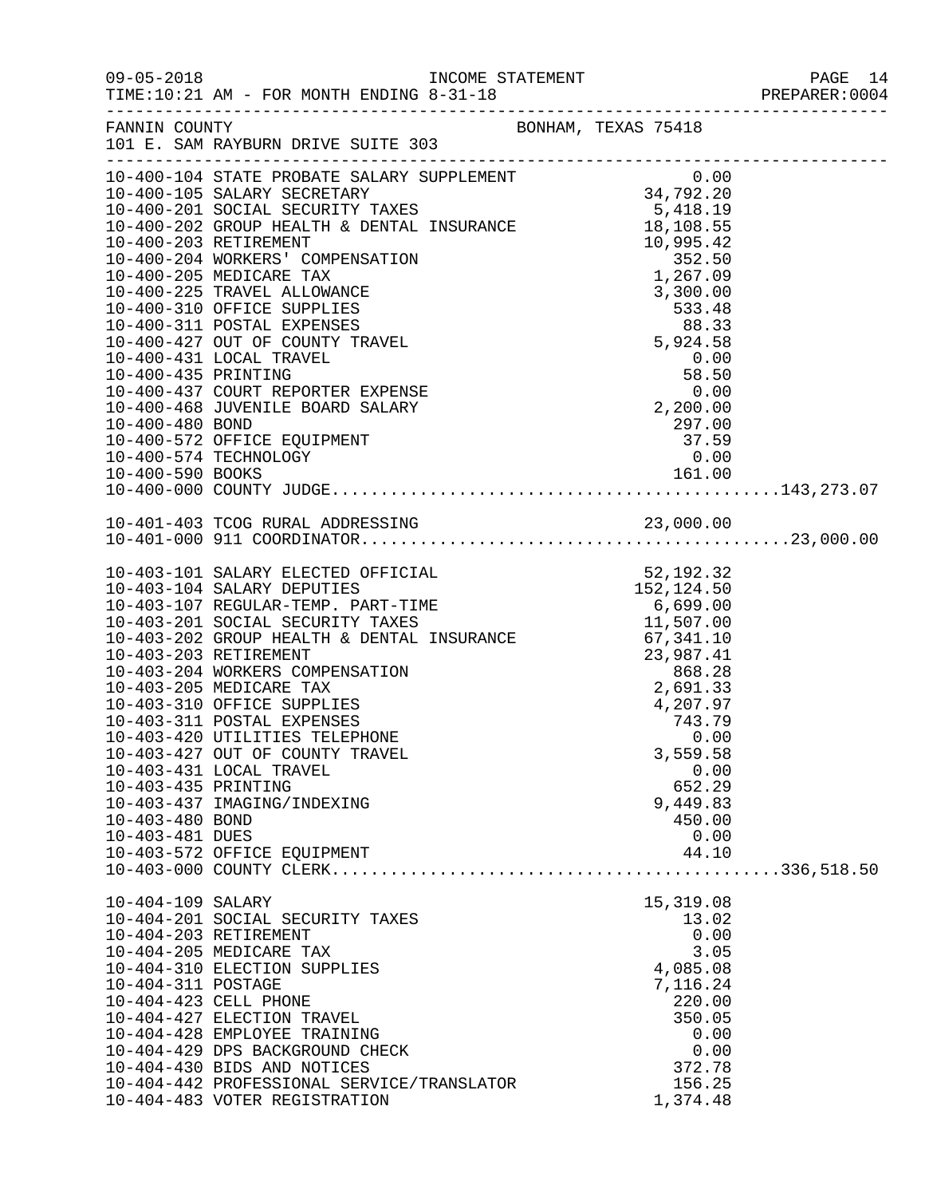INCOME STATEMENT

09-05-2018 TIME:10:21 AM - FOR MONTH ENDING 8-31-18 PREPARER:0004

FANNIN COUNTY BONHAM, TEXAS 75418
101 E. SAM RAYBURN DRIVE SUITE 303

| Account | Description | Amount | Total |
|---|---|---|---|
| 10-400-104 | STATE PROBATE SALARY SUPPLEMENT | 0.00 | |
| 10-400-105 | SALARY SECRETARY | 34,792.20 | |
| 10-400-201 | SOCIAL SECURITY TAXES | 5,418.19 | |
| 10-400-202 | GROUP HEALTH & DENTAL INSURANCE | 18,108.55 | |
| 10-400-203 | RETIREMENT | 10,995.42 | |
| 10-400-204 | WORKERS' COMPENSATION | 352.50 | |
| 10-400-205 | MEDICARE TAX | 1,267.09 | |
| 10-400-225 | TRAVEL ALLOWANCE | 3,300.00 | |
| 10-400-310 | OFFICE SUPPLIES | 533.48 | |
| 10-400-311 | POSTAL EXPENSES | 88.33 | |
| 10-400-427 | OUT OF COUNTY TRAVEL | 5,924.58 | |
| 10-400-431 | LOCAL TRAVEL | 0.00 | |
| 10-400-435 | PRINTING | 58.50 | |
| 10-400-437 | COURT REPORTER EXPENSE | 0.00 | |
| 10-400-468 | JUVENILE BOARD SALARY | 2,200.00 | |
| 10-400-480 | BOND | 297.00 | |
| 10-400-572 | OFFICE EQUIPMENT | 37.59 | |
| 10-400-574 | TECHNOLOGY | 0.00 | |
| 10-400-590 | BOOKS | 161.00 | |
| 10-400-000 | COUNTY JUDGE | | 143,273.07 |
| 10-401-403 | TCOG RURAL ADDRESSING | 23,000.00 | |
| 10-401-000 | 911 COORDINATOR | | 23,000.00 |
| 10-403-101 | SALARY ELECTED OFFICIAL | 52,192.32 | |
| 10-403-104 | SALARY DEPUTIES | 152,124.50 | |
| 10-403-107 | REGULAR-TEMP. PART-TIME | 6,699.00 | |
| 10-403-201 | SOCIAL SECURITY TAXES | 11,507.00 | |
| 10-403-202 | GROUP HEALTH & DENTAL INSURANCE | 67,341.10 | |
| 10-403-203 | RETIREMENT | 23,987.41 | |
| 10-403-204 | WORKERS COMPENSATION | 868.28 | |
| 10-403-205 | MEDICARE TAX | 2,691.33 | |
| 10-403-310 | OFFICE SUPPLIES | 4,207.97 | |
| 10-403-311 | POSTAL EXPENSES | 743.79 | |
| 10-403-420 | UTILITIES TELEPHONE | 0.00 | |
| 10-403-427 | OUT OF COUNTY TRAVEL | 3,559.58 | |
| 10-403-431 | LOCAL TRAVEL | 0.00 | |
| 10-403-435 | PRINTING | 652.29 | |
| 10-403-437 | IMAGING/INDEXING | 9,449.83 | |
| 10-403-480 | BOND | 450.00 | |
| 10-403-481 | DUES | 0.00 | |
| 10-403-572 | OFFICE EQUIPMENT | 44.10 | |
| 10-403-000 | COUNTY CLERK | | 336,518.50 |
| 10-404-109 | SALARY | 15,319.08 | |
| 10-404-201 | SOCIAL SECURITY TAXES | 13.02 | |
| 10-404-203 | RETIREMENT | 0.00 | |
| 10-404-205 | MEDICARE TAX | 3.05 | |
| 10-404-310 | ELECTION SUPPLIES | 4,085.08 | |
| 10-404-311 | POSTAGE | 7,116.24 | |
| 10-404-423 | CELL PHONE | 220.00 | |
| 10-404-427 | ELECTION TRAVEL | 350.05 | |
| 10-404-428 | EMPLOYEE TRAINING | 0.00 | |
| 10-404-429 | DPS BACKGROUND CHECK | 0.00 | |
| 10-404-430 | BIDS AND NOTICES | 372.78 | |
| 10-404-442 | PROFESSIONAL SERVICE/TRANSLATOR | 156.25 | |
| 10-404-483 | VOTER REGISTRATION | 1,374.48 | |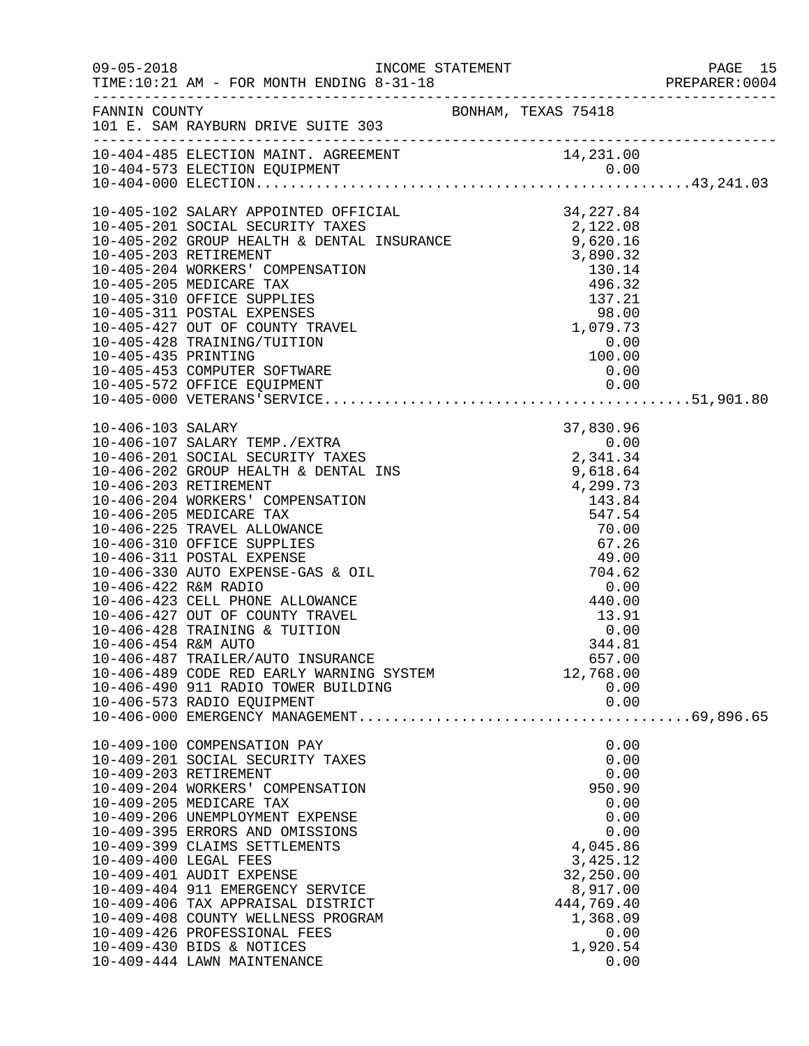FANNIN COUNTY — BONHAM, TEXAS 75418
101 E. SAM RAYBURN DRIVE SUITE 303

INCOME STATEMENT — 09-05-2018 — TIME:10:21 AM - FOR MONTH ENDING 8-31-18 — PREPARER:0004

| Account | Description | Amount | Total |
|---|---|---|---|
| 10-404-485 | ELECTION MAINT. AGREEMENT | 14,231.00 | |
| 10-404-573 | ELECTION EQUIPMENT | 0.00 | |
| 10-404-000 | ELECTION | | 43,241.03 |
| 10-405-102 | SALARY APPOINTED OFFICIAL | 34,227.84 | |
| 10-405-201 | SOCIAL SECURITY TAXES | 2,122.08 | |
| 10-405-202 | GROUP HEALTH & DENTAL INSURANCE | 9,620.16 | |
| 10-405-203 | RETIREMENT | 3,890.32 | |
| 10-405-204 | WORKERS' COMPENSATION | 130.14 | |
| 10-405-205 | MEDICARE TAX | 496.32 | |
| 10-405-310 | OFFICE SUPPLIES | 137.21 | |
| 10-405-311 | POSTAL EXPENSES | 98.00 | |
| 10-405-427 | OUT OF COUNTY TRAVEL | 1,079.73 | |
| 10-405-428 | TRAINING/TUITION | 0.00 | |
| 10-405-435 | PRINTING | 100.00 | |
| 10-405-453 | COMPUTER SOFTWARE | 0.00 | |
| 10-405-572 | OFFICE EQUIPMENT | 0.00 | |
| 10-405-000 | VETERANS'SERVICE | | 51,901.80 |
| 10-406-103 | SALARY | 37,830.96 | |
| 10-406-107 | SALARY TEMP./EXTRA | 0.00 | |
| 10-406-201 | SOCIAL SECURITY TAXES | 2,341.34 | |
| 10-406-202 | GROUP HEALTH & DENTAL INS | 9,618.64 | |
| 10-406-203 | RETIREMENT | 4,299.73 | |
| 10-406-204 | WORKERS' COMPENSATION | 143.84 | |
| 10-406-205 | MEDICARE TAX | 547.54 | |
| 10-406-225 | TRAVEL ALLOWANCE | 70.00 | |
| 10-406-310 | OFFICE SUPPLIES | 67.26 | |
| 10-406-311 | POSTAL EXPENSE | 49.00 | |
| 10-406-330 | AUTO EXPENSE-GAS & OIL | 704.62 | |
| 10-406-422 | R&M RADIO | 0.00 | |
| 10-406-423 | CELL PHONE ALLOWANCE | 440.00 | |
| 10-406-427 | OUT OF COUNTY TRAVEL | 13.91 | |
| 10-406-428 | TRAINING & TUITION | 0.00 | |
| 10-406-454 | R&M AUTO | 344.81 | |
| 10-406-487 | TRAILER/AUTO INSURANCE | 657.00 | |
| 10-406-489 | CODE RED EARLY WARNING SYSTEM | 12,768.00 | |
| 10-406-490 | 911 RADIO TOWER BUILDING | 0.00 | |
| 10-406-573 | RADIO EQUIPMENT | 0.00 | |
| 10-406-000 | EMERGENCY MANAGEMENT | | 69,896.65 |
| 10-409-100 | COMPENSATION PAY | 0.00 | |
| 10-409-201 | SOCIAL SECURITY TAXES | 0.00 | |
| 10-409-203 | RETIREMENT | 0.00 | |
| 10-409-204 | WORKERS' COMPENSATION | 950.90 | |
| 10-409-205 | MEDICARE TAX | 0.00 | |
| 10-409-206 | UNEMPLOYMENT EXPENSE | 0.00 | |
| 10-409-395 | ERRORS AND OMISSIONS | 0.00 | |
| 10-409-399 | CLAIMS SETTLEMENTS | 4,045.86 | |
| 10-409-400 | LEGAL FEES | 3,425.12 | |
| 10-409-401 | AUDIT EXPENSE | 32,250.00 | |
| 10-409-404 | 911 EMERGENCY SERVICE | 8,917.00 | |
| 10-409-406 | TAX APPRAISAL DISTRICT | 444,769.40 | |
| 10-409-408 | COUNTY WELLNESS PROGRAM | 1,368.09 | |
| 10-409-426 | PROFESSIONAL FEES | 0.00 | |
| 10-409-430 | BIDS & NOTICES | 1,920.54 | |
| 10-409-444 | LAWN MAINTENANCE | 0.00 | |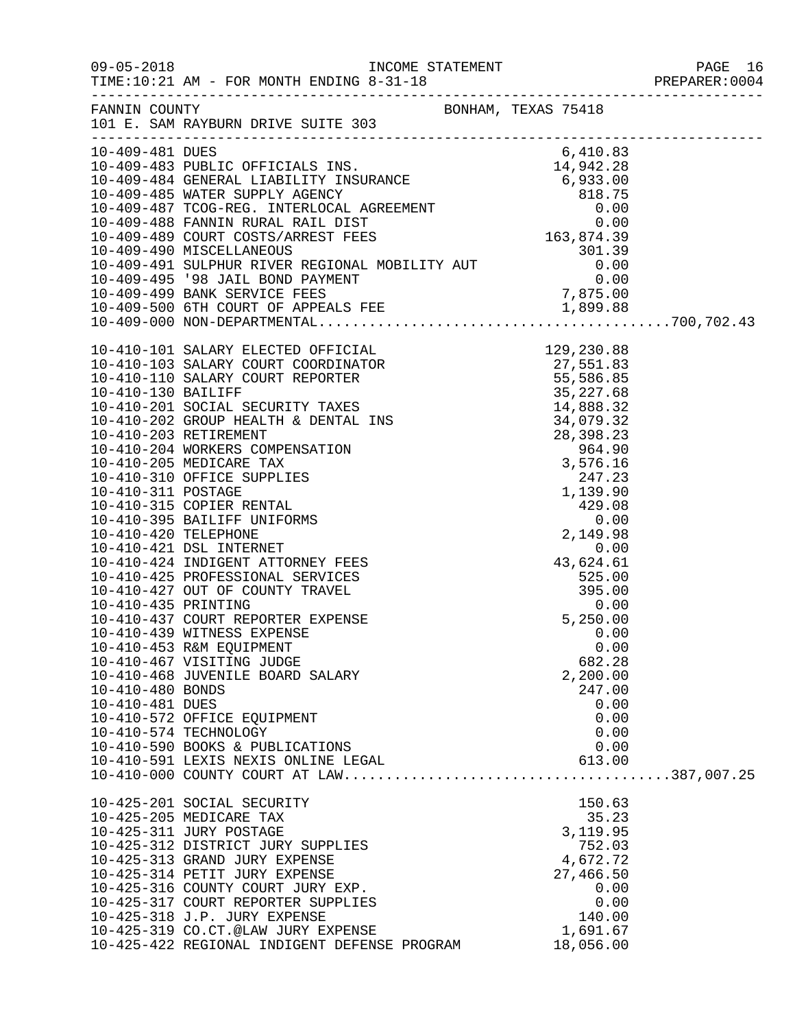09-05-2018 INCOME STATEMENT
TIME:10:21 AM - FOR MONTH ENDING 8-31-18 PREPARER:0004

FANNIN COUNTY BONHAM, TEXAS 75418
101 E. SAM RAYBURN DRIVE SUITE 303

| Account | Amount | Total |
|---|---|---|
| 10-409-481 DUES | 6,410.83 | |
| 10-409-483 PUBLIC OFFICIALS INS. | 14,942.28 | |
| 10-409-484 GENERAL LIABILITY INSURANCE | 6,933.00 | |
| 10-409-485 WATER SUPPLY AGENCY | 818.75 | |
| 10-409-487 TCOG-REG. INTERLOCAL AGREEMENT | 0.00 | |
| 10-409-488 FANNIN RURAL RAIL DIST | 0.00 | |
| 10-409-489 COURT COSTS/ARREST FEES | 163,874.39 | |
| 10-409-490 MISCELLANEOUS | 301.39 | |
| 10-409-491 SULPHUR RIVER REGIONAL MOBILITY AUT | 0.00 | |
| 10-409-495 '98 JAIL BOND PAYMENT | 0.00 | |
| 10-409-499 BANK SERVICE FEES | 7,875.00 | |
| 10-409-500 6TH COURT OF APPEALS FEE | 1,899.88 | |
| 10-409-000 NON-DEPARTMENTAL | | 700,702.43 |
| 10-410-101 SALARY ELECTED OFFICIAL | 129,230.88 | |
| 10-410-103 SALARY COURT COORDINATOR | 27,551.83 | |
| 10-410-110 SALARY COURT REPORTER | 55,586.85 | |
| 10-410-130 BAILIFF | 35,227.68 | |
| 10-410-201 SOCIAL SECURITY TAXES | 14,888.32 | |
| 10-410-202 GROUP HEALTH & DENTAL INS | 34,079.32 | |
| 10-410-203 RETIREMENT | 28,398.23 | |
| 10-410-204 WORKERS COMPENSATION | 964.90 | |
| 10-410-205 MEDICARE TAX | 3,576.16 | |
| 10-410-310 OFFICE SUPPLIES | 247.23 | |
| 10-410-311 POSTAGE | 1,139.90 | |
| 10-410-315 COPIER RENTAL | 429.08 | |
| 10-410-395 BAILIFF UNIFORMS | 0.00 | |
| 10-410-420 TELEPHONE | 2,149.98 | |
| 10-410-421 DSL INTERNET | 0.00 | |
| 10-410-424 INDIGENT ATTORNEY FEES | 43,624.61 | |
| 10-410-425 PROFESSIONAL SERVICES | 525.00 | |
| 10-410-427 OUT OF COUNTY TRAVEL | 395.00 | |
| 10-410-435 PRINTING | 0.00 | |
| 10-410-437 COURT REPORTER EXPENSE | 5,250.00 | |
| 10-410-439 WITNESS EXPENSE | 0.00 | |
| 10-410-453 R&M EQUIPMENT | 0.00 | |
| 10-410-467 VISITING JUDGE | 682.28 | |
| 10-410-468 JUVENILE BOARD SALARY | 2,200.00 | |
| 10-410-480 BONDS | 247.00 | |
| 10-410-481 DUES | 0.00 | |
| 10-410-572 OFFICE EQUIPMENT | 0.00 | |
| 10-410-574 TECHNOLOGY | 0.00 | |
| 10-410-590 BOOKS & PUBLICATIONS | 0.00 | |
| 10-410-591 LEXIS NEXIS ONLINE LEGAL | 613.00 | |
| 10-410-000 COUNTY COURT AT LAW | | 387,007.25 |
| 10-425-201 SOCIAL SECURITY | 150.63 | |
| 10-425-205 MEDICARE TAX | 35.23 | |
| 10-425-311 JURY POSTAGE | 3,119.95 | |
| 10-425-312 DISTRICT JURY SUPPLIES | 752.03 | |
| 10-425-313 GRAND JURY EXPENSE | 4,672.72 | |
| 10-425-314 PETIT JURY EXPENSE | 27,466.50 | |
| 10-425-316 COUNTY COURT JURY EXP. | 0.00 | |
| 10-425-317 COURT REPORTER SUPPLIES | 0.00 | |
| 10-425-318 J.P. JURY EXPENSE | 140.00 | |
| 10-425-319 CO.CT.@LAW JURY EXPENSE | 1,691.67 | |
| 10-425-422 REGIONAL INDIGENT DEFENSE PROGRAM | 18,056.00 | |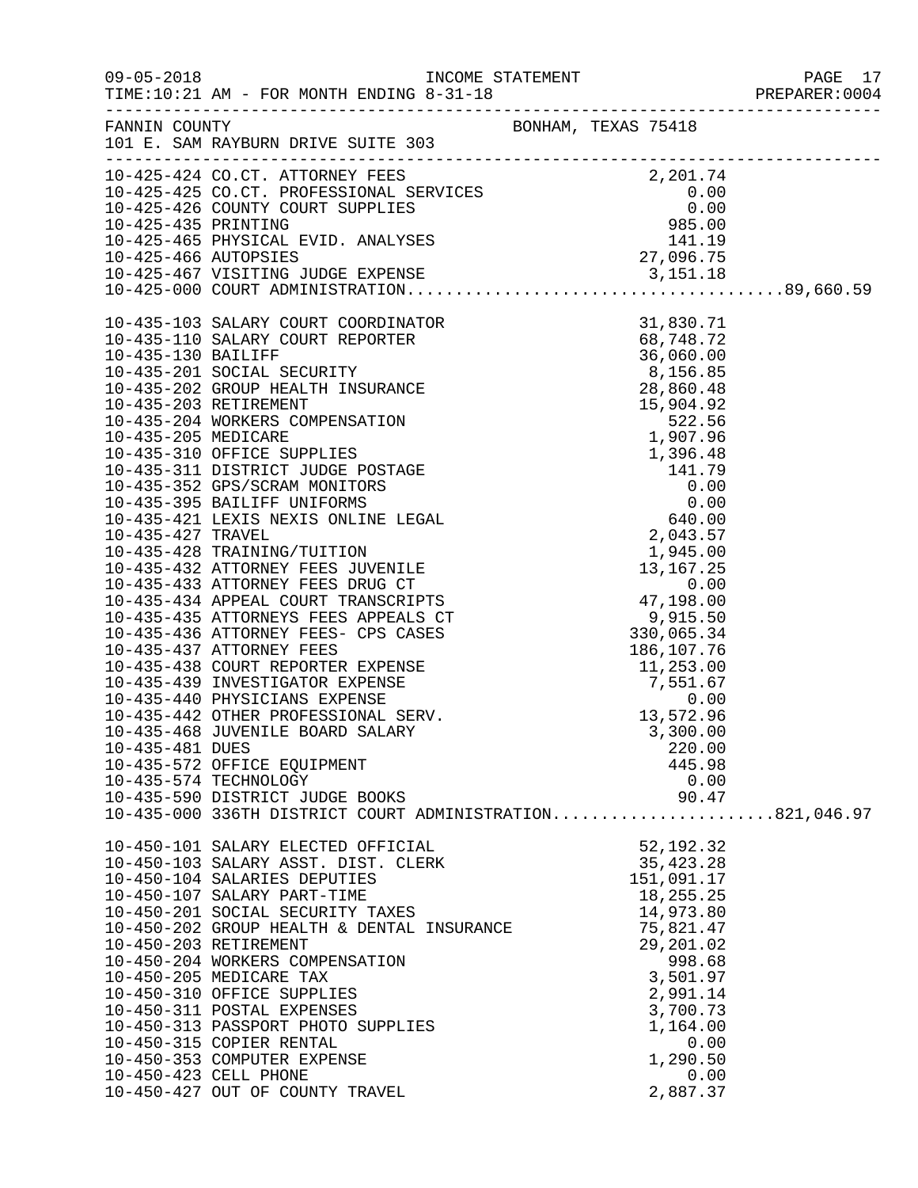FANNIN COUNTY — BONHAM, TEXAS 75418
101 E. SAM RAYBURN DRIVE SUITE 303

INCOME STATEMENT — FOR MONTH ENDING 8-31-18

| Account | Description | Amount | Total |
|---|---|---|---|
| 10-425-424 | CO.CT. ATTORNEY FEES | 2,201.74 | |
| 10-425-425 | CO.CT. PROFESSIONAL SERVICES | 0.00 | |
| 10-425-426 | COUNTY COURT SUPPLIES | 0.00 | |
| 10-425-435 | PRINTING | 985.00 | |
| 10-425-465 | PHYSICAL EVID. ANALYSES | 141.19 | |
| 10-425-466 | AUTOPSIES | 27,096.75 | |
| 10-425-467 | VISITING JUDGE EXPENSE | 3,151.18 | |
| 10-425-000 | COURT ADMINISTRATION | | 89,660.59 |
| 10-435-103 | SALARY COURT COORDINATOR | 31,830.71 | |
| 10-435-110 | SALARY COURT REPORTER | 68,748.72 | |
| 10-435-130 | BAILIFF | 36,060.00 | |
| 10-435-201 | SOCIAL SECURITY | 8,156.85 | |
| 10-435-202 | GROUP HEALTH INSURANCE | 28,860.48 | |
| 10-435-203 | RETIREMENT | 15,904.92 | |
| 10-435-204 | WORKERS COMPENSATION | 522.56 | |
| 10-435-205 | MEDICARE | 1,907.96 | |
| 10-435-310 | OFFICE SUPPLIES | 1,396.48 | |
| 10-435-311 | DISTRICT JUDGE POSTAGE | 141.79 | |
| 10-435-352 | GPS/SCRAM MONITORS | 0.00 | |
| 10-435-395 | BAILIFF UNIFORMS | 0.00 | |
| 10-435-421 | LEXIS NEXIS ONLINE LEGAL | 640.00 | |
| 10-435-427 | TRAVEL | 2,043.57 | |
| 10-435-428 | TRAINING/TUITION | 1,945.00 | |
| 10-435-432 | ATTORNEY FEES JUVENILE | 13,167.25 | |
| 10-435-433 | ATTORNEY FEES DRUG CT | 0.00 | |
| 10-435-434 | APPEAL COURT TRANSCRIPTS | 47,198.00 | |
| 10-435-435 | ATTORNEYS FEES APPEALS CT | 9,915.50 | |
| 10-435-436 | ATTORNEY FEES- CPS CASES | 330,065.34 | |
| 10-435-437 | ATTORNEY FEES | 186,107.76 | |
| 10-435-438 | COURT REPORTER EXPENSE | 11,253.00 | |
| 10-435-439 | INVESTIGATOR EXPENSE | 7,551.67 | |
| 10-435-440 | PHYSICIANS EXPENSE | 0.00 | |
| 10-435-442 | OTHER PROFESSIONAL SERV. | 13,572.96 | |
| 10-435-468 | JUVENILE BOARD SALARY | 3,300.00 | |
| 10-435-481 | DUES | 220.00 | |
| 10-435-572 | OFFICE EQUIPMENT | 445.98 | |
| 10-435-574 | TECHNOLOGY | 0.00 | |
| 10-435-590 | DISTRICT JUDGE BOOKS | 90.47 | |
| 10-435-000 | 336TH DISTRICT COURT ADMINISTRATION | | 821,046.97 |
| 10-450-101 | SALARY ELECTED OFFICIAL | 52,192.32 | |
| 10-450-103 | SALARY ASST. DIST. CLERK | 35,423.28 | |
| 10-450-104 | SALARIES DEPUTIES | 151,091.17 | |
| 10-450-107 | SALARY PART-TIME | 18,255.25 | |
| 10-450-201 | SOCIAL SECURITY TAXES | 14,973.80 | |
| 10-450-202 | GROUP HEALTH & DENTAL INSURANCE | 75,821.47 | |
| 10-450-203 | RETIREMENT | 29,201.02 | |
| 10-450-204 | WORKERS COMPENSATION | 998.68 | |
| 10-450-205 | MEDICARE TAX | 3,501.97 | |
| 10-450-310 | OFFICE SUPPLIES | 2,991.14 | |
| 10-450-311 | POSTAL EXPENSES | 3,700.73 | |
| 10-450-313 | PASSPORT PHOTO SUPPLIES | 1,164.00 | |
| 10-450-315 | COPIER RENTAL | 0.00 | |
| 10-450-353 | COMPUTER EXPENSE | 1,290.50 | |
| 10-450-423 | CELL PHONE | 0.00 | |
| 10-450-427 | OUT OF COUNTY TRAVEL | 2,887.37 | |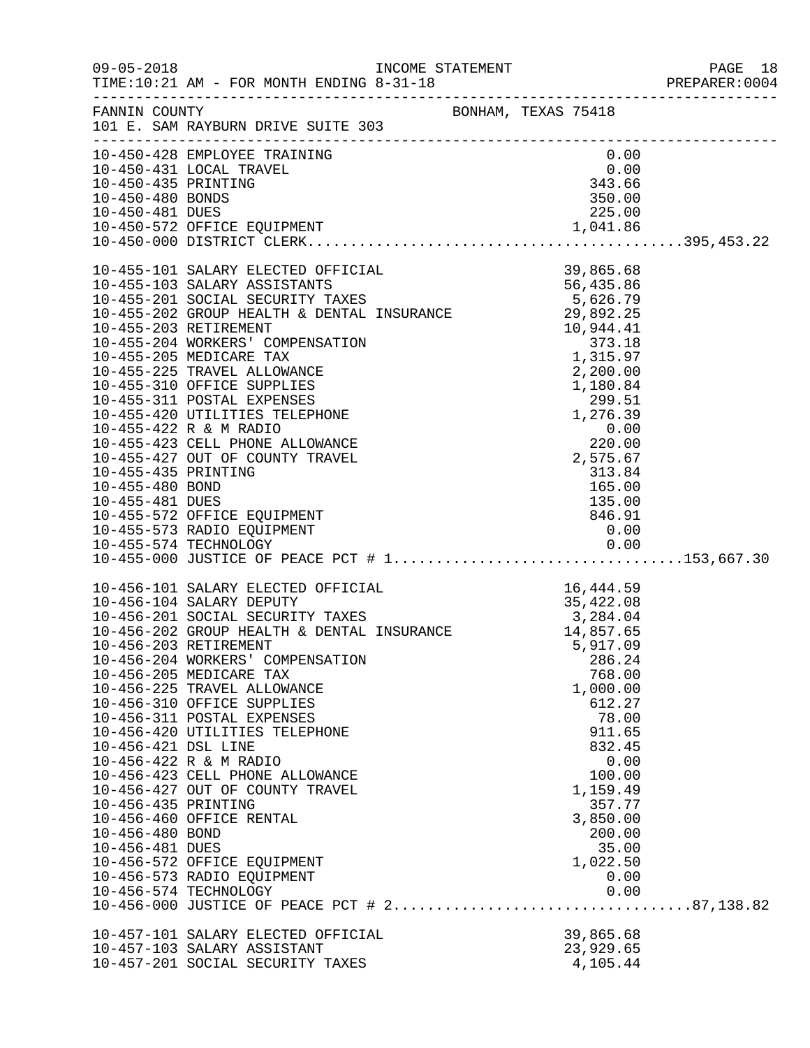FANNIN COUNTY BONHAM, TEXAS 75418
101 E. SAM RAYBURN DRIVE SUITE 303

| Account | Description | Amount | Total |
|---|---|---|---|
| 10-450-428 | EMPLOYEE TRAINING | 0.00 | |
| 10-450-431 | LOCAL TRAVEL | 0.00 | |
| 10-450-435 | PRINTING | 343.66 | |
| 10-450-480 | BONDS | 350.00 | |
| 10-450-481 | DUES | 225.00 | |
| 10-450-572 | OFFICE EQUIPMENT | 1,041.86 | |
| 10-450-000 | DISTRICT CLERK | | 395,453.22 |
| 10-455-101 | SALARY ELECTED OFFICIAL | 39,865.68 | |
| 10-455-103 | SALARY ASSISTANTS | 56,435.86 | |
| 10-455-201 | SOCIAL SECURITY TAXES | 5,626.79 | |
| 10-455-202 | GROUP HEALTH & DENTAL INSURANCE | 29,892.25 | |
| 10-455-203 | RETIREMENT | 10,944.41 | |
| 10-455-204 | WORKERS' COMPENSATION | 373.18 | |
| 10-455-205 | MEDICARE TAX | 1,315.97 | |
| 10-455-225 | TRAVEL ALLOWANCE | 2,200.00 | |
| 10-455-310 | OFFICE SUPPLIES | 1,180.84 | |
| 10-455-311 | POSTAL EXPENSES | 299.51 | |
| 10-455-420 | UTILITIES TELEPHONE | 1,276.39 | |
| 10-455-422 | R & M RADIO | 0.00 | |
| 10-455-423 | CELL PHONE ALLOWANCE | 220.00 | |
| 10-455-427 | OUT OF COUNTY TRAVEL | 2,575.67 | |
| 10-455-435 | PRINTING | 313.84 | |
| 10-455-480 | BOND | 165.00 | |
| 10-455-481 | DUES | 135.00 | |
| 10-455-572 | OFFICE EQUIPMENT | 846.91 | |
| 10-455-573 | RADIO EQUIPMENT | 0.00 | |
| 10-455-574 | TECHNOLOGY | 0.00 | |
| 10-455-000 | JUSTICE OF PEACE PCT # 1 | | 153,667.30 |
| 10-456-101 | SALARY ELECTED OFFICIAL | 16,444.59 | |
| 10-456-104 | SALARY DEPUTY | 35,422.08 | |
| 10-456-201 | SOCIAL SECURITY TAXES | 3,284.04 | |
| 10-456-202 | GROUP HEALTH & DENTAL INSURANCE | 14,857.65 | |
| 10-456-203 | RETIREMENT | 5,917.09 | |
| 10-456-204 | WORKERS' COMPENSATION | 286.24 | |
| 10-456-205 | MEDICARE TAX | 768.00 | |
| 10-456-225 | TRAVEL ALLOWANCE | 1,000.00 | |
| 10-456-310 | OFFICE SUPPLIES | 612.27 | |
| 10-456-311 | POSTAL EXPENSES | 78.00 | |
| 10-456-420 | UTILITIES TELEPHONE | 911.65 | |
| 10-456-421 | DSL LINE | 832.45 | |
| 10-456-422 | R & M RADIO | 0.00 | |
| 10-456-423 | CELL PHONE ALLOWANCE | 100.00 | |
| 10-456-427 | OUT OF COUNTY TRAVEL | 1,159.49 | |
| 10-456-435 | PRINTING | 357.77 | |
| 10-456-460 | OFFICE RENTAL | 3,850.00 | |
| 10-456-480 | BOND | 200.00 | |
| 10-456-481 | DUES | 35.00 | |
| 10-456-572 | OFFICE EQUIPMENT | 1,022.50 | |
| 10-456-573 | RADIO EQUIPMENT | 0.00 | |
| 10-456-574 | TECHNOLOGY | 0.00 | |
| 10-456-000 | JUSTICE OF PEACE PCT # 2 | | 87,138.82 |
| 10-457-101 | SALARY ELECTED OFFICIAL | 39,865.68 | |
| 10-457-103 | SALARY ASSISTANT | 23,929.65 | |
| 10-457-201 | SOCIAL SECURITY TAXES | 4,105.44 | |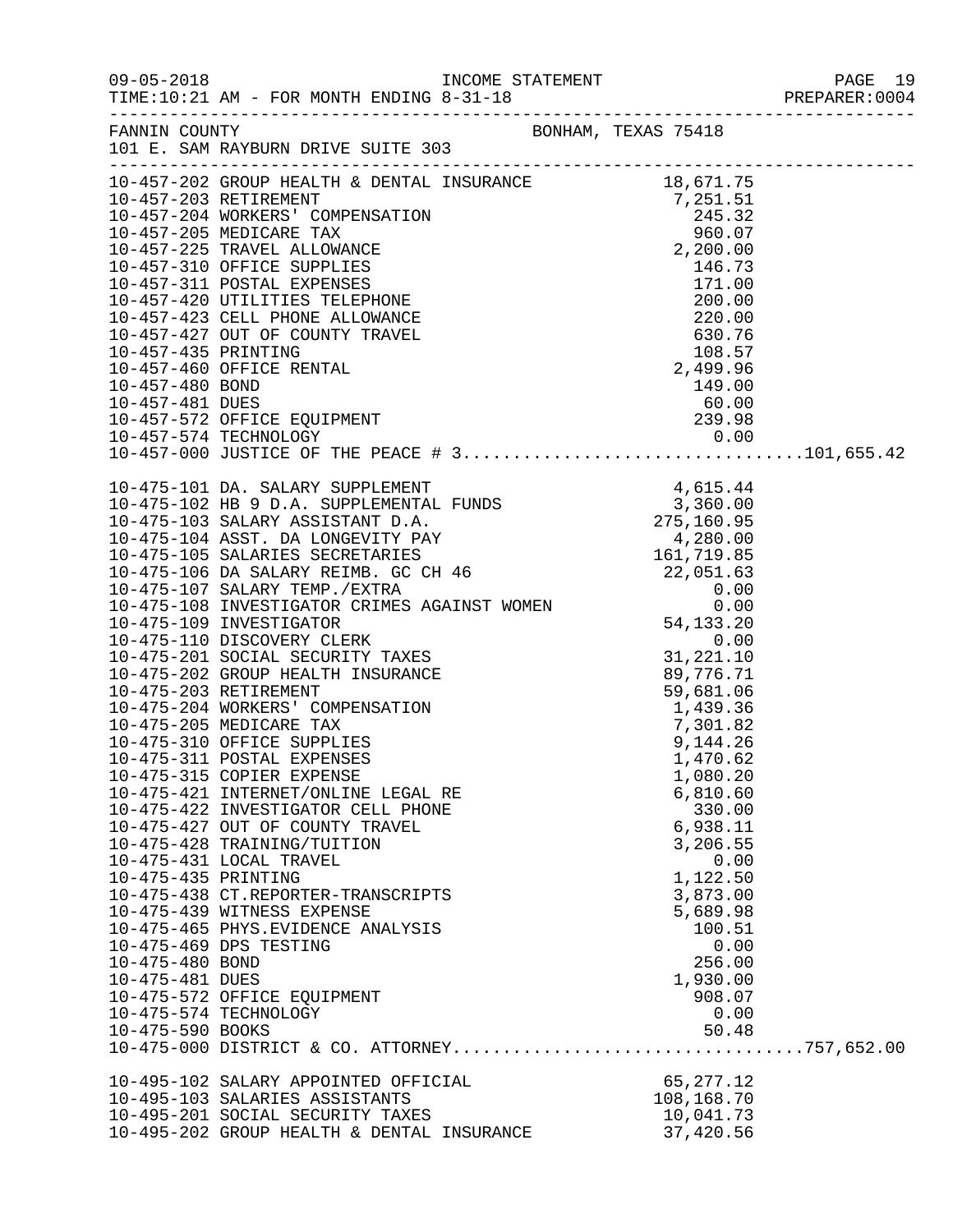FANNIN COUNTY — BONHAM, TEXAS 75418
101 E. SAM RAYBURN DRIVE SUITE 303

INCOME STATEMENT — FOR MONTH ENDING 8-31-18

| Account | Description | Amount | Total |
|---|---|---|---|
| 10-457-202 | GROUP HEALTH & DENTAL INSURANCE | 18,671.75 | |
| 10-457-203 | RETIREMENT | 7,251.51 | |
| 10-457-204 | WORKERS' COMPENSATION | 245.32 | |
| 10-457-205 | MEDICARE TAX | 960.07 | |
| 10-457-225 | TRAVEL ALLOWANCE | 2,200.00 | |
| 10-457-310 | OFFICE SUPPLIES | 146.73 | |
| 10-457-311 | POSTAL EXPENSES | 171.00 | |
| 10-457-420 | UTILITIES TELEPHONE | 200.00 | |
| 10-457-423 | CELL PHONE ALLOWANCE | 220.00 | |
| 10-457-427 | OUT OF COUNTY TRAVEL | 630.76 | |
| 10-457-435 | PRINTING | 108.57 | |
| 10-457-460 | OFFICE RENTAL | 2,499.96 | |
| 10-457-480 | BOND | 149.00 | |
| 10-457-481 | DUES | 60.00 | |
| 10-457-572 | OFFICE EQUIPMENT | 239.98 | |
| 10-457-574 | TECHNOLOGY | 0.00 | |
| 10-457-000 | JUSTICE OF THE PEACE # 3 | | 101,655.42 |
| 10-475-101 | DA. SALARY SUPPLEMENT | 4,615.44 | |
| 10-475-102 | HB 9 D.A. SUPPLEMENTAL FUNDS | 3,360.00 | |
| 10-475-103 | SALARY ASSISTANT D.A. | 275,160.95 | |
| 10-475-104 | ASST. DA LONGEVITY PAY | 4,280.00 | |
| 10-475-105 | SALARIES SECRETARIES | 161,719.85 | |
| 10-475-106 | DA SALARY REIMB. GC CH 46 | 22,051.63 | |
| 10-475-107 | SALARY TEMP./EXTRA | 0.00 | |
| 10-475-108 | INVESTIGATOR CRIMES AGAINST WOMEN | 0.00 | |
| 10-475-109 | INVESTIGATOR | 54,133.20 | |
| 10-475-110 | DISCOVERY CLERK | 0.00 | |
| 10-475-201 | SOCIAL SECURITY TAXES | 31,221.10 | |
| 10-475-202 | GROUP HEALTH INSURANCE | 89,776.71 | |
| 10-475-203 | RETIREMENT | 59,681.06 | |
| 10-475-204 | WORKERS' COMPENSATION | 1,439.36 | |
| 10-475-205 | MEDICARE TAX | 7,301.82 | |
| 10-475-310 | OFFICE SUPPLIES | 9,144.26 | |
| 10-475-311 | POSTAL EXPENSES | 1,470.62 | |
| 10-475-315 | COPIER EXPENSE | 1,080.20 | |
| 10-475-421 | INTERNET/ONLINE LEGAL RE | 6,810.60 | |
| 10-475-422 | INVESTIGATOR CELL PHONE | 330.00 | |
| 10-475-427 | OUT OF COUNTY TRAVEL | 6,938.11 | |
| 10-475-428 | TRAINING/TUITION | 3,206.55 | |
| 10-475-431 | LOCAL TRAVEL | 0.00 | |
| 10-475-435 | PRINTING | 1,122.50 | |
| 10-475-438 | CT.REPORTER-TRANSCRIPTS | 3,873.00 | |
| 10-475-439 | WITNESS EXPENSE | 5,689.98 | |
| 10-475-465 | PHYS.EVIDENCE ANALYSIS | 100.51 | |
| 10-475-469 | DPS TESTING | 0.00 | |
| 10-475-480 | BOND | 256.00 | |
| 10-475-481 | DUES | 1,930.00 | |
| 10-475-572 | OFFICE EQUIPMENT | 908.07 | |
| 10-475-574 | TECHNOLOGY | 0.00 | |
| 10-475-590 | BOOKS | 50.48 | |
| 10-475-000 | DISTRICT & CO. ATTORNEY | | 757,652.00 |
| 10-495-102 | SALARY APPOINTED OFFICIAL | 65,277.12 | |
| 10-495-103 | SALARIES ASSISTANTS | 108,168.70 | |
| 10-495-201 | SOCIAL SECURITY TAXES | 10,041.73 | |
| 10-495-202 | GROUP HEALTH & DENTAL INSURANCE | 37,420.56 | |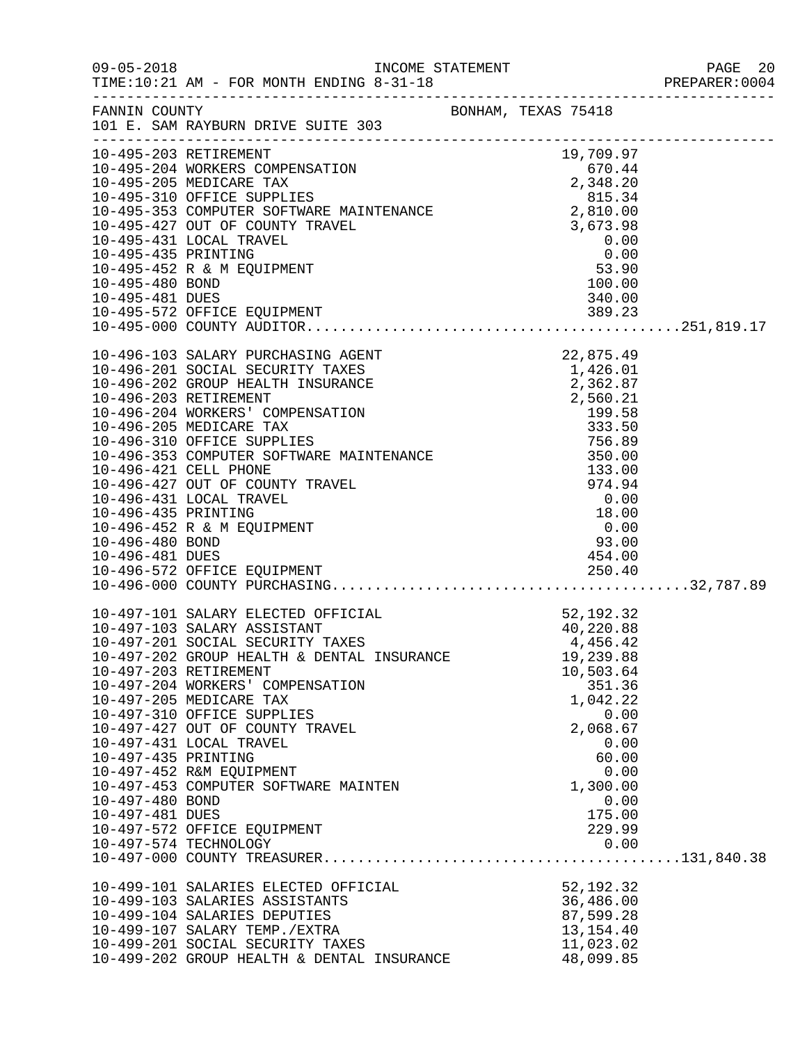FANNIN COUNTY BONHAM, TEXAS 75418
101 E. SAM RAYBURN DRIVE SUITE 303

INCOME STATEMENT — TIME:10:21 AM - FOR MONTH ENDING 8-31-18

| Account | Description | Amount | Total |
|---|---|---|---|
| 10-495-203 | RETIREMENT | 19,709.97 | |
| 10-495-204 | WORKERS COMPENSATION | 670.44 | |
| 10-495-205 | MEDICARE TAX | 2,348.20 | |
| 10-495-310 | OFFICE SUPPLIES | 815.34 | |
| 10-495-353 | COMPUTER SOFTWARE MAINTENANCE | 2,810.00 | |
| 10-495-427 | OUT OF COUNTY TRAVEL | 3,673.98 | |
| 10-495-431 | LOCAL TRAVEL | 0.00 | |
| 10-495-435 | PRINTING | 0.00 | |
| 10-495-452 | R & M EQUIPMENT | 53.90 | |
| 10-495-480 | BOND | 100.00 | |
| 10-495-481 | DUES | 340.00 | |
| 10-495-572 | OFFICE EQUIPMENT | 389.23 | |
| 10-495-000 | COUNTY AUDITOR | | 251,819.17 |
| 10-496-103 | SALARY PURCHASING AGENT | 22,875.49 | |
| 10-496-201 | SOCIAL SECURITY TAXES | 1,426.01 | |
| 10-496-202 | GROUP HEALTH INSURANCE | 2,362.87 | |
| 10-496-203 | RETIREMENT | 2,560.21 | |
| 10-496-204 | WORKERS' COMPENSATION | 199.58 | |
| 10-496-205 | MEDICARE TAX | 333.50 | |
| 10-496-310 | OFFICE SUPPLIES | 756.89 | |
| 10-496-353 | COMPUTER SOFTWARE MAINTENANCE | 350.00 | |
| 10-496-421 | CELL PHONE | 133.00 | |
| 10-496-427 | OUT OF COUNTY TRAVEL | 974.94 | |
| 10-496-431 | LOCAL TRAVEL | 0.00 | |
| 10-496-435 | PRINTING | 18.00 | |
| 10-496-452 | R & M EQUIPMENT | 0.00 | |
| 10-496-480 | BOND | 93.00 | |
| 10-496-481 | DUES | 454.00 | |
| 10-496-572 | OFFICE EQUIPMENT | 250.40 | |
| 10-496-000 | COUNTY PURCHASING | | 32,787.89 |
| 10-497-101 | SALARY ELECTED OFFICIAL | 52,192.32 | |
| 10-497-103 | SALARY ASSISTANT | 40,220.88 | |
| 10-497-201 | SOCIAL SECURITY TAXES | 4,456.42 | |
| 10-497-202 | GROUP HEALTH & DENTAL INSURANCE | 19,239.88 | |
| 10-497-203 | RETIREMENT | 10,503.64 | |
| 10-497-204 | WORKERS' COMPENSATION | 351.36 | |
| 10-497-205 | MEDICARE TAX | 1,042.22 | |
| 10-497-310 | OFFICE SUPPLIES | 0.00 | |
| 10-497-427 | OUT OF COUNTY TRAVEL | 2,068.67 | |
| 10-497-431 | LOCAL TRAVEL | 0.00 | |
| 10-497-435 | PRINTING | 60.00 | |
| 10-497-452 | R&M EQUIPMENT | 0.00 | |
| 10-497-453 | COMPUTER SOFTWARE MAINTEN | 1,300.00 | |
| 10-497-480 | BOND | 0.00 | |
| 10-497-481 | DUES | 175.00 | |
| 10-497-572 | OFFICE EQUIPMENT | 229.99 | |
| 10-497-574 | TECHNOLOGY | 0.00 | |
| 10-497-000 | COUNTY TREASURER | | 131,840.38 |
| 10-499-101 | SALARIES ELECTED OFFICIAL | 52,192.32 | |
| 10-499-103 | SALARIES ASSISTANTS | 36,486.00 | |
| 10-499-104 | SALARIES DEPUTIES | 87,599.28 | |
| 10-499-107 | SALARY TEMP./EXTRA | 13,154.40 | |
| 10-499-201 | SOCIAL SECURITY TAXES | 11,023.02 | |
| 10-499-202 | GROUP HEALTH & DENTAL INSURANCE | 48,099.85 | |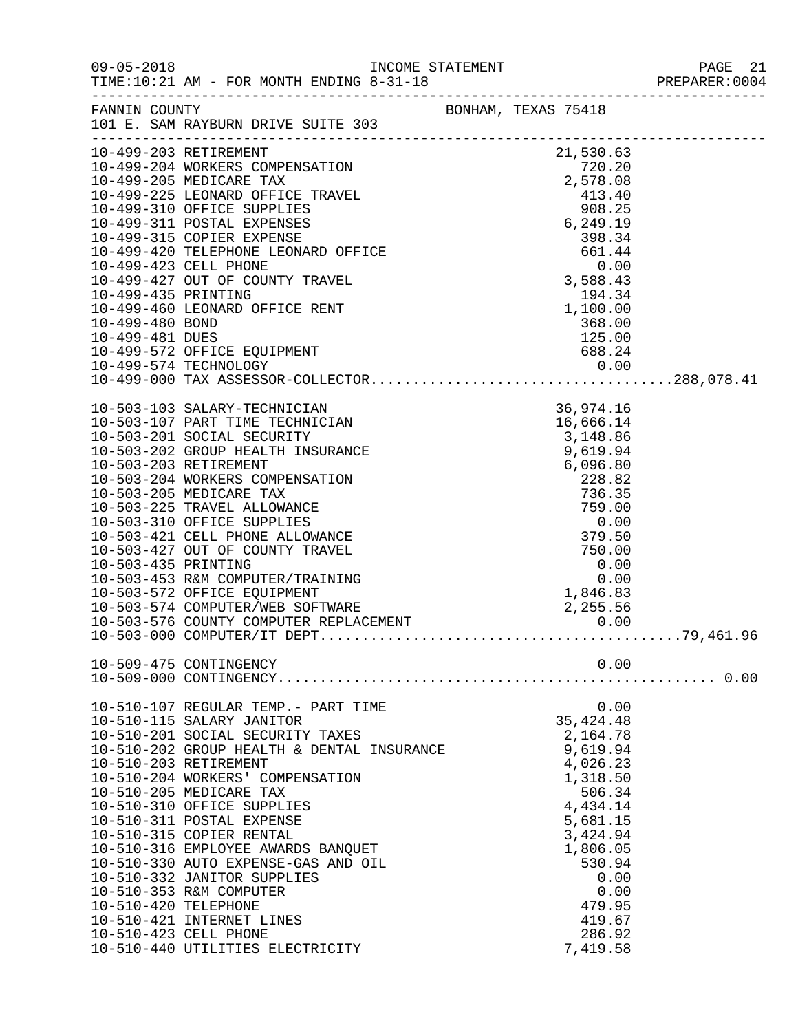FANNIN COUNTY BONHAM, TEXAS 75418
101 E. SAM RAYBURN DRIVE SUITE 303

INCOME STATEMENT
TIME:10:21 AM - FOR MONTH ENDING 8-31-18

| Account | Description | Amount | Total |
|---|---|---|---|
| 10-499-203 | RETIREMENT | 21,530.63 | |
| 10-499-204 | WORKERS COMPENSATION | 720.20 | |
| 10-499-205 | MEDICARE TAX | 2,578.08 | |
| 10-499-225 | LEONARD OFFICE TRAVEL | 413.40 | |
| 10-499-310 | OFFICE SUPPLIES | 908.25 | |
| 10-499-311 | POSTAL EXPENSES | 6,249.19 | |
| 10-499-315 | COPIER EXPENSE | 398.34 | |
| 10-499-420 | TELEPHONE LEONARD OFFICE | 661.44 | |
| 10-499-423 | CELL PHONE | 0.00 | |
| 10-499-427 | OUT OF COUNTY TRAVEL | 3,588.43 | |
| 10-499-435 | PRINTING | 194.34 | |
| 10-499-460 | LEONARD OFFICE RENT | 1,100.00 | |
| 10-499-480 | BOND | 368.00 | |
| 10-499-481 | DUES | 125.00 | |
| 10-499-572 | OFFICE EQUIPMENT | 688.24 | |
| 10-499-574 | TECHNOLOGY | 0.00 | |
| 10-499-000 | TAX ASSESSOR-COLLECTOR | | 288,078.41 |
| 10-503-103 | SALARY-TECHNICIAN | 36,974.16 | |
| 10-503-107 | PART TIME TECHNICIAN | 16,666.14 | |
| 10-503-201 | SOCIAL SECURITY | 3,148.86 | |
| 10-503-202 | GROUP HEALTH INSURANCE | 9,619.94 | |
| 10-503-203 | RETIREMENT | 6,096.80 | |
| 10-503-204 | WORKERS COMPENSATION | 228.82 | |
| 10-503-205 | MEDICARE TAX | 736.35 | |
| 10-503-225 | TRAVEL ALLOWANCE | 759.00 | |
| 10-503-310 | OFFICE SUPPLIES | 0.00 | |
| 10-503-421 | CELL PHONE ALLOWANCE | 379.50 | |
| 10-503-427 | OUT OF COUNTY TRAVEL | 750.00 | |
| 10-503-435 | PRINTING | 0.00 | |
| 10-503-453 | R&M COMPUTER/TRAINING | 0.00 | |
| 10-503-572 | OFFICE EQUIPMENT | 1,846.83 | |
| 10-503-574 | COMPUTER/WEB SOFTWARE | 2,255.56 | |
| 10-503-576 | COUNTY COMPUTER REPLACEMENT | 0.00 | |
| 10-503-000 | COMPUTER/IT DEPT | | 79,461.96 |
| 10-509-475 | CONTINGENCY | 0.00 | |
| 10-509-000 | CONTINGENCY | | 0.00 |
| 10-510-107 | REGULAR TEMP.- PART TIME | 0.00 | |
| 10-510-115 | SALARY JANITOR | 35,424.48 | |
| 10-510-201 | SOCIAL SECURITY TAXES | 2,164.78 | |
| 10-510-202 | GROUP HEALTH & DENTAL INSURANCE | 9,619.94 | |
| 10-510-203 | RETIREMENT | 4,026.23 | |
| 10-510-204 | WORKERS' COMPENSATION | 1,318.50 | |
| 10-510-205 | MEDICARE TAX | 506.34 | |
| 10-510-310 | OFFICE SUPPLIES | 4,434.14 | |
| 10-510-311 | POSTAL EXPENSE | 5,681.15 | |
| 10-510-315 | COPIER RENTAL | 3,424.94 | |
| 10-510-316 | EMPLOYEE AWARDS BANQUET | 1,806.05 | |
| 10-510-330 | AUTO EXPENSE-GAS AND OIL | 530.94 | |
| 10-510-332 | JANITOR SUPPLIES | 0.00 | |
| 10-510-353 | R&M COMPUTER | 0.00 | |
| 10-510-420 | TELEPHONE | 479.95 | |
| 10-510-421 | INTERNET LINES | 419.67 | |
| 10-510-423 | CELL PHONE | 286.92 | |
| 10-510-440 | UTILITIES ELECTRICITY | 7,419.58 | |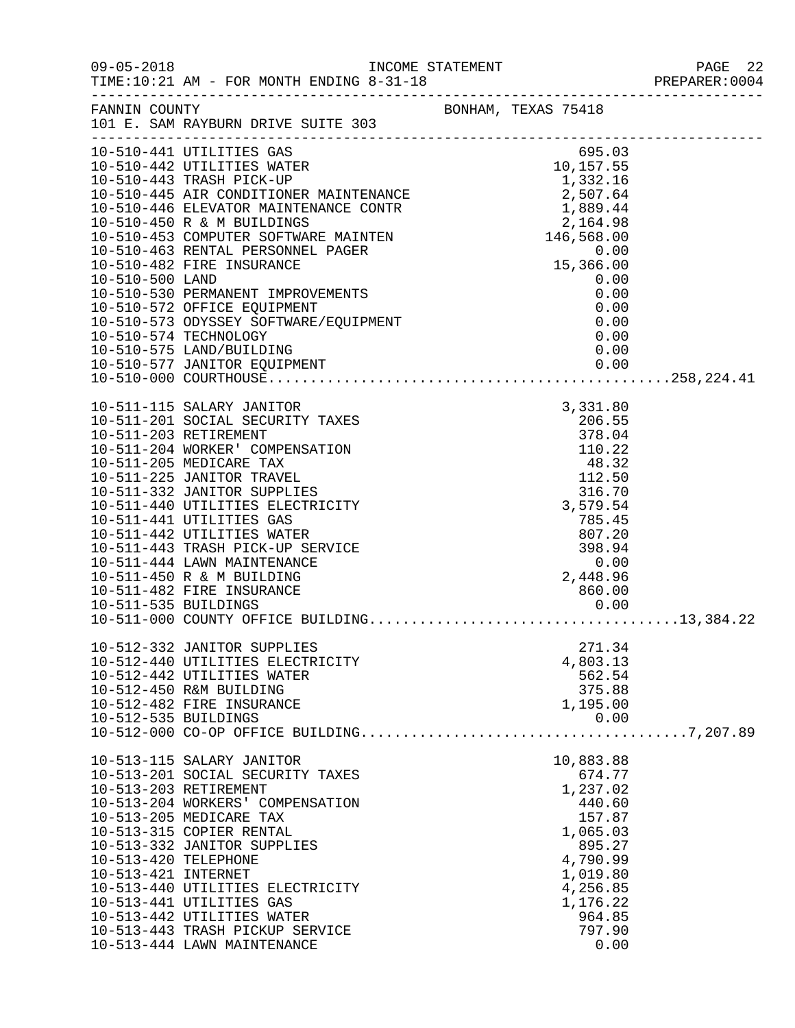FANNIN COUNTY — BONHAM, TEXAS 75418
101 E. SAM RAYBURN DRIVE SUITE 303

INCOME STATEMENT
TIME:10:21 AM - FOR MONTH ENDING 8-31-18

| Account | Description | Amount | Total |
|---|---|---|---|
| 10-510-441 | UTILITIES GAS | 695.03 | |
| 10-510-442 | UTILITIES WATER | 10,157.55 | |
| 10-510-443 | TRASH PICK-UP | 1,332.16 | |
| 10-510-445 | AIR CONDITIONER MAINTENANCE | 2,507.64 | |
| 10-510-446 | ELEVATOR MAINTENANCE CONTR | 1,889.44 | |
| 10-510-450 | R & M BUILDINGS | 2,164.98 | |
| 10-510-453 | COMPUTER SOFTWARE MAINTEN | 146,568.00 | |
| 10-510-463 | RENTAL PERSONNEL PAGER | 0.00 | |
| 10-510-482 | FIRE INSURANCE | 15,366.00 | |
| 10-510-500 | LAND | 0.00 | |
| 10-510-530 | PERMANENT IMPROVEMENTS | 0.00 | |
| 10-510-572 | OFFICE EQUIPMENT | 0.00 | |
| 10-510-573 | ODYSSEY SOFTWARE/EQUIPMENT | 0.00 | |
| 10-510-574 | TECHNOLOGY | 0.00 | |
| 10-510-575 | LAND/BUILDING | 0.00 | |
| 10-510-577 | JANITOR EQUIPMENT | 0.00 | |
| 10-510-000 | COURTHOUSE | | 258,224.41 |
| 10-511-115 | SALARY JANITOR | 3,331.80 | |
| 10-511-201 | SOCIAL SECURITY TAXES | 206.55 | |
| 10-511-203 | RETIREMENT | 378.04 | |
| 10-511-204 | WORKER' COMPENSATION | 110.22 | |
| 10-511-205 | MEDICARE TAX | 48.32 | |
| 10-511-225 | JANITOR TRAVEL | 112.50 | |
| 10-511-332 | JANITOR SUPPLIES | 316.70 | |
| 10-511-440 | UTILITIES ELECTRICITY | 3,579.54 | |
| 10-511-441 | UTILITIES GAS | 785.45 | |
| 10-511-442 | UTILITIES WATER | 807.20 | |
| 10-511-443 | TRASH PICK-UP SERVICE | 398.94 | |
| 10-511-444 | LAWN MAINTENANCE | 0.00 | |
| 10-511-450 | R & M BUILDING | 2,448.96 | |
| 10-511-482 | FIRE INSURANCE | 860.00 | |
| 10-511-535 | BUILDINGS | 0.00 | |
| 10-511-000 | COUNTY OFFICE BUILDING | | 13,384.22 |
| 10-512-332 | JANITOR SUPPLIES | 271.34 | |
| 10-512-440 | UTILITIES ELECTRICITY | 4,803.13 | |
| 10-512-442 | UTILITIES WATER | 562.54 | |
| 10-512-450 | R&M BUILDING | 375.88 | |
| 10-512-482 | FIRE INSURANCE | 1,195.00 | |
| 10-512-535 | BUILDINGS | 0.00 | |
| 10-512-000 | CO-OP OFFICE BUILDING | | 7,207.89 |
| 10-513-115 | SALARY JANITOR | 10,883.88 | |
| 10-513-201 | SOCIAL SECURITY TAXES | 674.77 | |
| 10-513-203 | RETIREMENT | 1,237.02 | |
| 10-513-204 | WORKERS' COMPENSATION | 440.60 | |
| 10-513-205 | MEDICARE TAX | 157.87 | |
| 10-513-315 | COPIER RENTAL | 1,065.03 | |
| 10-513-332 | JANITOR SUPPLIES | 895.27 | |
| 10-513-420 | TELEPHONE | 4,790.99 | |
| 10-513-421 | INTERNET | 1,019.80 | |
| 10-513-440 | UTILITIES ELECTRICITY | 4,256.85 | |
| 10-513-441 | UTILITIES GAS | 1,176.22 | |
| 10-513-442 | UTILITIES WATER | 964.85 | |
| 10-513-443 | TRASH PICKUP SERVICE | 797.90 | |
| 10-513-444 | LAWN MAINTENANCE | 0.00 | |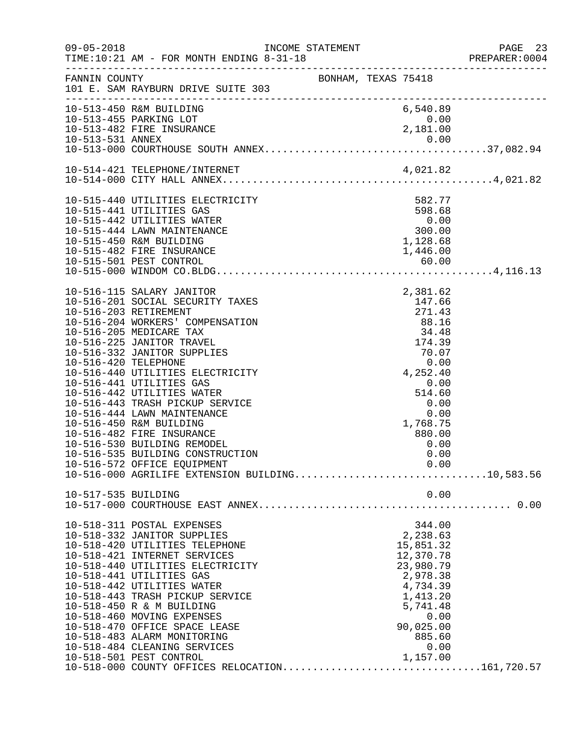FANNIN COUNTY BONHAM, TEXAS 75418
101 E. SAM RAYBURN DRIVE SUITE 303

INCOME STATEMENT
TIME:10:21 AM - FOR MONTH ENDING 8-31-18

| Account | Description | Amount | Total |
|---|---|---|---|
| 10-513-450 | R&M BUILDING | 6,540.89 | |
| 10-513-455 | PARKING LOT | 0.00 | |
| 10-513-482 | FIRE INSURANCE | 2,181.00 | |
| 10-513-531 | ANNEX | 0.00 | |
| 10-513-000 | COURTHOUSE SOUTH ANNEX | | 37,082.94 |
| 10-514-421 | TELEPHONE/INTERNET | 4,021.82 | |
| 10-514-000 | CITY HALL ANNEX | | 4,021.82 |
| 10-515-440 | UTILITIES ELECTRICITY | 582.77 | |
| 10-515-441 | UTILITIES GAS | 598.68 | |
| 10-515-442 | UTILITIES WATER | 0.00 | |
| 10-515-444 | LAWN MAINTENANCE | 300.00 | |
| 10-515-450 | R&M BUILDING | 1,128.68 | |
| 10-515-482 | FIRE INSURANCE | 1,446.00 | |
| 10-515-501 | PEST CONTROL | 60.00 | |
| 10-515-000 | WINDOM CO.BLDG. | | 4,116.13 |
| 10-516-115 | SALARY JANITOR | 2,381.62 | |
| 10-516-201 | SOCIAL SECURITY TAXES | 147.66 | |
| 10-516-203 | RETIREMENT | 271.43 | |
| 10-516-204 | WORKERS' COMPENSATION | 88.16 | |
| 10-516-205 | MEDICARE TAX | 34.48 | |
| 10-516-225 | JANITOR TRAVEL | 174.39 | |
| 10-516-332 | JANITOR SUPPLIES | 70.07 | |
| 10-516-420 | TELEPHONE | 0.00 | |
| 10-516-440 | UTILITIES ELECTRICITY | 4,252.40 | |
| 10-516-441 | UTILITIES GAS | 0.00 | |
| 10-516-442 | UTILITIES WATER | 514.60 | |
| 10-516-443 | TRASH PICKUP SERVICE | 0.00 | |
| 10-516-444 | LAWN MAINTENANCE | 0.00 | |
| 10-516-450 | R&M BUILDING | 1,768.75 | |
| 10-516-482 | FIRE INSURANCE | 880.00 | |
| 10-516-530 | BUILDING REMODEL | 0.00 | |
| 10-516-535 | BUILDING CONSTRUCTION | 0.00 | |
| 10-516-572 | OFFICE EQUIPMENT | 0.00 | |
| 10-516-000 | AGRILIFE EXTENSION BUILDING | | 10,583.56 |
| 10-517-535 | BUILDING | 0.00 | |
| 10-517-000 | COURTHOUSE EAST ANNEX | | 0.00 |
| 10-518-311 | POSTAL EXPENSES | 344.00 | |
| 10-518-332 | JANITOR SUPPLIES | 2,238.63 | |
| 10-518-420 | UTILITIES TELEPHONE | 15,851.32 | |
| 10-518-421 | INTERNET SERVICES | 12,370.78 | |
| 10-518-440 | UTILITIES ELECTRICITY | 23,980.79 | |
| 10-518-441 | UTILITIES GAS | 2,978.38 | |
| 10-518-442 | UTILITIES WATER | 4,734.39 | |
| 10-518-443 | TRASH PICKUP SERVICE | 1,413.20 | |
| 10-518-450 | R & M BUILDING | 5,741.48 | |
| 10-518-460 | MOVING EXPENSES | 0.00 | |
| 10-518-470 | OFFICE SPACE LEASE | 90,025.00 | |
| 10-518-483 | ALARM MONITORING | 885.60 | |
| 10-518-484 | CLEANING SERVICES | 0.00 | |
| 10-518-501 | PEST CONTROL | 1,157.00 | |
| 10-518-000 | COUNTY OFFICES RELOCATION | | 161,720.57 |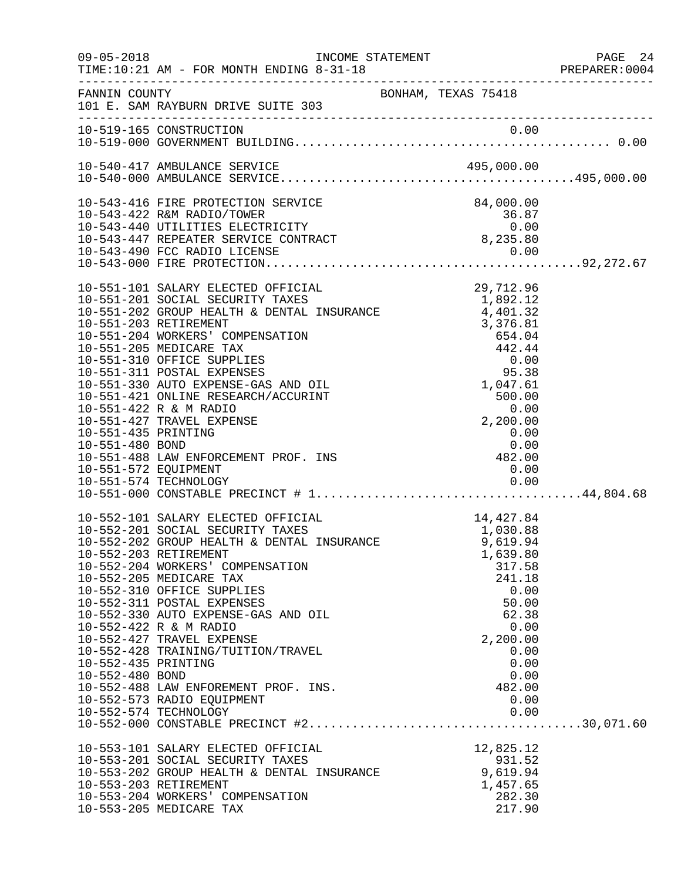INCOME STATEMENT

09-05-2018 TIME:10:21 AM - FOR MONTH ENDING 8-31-18 PREPARER:0004

FANNIN COUNTY BONHAM, TEXAS 75418
101 E. SAM RAYBURN DRIVE SUITE 303

| Account | Description | Amount | Total |
|---|---|---|---|
| 10-519-165 | CONSTRUCTION | 0.00 | |
| 10-519-000 | GOVERNMENT BUILDING | | 0.00 |
| 10-540-417 | AMBULANCE SERVICE | 495,000.00 | |
| 10-540-000 | AMBULANCE SERVICE | | 495,000.00 |
| 10-543-416 | FIRE PROTECTION SERVICE | 84,000.00 | |
| 10-543-422 | R&M RADIO/TOWER | 36.87 | |
| 10-543-440 | UTILITIES ELECTRICITY | 0.00 | |
| 10-543-447 | REPEATER SERVICE CONTRACT | 8,235.80 | |
| 10-543-490 | FCC RADIO LICENSE | 0.00 | |
| 10-543-000 | FIRE PROTECTION | | 92,272.67 |
| 10-551-101 | SALARY ELECTED OFFICIAL | 29,712.96 | |
| 10-551-201 | SOCIAL SECURITY TAXES | 1,892.12 | |
| 10-551-202 | GROUP HEALTH & DENTAL INSURANCE | 4,401.32 | |
| 10-551-203 | RETIREMENT | 3,376.81 | |
| 10-551-204 | WORKERS' COMPENSATION | 654.04 | |
| 10-551-205 | MEDICARE TAX | 442.44 | |
| 10-551-310 | OFFICE SUPPLIES | 0.00 | |
| 10-551-311 | POSTAL EXPENSES | 95.38 | |
| 10-551-330 | AUTO EXPENSE-GAS AND OIL | 1,047.61 | |
| 10-551-421 | ONLINE RESEARCH/ACCURINT | 500.00 | |
| 10-551-422 | R & M RADIO | 0.00 | |
| 10-551-427 | TRAVEL EXPENSE | 2,200.00 | |
| 10-551-435 | PRINTING | 0.00 | |
| 10-551-480 | BOND | 0.00 | |
| 10-551-488 | LAW ENFORCEMENT PROF. INS | 482.00 | |
| 10-551-572 | EQUIPMENT | 0.00 | |
| 10-551-574 | TECHNOLOGY | 0.00 | |
| 10-551-000 | CONSTABLE PRECINCT # 1 | | 44,804.68 |
| 10-552-101 | SALARY ELECTED OFFICIAL | 14,427.84 | |
| 10-552-201 | SOCIAL SECURITY TAXES | 1,030.88 | |
| 10-552-202 | GROUP HEALTH & DENTAL INSURANCE | 9,619.94 | |
| 10-552-203 | RETIREMENT | 1,639.80 | |
| 10-552-204 | WORKERS' COMPENSATION | 317.58 | |
| 10-552-205 | MEDICARE TAX | 241.18 | |
| 10-552-310 | OFFICE SUPPLIES | 0.00 | |
| 10-552-311 | POSTAL EXPENSES | 50.00 | |
| 10-552-330 | AUTO EXPENSE-GAS AND OIL | 62.38 | |
| 10-552-422 | R & M RADIO | 0.00 | |
| 10-552-427 | TRAVEL EXPENSE | 2,200.00 | |
| 10-552-428 | TRAINING/TUITION/TRAVEL | 0.00 | |
| 10-552-435 | PRINTING | 0.00 | |
| 10-552-480 | BOND | 0.00 | |
| 10-552-488 | LAW ENFOREMENT PROF. INS. | 482.00 | |
| 10-552-573 | RADIO EQUIPMENT | 0.00 | |
| 10-552-574 | TECHNOLOGY | 0.00 | |
| 10-552-000 | CONSTABLE PRECINCT #2 | | 30,071.60 |
| 10-553-101 | SALARY ELECTED OFFICIAL | 12,825.12 | |
| 10-553-201 | SOCIAL SECURITY TAXES | 931.52 | |
| 10-553-202 | GROUP HEALTH & DENTAL INSURANCE | 9,619.94 | |
| 10-553-203 | RETIREMENT | 1,457.65 | |
| 10-553-204 | WORKERS' COMPENSATION | 282.30 | |
| 10-553-205 | MEDICARE TAX | 217.90 | |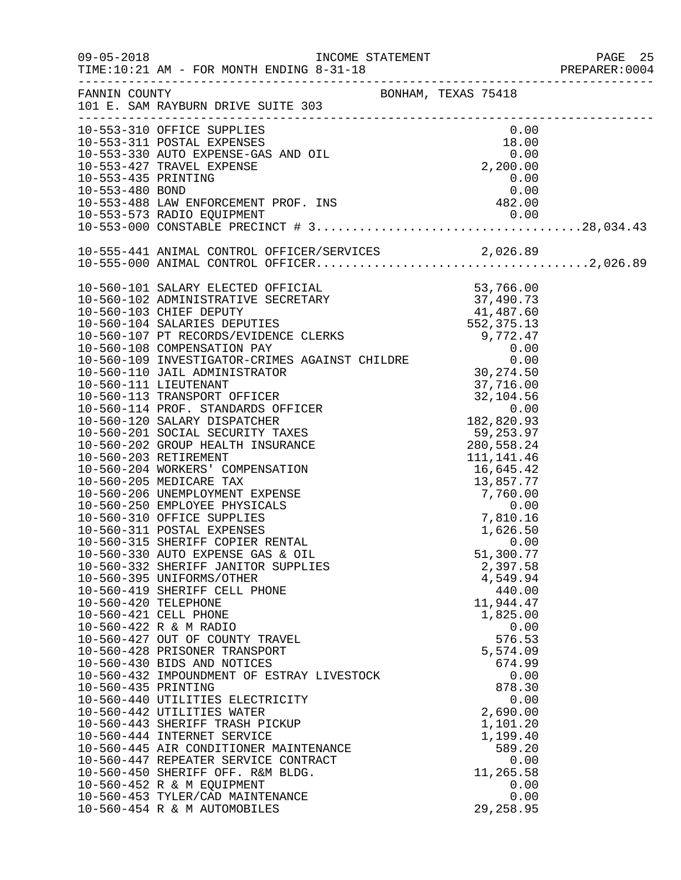09-05-2018 INCOME STATEMENT
TIME:10:21 AM - FOR MONTH ENDING 8-31-18

FANNIN COUNTY BONHAM, TEXAS 75418
101 E. SAM RAYBURN DRIVE SUITE 303

| Account | Description | Amount | Total |
|---|---|---|---|
| 10-553-310 | OFFICE SUPPLIES | 0.00 | |
| 10-553-311 | POSTAL EXPENSES | 18.00 | |
| 10-553-330 | AUTO EXPENSE-GAS AND OIL | 0.00 | |
| 10-553-427 | TRAVEL EXPENSE | 2,200.00 | |
| 10-553-435 | PRINTING | 0.00 | |
| 10-553-480 | BOND | 0.00 | |
| 10-553-488 | LAW ENFORCEMENT PROF. INS | 482.00 | |
| 10-553-573 | RADIO EQUIPMENT | 0.00 | |
| 10-553-000 | CONSTABLE PRECINCT # 3 | | 28,034.43 |
| 10-555-441 | ANIMAL CONTROL OFFICER/SERVICES | 2,026.89 | |
| 10-555-000 | ANIMAL CONTROL OFFICER | | 2,026.89 |
| 10-560-101 | SALARY ELECTED OFFICIAL | 53,766.00 | |
| 10-560-102 | ADMINISTRATIVE SECRETARY | 37,490.73 | |
| 10-560-103 | CHIEF DEPUTY | 41,487.60 | |
| 10-560-104 | SALARIES DEPUTIES | 552,375.13 | |
| 10-560-107 | PT RECORDS/EVIDENCE CLERKS | 9,772.47 | |
| 10-560-108 | COMPENSATION PAY | 0.00 | |
| 10-560-109 | INVESTIGATOR-CRIMES AGAINST CHILDRE | 0.00 | |
| 10-560-110 | JAIL ADMINISTRATOR | 30,274.50 | |
| 10-560-111 | LIEUTENANT | 37,716.00 | |
| 10-560-113 | TRANSPORT OFFICER | 32,104.56 | |
| 10-560-114 | PROF. STANDARDS OFFICER | 0.00 | |
| 10-560-120 | SALARY DISPATCHER | 182,820.93 | |
| 10-560-201 | SOCIAL SECURITY TAXES | 59,253.97 | |
| 10-560-202 | GROUP HEALTH INSURANCE | 280,558.24 | |
| 10-560-203 | RETIREMENT | 111,141.46 | |
| 10-560-204 | WORKERS' COMPENSATION | 16,645.42 | |
| 10-560-205 | MEDICARE TAX | 13,857.77 | |
| 10-560-206 | UNEMPLOYMENT EXPENSE | 7,760.00 | |
| 10-560-250 | EMPLOYEE PHYSICALS | 0.00 | |
| 10-560-310 | OFFICE SUPPLIES | 7,810.16 | |
| 10-560-311 | POSTAL EXPENSES | 1,626.50 | |
| 10-560-315 | SHERIFF COPIER RENTAL | 0.00 | |
| 10-560-330 | AUTO EXPENSE GAS & OIL | 51,300.77 | |
| 10-560-332 | SHERIFF JANITOR SUPPLIES | 2,397.58 | |
| 10-560-395 | UNIFORMS/OTHER | 4,549.94 | |
| 10-560-419 | SHERIFF CELL PHONE | 440.00 | |
| 10-560-420 | TELEPHONE | 11,944.47 | |
| 10-560-421 | CELL PHONE | 1,825.00 | |
| 10-560-422 | R & M RADIO | 0.00 | |
| 10-560-427 | OUT OF COUNTY TRAVEL | 576.53 | |
| 10-560-428 | PRISONER TRANSPORT | 5,574.09 | |
| 10-560-430 | BIDS AND NOTICES | 674.99 | |
| 10-560-432 | IMPOUNDMENT OF ESTRAY LIVESTOCK | 0.00 | |
| 10-560-435 | PRINTING | 878.30 | |
| 10-560-440 | UTILITIES ELECTRICITY | 0.00 | |
| 10-560-442 | UTILITIES WATER | 2,690.00 | |
| 10-560-443 | SHERIFF TRASH PICKUP | 1,101.20 | |
| 10-560-444 | INTERNET SERVICE | 1,199.40 | |
| 10-560-445 | AIR CONDITIONER MAINTENANCE | 589.20 | |
| 10-560-447 | REPEATER SERVICE CONTRACT | 0.00 | |
| 10-560-450 | SHERIFF OFF. R&M BLDG. | 11,265.58 | |
| 10-560-452 | R & M EQUIPMENT | 0.00 | |
| 10-560-453 | TYLER/CAD MAINTENANCE | 0.00 | |
| 10-560-454 | R & M AUTOMOBILES | 29,258.95 | |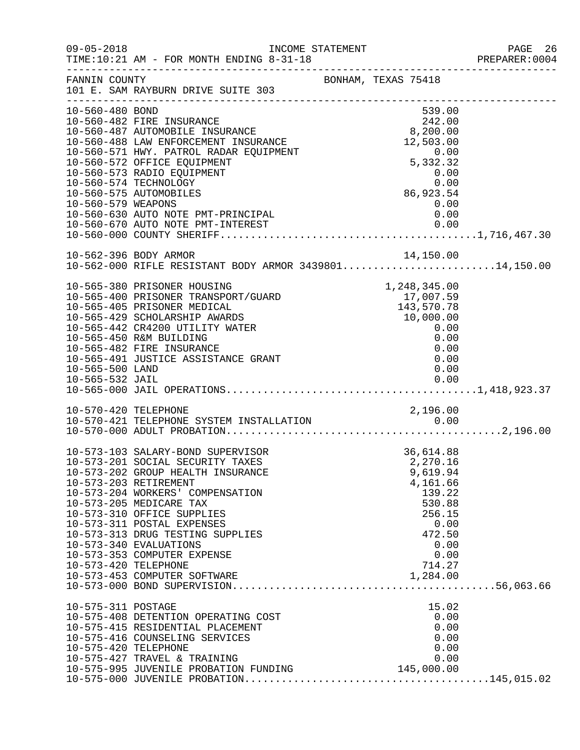INCOME STATEMENT

TIME:10:21 AM - FOR MONTH ENDING 8-31-18

FANNIN COUNTY — BONHAM, TEXAS 75418

101 E. SAM RAYBURN DRIVE SUITE 303

| Account | Description | Amount | Total |
|---|---|---|---|
| 10-560-480 | BOND | 539.00 | |
| 10-560-482 | FIRE INSURANCE | 242.00 | |
| 10-560-487 | AUTOMOBILE INSURANCE | 8,200.00 | |
| 10-560-488 | LAW ENFORCEMENT INSURANCE | 12,503.00 | |
| 10-560-571 | HWY. PATROL RADAR EQUIPMENT | 0.00 | |
| 10-560-572 | OFFICE EQUIPMENT | 5,332.32 | |
| 10-560-573 | RADIO EQUIPMENT | 0.00 | |
| 10-560-574 | TECHNOLOGY | 0.00 | |
| 10-560-575 | AUTOMOBILES | 86,923.54 | |
| 10-560-579 | WEAPONS | 0.00 | |
| 10-560-630 | AUTO NOTE PMT-PRINCIPAL | 0.00 | |
| 10-560-670 | AUTO NOTE PMT-INTEREST | 0.00 | |
| 10-560-000 | COUNTY SHERIFF | | 1,716,467.30 |
| 10-562-396 | BODY ARMOR | 14,150.00 | |
| 10-562-000 | RIFLE RESISTANT BODY ARMOR 3439801 | | 14,150.00 |
| 10-565-380 | PRISONER HOUSING | 1,248,345.00 | |
| 10-565-400 | PRISONER TRANSPORT/GUARD | 17,007.59 | |
| 10-565-405 | PRISONER MEDICAL | 143,570.78 | |
| 10-565-429 | SCHOLARSHIP AWARDS | 10,000.00 | |
| 10-565-442 | CR4200 UTILITY WATER | 0.00 | |
| 10-565-450 | R&M BUILDING | 0.00 | |
| 10-565-482 | FIRE INSURANCE | 0.00 | |
| 10-565-491 | JUSTICE ASSISTANCE GRANT | 0.00 | |
| 10-565-500 | LAND | 0.00 | |
| 10-565-532 | JAIL | 0.00 | |
| 10-565-000 | JAIL OPERATIONS | | 1,418,923.37 |
| 10-570-420 | TELEPHONE | 2,196.00 | |
| 10-570-421 | TELEPHONE SYSTEM INSTALLATION | 0.00 | |
| 10-570-000 | ADULT PROBATION | | 2,196.00 |
| 10-573-103 | SALARY-BOND SUPERVISOR | 36,614.88 | |
| 10-573-201 | SOCIAL SECURITY TAXES | 2,270.16 | |
| 10-573-202 | GROUP HEALTH INSURANCE | 9,619.94 | |
| 10-573-203 | RETIREMENT | 4,161.66 | |
| 10-573-204 | WORKERS' COMPENSATION | 139.22 | |
| 10-573-205 | MEDICARE TAX | 530.88 | |
| 10-573-310 | OFFICE SUPPLIES | 256.15 | |
| 10-573-311 | POSTAL EXPENSES | 0.00 | |
| 10-573-313 | DRUG TESTING SUPPLIES | 472.50 | |
| 10-573-340 | EVALUATIONS | 0.00 | |
| 10-573-353 | COMPUTER EXPENSE | 0.00 | |
| 10-573-420 | TELEPHONE | 714.27 | |
| 10-573-453 | COMPUTER SOFTWARE | 1,284.00 | |
| 10-573-000 | BOND SUPERVISION | | 56,063.66 |
| 10-575-311 | POSTAGE | 15.02 | |
| 10-575-408 | DETENTION OPERATING COST | 0.00 | |
| 10-575-415 | RESIDENTIAL PLACEMENT | 0.00 | |
| 10-575-416 | COUNSELING SERVICES | 0.00 | |
| 10-575-420 | TELEPHONE | 0.00 | |
| 10-575-427 | TRAVEL & TRAINING | 0.00 | |
| 10-575-995 | JUVENILE PROBATION FUNDING | 145,000.00 | |
| 10-575-000 | JUVENILE PROBATION | | 145,015.02 |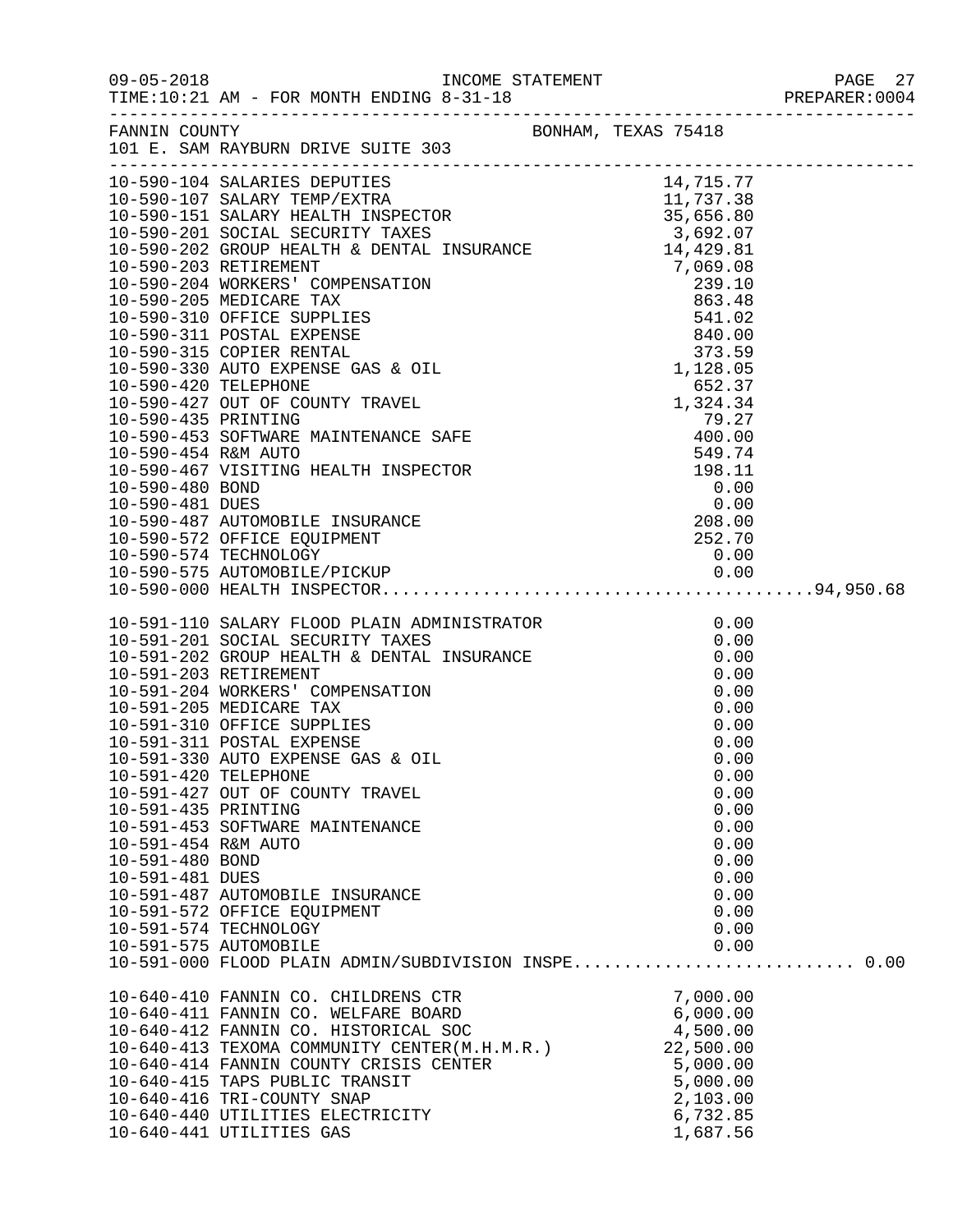FANNIN COUNTY — BONHAM, TEXAS 75418
101 E. SAM RAYBURN DRIVE SUITE 303

INCOME STATEMENT
TIME:10:21 AM - FOR MONTH ENDING 8-31-18

| Account | Description | Amount | Total |
|---|---|---|---|
| 10-590-104 | SALARIES DEPUTIES | 14,715.77 | |
| 10-590-107 | SALARY TEMP/EXTRA | 11,737.38 | |
| 10-590-151 | SALARY HEALTH INSPECTOR | 35,656.80 | |
| 10-590-201 | SOCIAL SECURITY TAXES | 3,692.07 | |
| 10-590-202 | GROUP HEALTH & DENTAL INSURANCE | 14,429.81 | |
| 10-590-203 | RETIREMENT | 7,069.08 | |
| 10-590-204 | WORKERS' COMPENSATION | 239.10 | |
| 10-590-205 | MEDICARE TAX | 863.48 | |
| 10-590-310 | OFFICE SUPPLIES | 541.02 | |
| 10-590-311 | POSTAL EXPENSE | 840.00 | |
| 10-590-315 | COPIER RENTAL | 373.59 | |
| 10-590-330 | AUTO EXPENSE GAS & OIL | 1,128.05 | |
| 10-590-420 | TELEPHONE | 652.37 | |
| 10-590-427 | OUT OF COUNTY TRAVEL | 1,324.34 | |
| 10-590-435 | PRINTING | 79.27 | |
| 10-590-453 | SOFTWARE MAINTENANCE SAFE | 400.00 | |
| 10-590-454 | R&M AUTO | 549.74 | |
| 10-590-467 | VISITING HEALTH INSPECTOR | 198.11 | |
| 10-590-480 | BOND | 0.00 | |
| 10-590-481 | DUES | 0.00 | |
| 10-590-487 | AUTOMOBILE INSURANCE | 208.00 | |
| 10-590-572 | OFFICE EQUIPMENT | 252.70 | |
| 10-590-574 | TECHNOLOGY | 0.00 | |
| 10-590-575 | AUTOMOBILE/PICKUP | 0.00 | |
| 10-590-000 | HEALTH INSPECTOR | | 94,950.68 |
| 10-591-110 | SALARY FLOOD PLAIN ADMINISTRATOR | 0.00 | |
| 10-591-201 | SOCIAL SECURITY TAXES | 0.00 | |
| 10-591-202 | GROUP HEALTH & DENTAL INSURANCE | 0.00 | |
| 10-591-203 | RETIREMENT | 0.00 | |
| 10-591-204 | WORKERS' COMPENSATION | 0.00 | |
| 10-591-205 | MEDICARE TAX | 0.00 | |
| 10-591-310 | OFFICE SUPPLIES | 0.00 | |
| 10-591-311 | POSTAL EXPENSE | 0.00 | |
| 10-591-330 | AUTO EXPENSE GAS & OIL | 0.00 | |
| 10-591-420 | TELEPHONE | 0.00 | |
| 10-591-427 | OUT OF COUNTY TRAVEL | 0.00 | |
| 10-591-435 | PRINTING | 0.00 | |
| 10-591-453 | SOFTWARE MAINTENANCE | 0.00 | |
| 10-591-454 | R&M AUTO | 0.00 | |
| 10-591-480 | BOND | 0.00 | |
| 10-591-481 | DUES | 0.00 | |
| 10-591-487 | AUTOMOBILE INSURANCE | 0.00 | |
| 10-591-572 | OFFICE EQUIPMENT | 0.00 | |
| 10-591-574 | TECHNOLOGY | 0.00 | |
| 10-591-575 | AUTOMOBILE | 0.00 | |
| 10-591-000 | FLOOD PLAIN ADMIN/SUBDIVISION INSPE | | 0.00 |
| 10-640-410 | FANNIN CO. CHILDRENS CTR | 7,000.00 | |
| 10-640-411 | FANNIN CO. WELFARE BOARD | 6,000.00 | |
| 10-640-412 | FANNIN CO. HISTORICAL SOC | 4,500.00 | |
| 10-640-413 | TEXOMA COMMUNITY CENTER(M.H.M.R.) | 22,500.00 | |
| 10-640-414 | FANNIN COUNTY CRISIS CENTER | 5,000.00 | |
| 10-640-415 | TAPS PUBLIC TRANSIT | 5,000.00 | |
| 10-640-416 | TRI-COUNTY SNAP | 2,103.00 | |
| 10-640-440 | UTILITIES ELECTRICITY | 6,732.85 | |
| 10-640-441 | UTILITIES GAS | 1,687.56 | |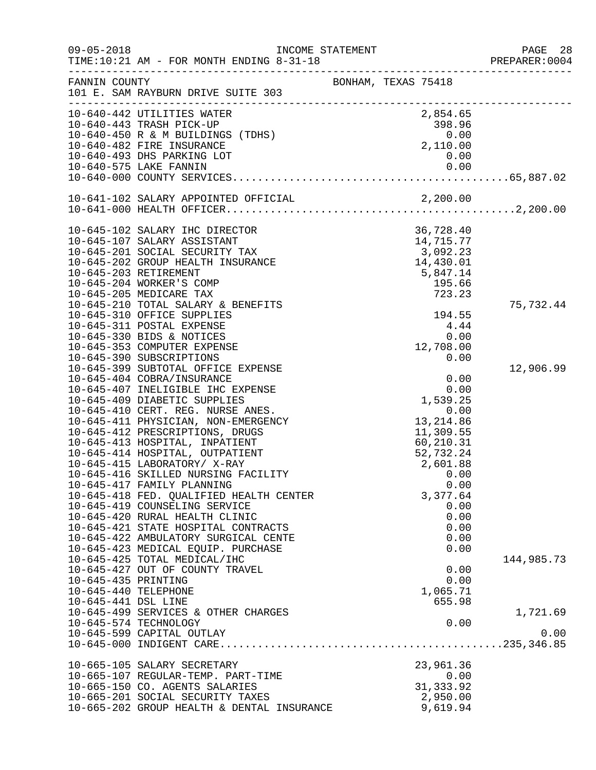FANNIN COUNTY  BONHAM, TEXAS 75418
101 E. SAM RAYBURN DRIVE SUITE 303

INCOME STATEMENT — FOR MONTH ENDING 8-31-18

| Account | Description | Amount | Total |
|---|---|---|---|
| 10-640-442 | UTILITIES WATER | 2,854.65 | |
| 10-640-443 | TRASH PICK-UP | 398.96 | |
| 10-640-450 | R & M BUILDINGS (TDHS) | 0.00 | |
| 10-640-482 | FIRE INSURANCE | 2,110.00 | |
| 10-640-493 | DHS PARKING LOT | 0.00 | |
| 10-640-575 | LAKE FANNIN | 0.00 | |
| 10-640-000 | COUNTY SERVICES | | 65,887.02 |
| 10-641-102 | SALARY APPOINTED OFFICIAL | 2,200.00 | |
| 10-641-000 | HEALTH OFFICER | | 2,200.00 |
| 10-645-102 | SALARY IHC DIRECTOR | 36,728.40 | |
| 10-645-107 | SALARY ASSISTANT | 14,715.77 | |
| 10-645-201 | SOCIAL SECURITY TAX | 3,092.23 | |
| 10-645-202 | GROUP HEALTH INSURANCE | 14,430.01 | |
| 10-645-203 | RETIREMENT | 5,847.14 | |
| 10-645-204 | WORKER'S COMP | 195.66 | |
| 10-645-205 | MEDICARE TAX | 723.23 | |
| 10-645-210 | TOTAL SALARY & BENEFITS | | 75,732.44 |
| 10-645-310 | OFFICE SUPPLIES | 194.55 | |
| 10-645-311 | POSTAL EXPENSE | 4.44 | |
| 10-645-330 | BIDS & NOTICES | 0.00 | |
| 10-645-353 | COMPUTER EXPENSE | 12,708.00 | |
| 10-645-390 | SUBSCRIPTIONS | 0.00 | |
| 10-645-399 | SUBTOTAL OFFICE EXPENSE | | 12,906.99 |
| 10-645-404 | COBRA/INSURANCE | 0.00 | |
| 10-645-407 | INELIGIBLE IHC EXPENSE | 0.00 | |
| 10-645-409 | DIABETIC SUPPLIES | 1,539.25 | |
| 10-645-410 | CERT. REG. NURSE ANES. | 0.00 | |
| 10-645-411 | PHYSICIAN, NON-EMERGENCY | 13,214.86 | |
| 10-645-412 | PRESCRIPTIONS, DRUGS | 11,309.55 | |
| 10-645-413 | HOSPITAL, INPATIENT | 60,210.31 | |
| 10-645-414 | HOSPITAL, OUTPATIENT | 52,732.24 | |
| 10-645-415 | LABORATORY/ X-RAY | 2,601.88 | |
| 10-645-416 | SKILLED NURSING FACILITY | 0.00 | |
| 10-645-417 | FAMILY PLANNING | 0.00 | |
| 10-645-418 | FED. QUALIFIED HEALTH CENTER | 3,377.64 | |
| 10-645-419 | COUNSELING SERVICE | 0.00 | |
| 10-645-420 | RURAL HEALTH CLINIC | 0.00 | |
| 10-645-421 | STATE HOSPITAL CONTRACTS | 0.00 | |
| 10-645-422 | AMBULATORY SURGICAL CENTE | 0.00 | |
| 10-645-423 | MEDICAL EQUIP. PURCHASE | 0.00 | |
| 10-645-425 | TOTAL MEDICAL/IHC | | 144,985.73 |
| 10-645-427 | OUT OF COUNTY TRAVEL | 0.00 | |
| 10-645-435 | PRINTING | 0.00 | |
| 10-645-440 | TELEPHONE | 1,065.71 | |
| 10-645-441 | DSL LINE | 655.98 | |
| 10-645-499 | SERVICES & OTHER CHARGES | | 1,721.69 |
| 10-645-574 | TECHNOLOGY | 0.00 | |
| 10-645-599 | CAPITAL OUTLAY | | 0.00 |
| 10-645-000 | INDIGENT CARE | | 235,346.85 |
| 10-665-105 | SALARY SECRETARY | 23,961.36 | |
| 10-665-107 | REGULAR-TEMP. PART-TIME | 0.00 | |
| 10-665-150 | CO. AGENTS SALARIES | 31,333.92 | |
| 10-665-201 | SOCIAL SECURITY TAXES | 2,950.00 | |
| 10-665-202 | GROUP HEALTH & DENTAL INSURANCE | 9,619.94 | |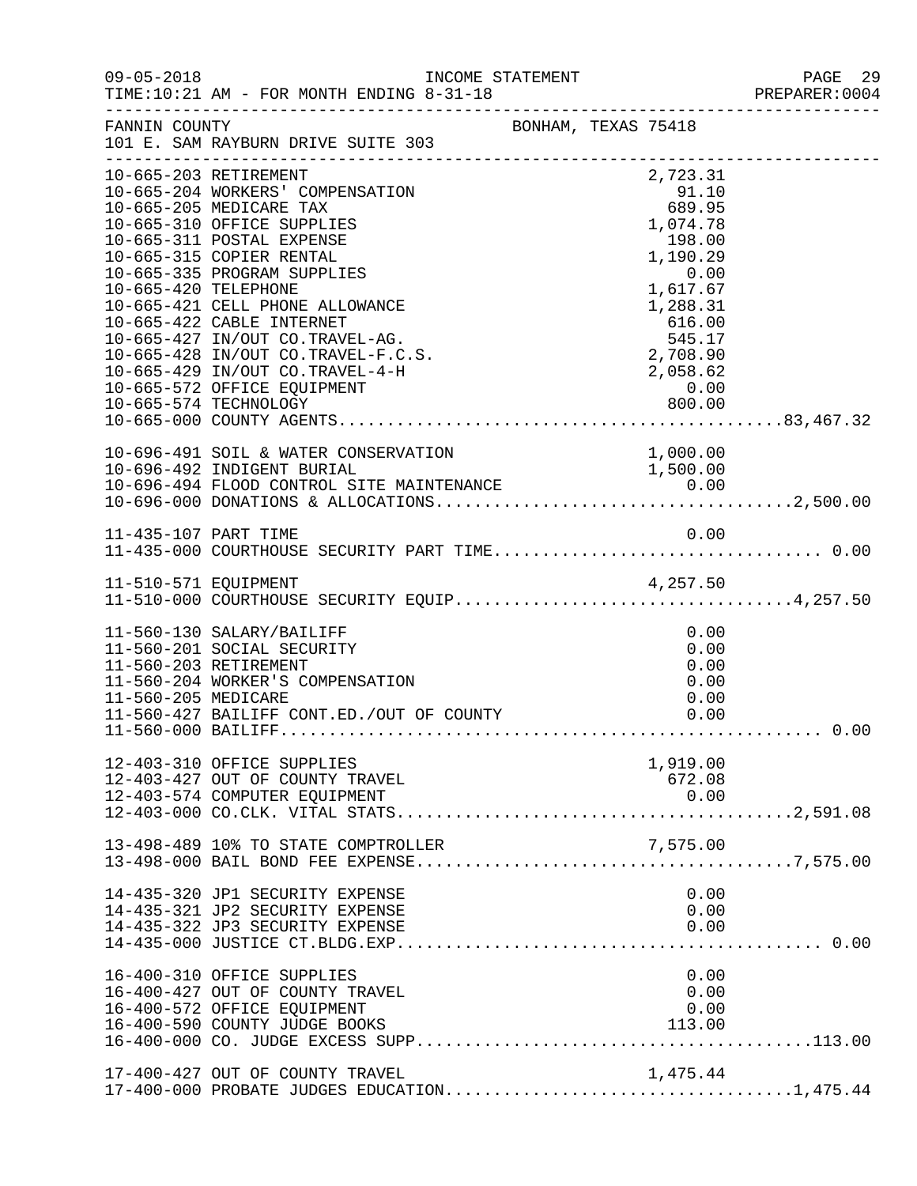FANNIN COUNTY BONHAM, TEXAS 75418
101 E. SAM RAYBURN DRIVE SUITE 303

INCOME STATEMENT
TIME:10:21 AM - FOR MONTH ENDING 8-31-18

| Account | Description | Amount | Total |
|---|---|---|---|
| 10-665-203 | RETIREMENT | 2,723.31 | |
| 10-665-204 | WORKERS' COMPENSATION | 91.10 | |
| 10-665-205 | MEDICARE TAX | 689.95 | |
| 10-665-310 | OFFICE SUPPLIES | 1,074.78 | |
| 10-665-311 | POSTAL EXPENSE | 198.00 | |
| 10-665-315 | COPIER RENTAL | 1,190.29 | |
| 10-665-335 | PROGRAM SUPPLIES | 0.00 | |
| 10-665-420 | TELEPHONE | 1,617.67 | |
| 10-665-421 | CELL PHONE ALLOWANCE | 1,288.31 | |
| 10-665-422 | CABLE INTERNET | 616.00 | |
| 10-665-427 | IN/OUT CO.TRAVEL-AG. | 545.17 | |
| 10-665-428 | IN/OUT CO.TRAVEL-F.C.S. | 2,708.90 | |
| 10-665-429 | IN/OUT CO.TRAVEL-4-H | 2,058.62 | |
| 10-665-572 | OFFICE EQUIPMENT | 0.00 | |
| 10-665-574 | TECHNOLOGY | 800.00 | |
| 10-665-000 | COUNTY AGENTS | | 83,467.32 |
| 10-696-491 | SOIL & WATER CONSERVATION | 1,000.00 | |
| 10-696-492 | INDIGENT BURIAL | 1,500.00 | |
| 10-696-494 | FLOOD CONTROL SITE MAINTENANCE | 0.00 | |
| 10-696-000 | DONATIONS & ALLOCATIONS | | 2,500.00 |
| 11-435-107 | PART TIME | 0.00 | |
| 11-435-000 | COURTHOUSE SECURITY PART TIME | | 0.00 |
| 11-510-571 | EQUIPMENT | 4,257.50 | |
| 11-510-000 | COURTHOUSE SECURITY EQUIP | | 4,257.50 |
| 11-560-130 | SALARY/BAILIFF | 0.00 | |
| 11-560-201 | SOCIAL SECURITY | 0.00 | |
| 11-560-203 | RETIREMENT | 0.00 | |
| 11-560-204 | WORKER'S COMPENSATION | 0.00 | |
| 11-560-205 | MEDICARE | 0.00 | |
| 11-560-427 | BAILIFF CONT.ED./OUT OF COUNTY | 0.00 | |
| 11-560-000 | BAILIFF | | 0.00 |
| 12-403-310 | OFFICE SUPPLIES | 1,919.00 | |
| 12-403-427 | OUT OF COUNTY TRAVEL | 672.08 | |
| 12-403-574 | COMPUTER EQUIPMENT | 0.00 | |
| 12-403-000 | CO.CLK. VITAL STATS. | | 2,591.08 |
| 13-498-489 | 10% TO STATE COMPTROLLER | 7,575.00 | |
| 13-498-000 | BAIL BOND FEE EXPENSE | | 7,575.00 |
| 14-435-320 | JP1 SECURITY EXPENSE | 0.00 | |
| 14-435-321 | JP2 SECURITY EXPENSE | 0.00 | |
| 14-435-322 | JP3 SECURITY EXPENSE | 0.00 | |
| 14-435-000 | JUSTICE CT.BLDG.EXP. | | 0.00 |
| 16-400-310 | OFFICE SUPPLIES | 0.00 | |
| 16-400-427 | OUT OF COUNTY TRAVEL | 0.00 | |
| 16-400-572 | OFFICE EQUIPMENT | 0.00 | |
| 16-400-590 | COUNTY JUDGE BOOKS | 113.00 | |
| 16-400-000 | CO. JUDGE EXCESS SUPP. | | 113.00 |
| 17-400-427 | OUT OF COUNTY TRAVEL | 1,475.44 | |
| 17-400-000 | PROBATE JUDGES EDUCATION | | 1,475.44 |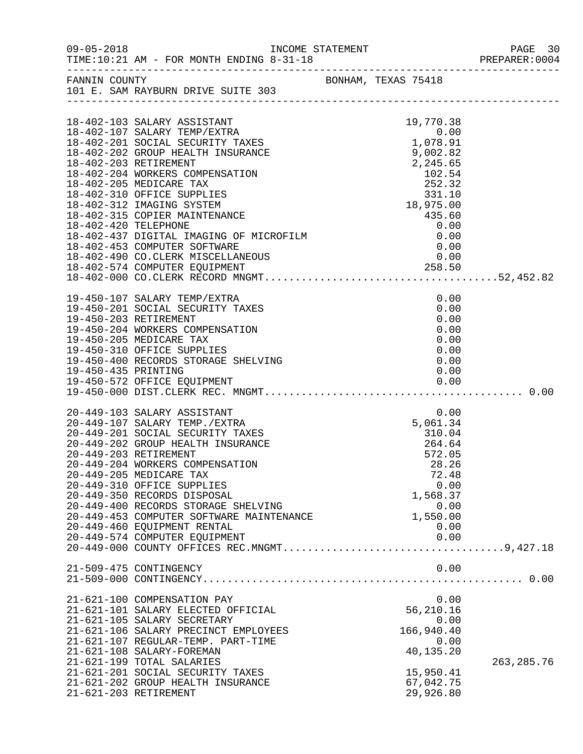FANNIN COUNTY  BONHAM, TEXAS 75418
101 E. SAM RAYBURN DRIVE SUITE 303

| Account | Amount | Total |
|---|---|---|
| 18-402-103 SALARY ASSISTANT | 19,770.38 | |
| 18-402-107 SALARY TEMP/EXTRA | 0.00 | |
| 18-402-201 SOCIAL SECURITY TAXES | 1,078.91 | |
| 18-402-202 GROUP HEALTH INSURANCE | 9,002.82 | |
| 18-402-203 RETIREMENT | 2,245.65 | |
| 18-402-204 WORKERS COMPENSATION | 102.54 | |
| 18-402-205 MEDICARE TAX | 252.32 | |
| 18-402-310 OFFICE SUPPLIES | 331.10 | |
| 18-402-312 IMAGING SYSTEM | 18,975.00 | |
| 18-402-315 COPIER MAINTENANCE | 435.60 | |
| 18-402-420 TELEPHONE | 0.00 | |
| 18-402-437 DIGITAL IMAGING OF MICROFILM | 0.00 | |
| 18-402-453 COMPUTER SOFTWARE | 0.00 | |
| 18-402-490 CO.CLERK MISCELLANEOUS | 0.00 | |
| 18-402-574 COMPUTER EQUIPMENT | 258.50 | |
| 18-402-000 CO.CLERK RECORD MNGMT | | 52,452.82 |
| 19-450-107 SALARY TEMP/EXTRA | 0.00 | |
| 19-450-201 SOCIAL SECURITY TAXES | 0.00 | |
| 19-450-203 RETIREMENT | 0.00 | |
| 19-450-204 WORKERS COMPENSATION | 0.00 | |
| 19-450-205 MEDICARE TAX | 0.00 | |
| 19-450-310 OFFICE SUPPLIES | 0.00 | |
| 19-450-400 RECORDS STORAGE SHELVING | 0.00 | |
| 19-450-435 PRINTING | 0.00 | |
| 19-450-572 OFFICE EQUIPMENT | 0.00 | |
| 19-450-000 DIST.CLERK REC. MNGMT | | 0.00 |
| 20-449-103 SALARY ASSISTANT | 0.00 | |
| 20-449-107 SALARY TEMP./EXTRA | 5,061.34 | |
| 20-449-201 SOCIAL SECURITY TAXES | 310.04 | |
| 20-449-202 GROUP HEALTH INSURANCE | 264.64 | |
| 20-449-203 RETIREMENT | 572.05 | |
| 20-449-204 WORKERS COMPENSATION | 28.26 | |
| 20-449-205 MEDICARE TAX | 72.48 | |
| 20-449-310 OFFICE SUPPLIES | 0.00 | |
| 20-449-350 RECORDS DISPOSAL | 1,568.37 | |
| 20-449-400 RECORDS STORAGE SHELVING | 0.00 | |
| 20-449-453 COMPUTER SOFTWARE MAINTENANCE | 1,550.00 | |
| 20-449-460 EQUIPMENT RENTAL | 0.00 | |
| 20-449-574 COMPUTER EQUIPMENT | 0.00 | |
| 20-449-000 COUNTY OFFICES REC.MNGMT | | 9,427.18 |
| 21-509-475 CONTINGENCY | 0.00 | |
| 21-509-000 CONTINGENCY | | 0.00 |
| 21-621-100 COMPENSATION PAY | 0.00 | |
| 21-621-101 SALARY ELECTED OFFICIAL | 56,210.16 | |
| 21-621-105 SALARY SECRETARY | 0.00 | |
| 21-621-106 SALARY PRECINCT EMPLOYEES | 166,940.40 | |
| 21-621-107 REGULAR-TEMP. PART-TIME | 0.00 | |
| 21-621-108 SALARY-FOREMAN | 40,135.20 | |
| 21-621-199 TOTAL SALARIES | | 263,285.76 |
| 21-621-201 SOCIAL SECURITY TAXES | 15,950.41 | |
| 21-621-202 GROUP HEALTH INSURANCE | 67,042.75 | |
| 21-621-203 RETIREMENT | 29,926.80 | |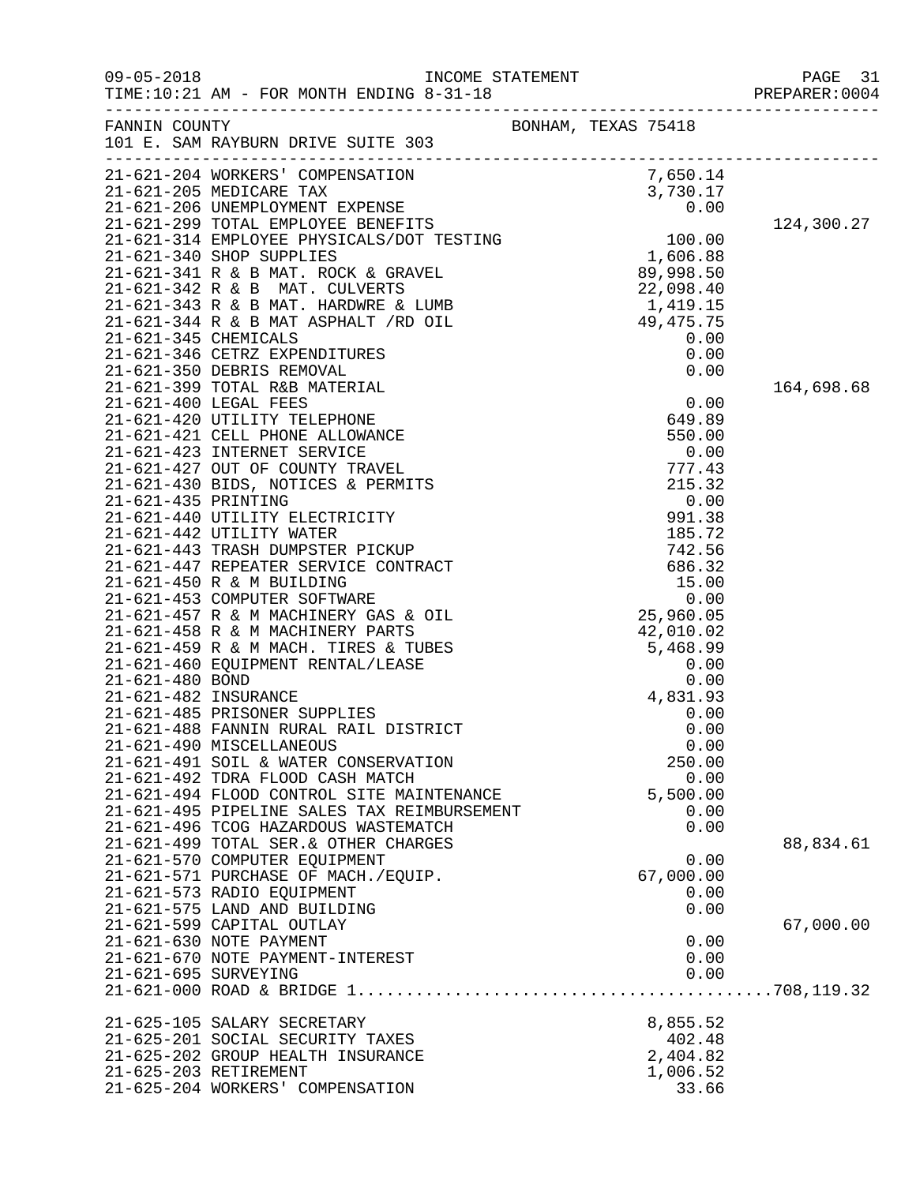FANNIN COUNTY　　　　　　　　　　　　　　BONHAM, TEXAS 75418
101 E. SAM RAYBURN DRIVE SUITE 303

INCOME STATEMENT — FOR MONTH ENDING 8-31-18

| Account | Description | Amount | Total |
|---|---|---|---|
| 21-621-204 | WORKERS' COMPENSATION | 7,650.14 | |
| 21-621-205 | MEDICARE TAX | 3,730.17 | |
| 21-621-206 | UNEMPLOYMENT EXPENSE | 0.00 | |
| 21-621-299 | TOTAL EMPLOYEE BENEFITS | | 124,300.27 |
| 21-621-314 | EMPLOYEE PHYSICALS/DOT TESTING | 100.00 | |
| 21-621-340 | SHOP SUPPLIES | 1,606.88 | |
| 21-621-341 | R & B MAT. ROCK & GRAVEL | 89,998.50 | |
| 21-621-342 | R & B MAT. CULVERTS | 22,098.40 | |
| 21-621-343 | R & B MAT. HARDWRE & LUMB | 1,419.15 | |
| 21-621-344 | R & B MAT ASPHALT /RD OIL | 49,475.75 | |
| 21-621-345 | CHEMICALS | 0.00 | |
| 21-621-346 | CETRZ EXPENDITURES | 0.00 | |
| 21-621-350 | DEBRIS REMOVAL | 0.00 | |
| 21-621-399 | TOTAL R&B MATERIAL | | 164,698.68 |
| 21-621-400 | LEGAL FEES | 0.00 | |
| 21-621-420 | UTILITY TELEPHONE | 649.89 | |
| 21-621-421 | CELL PHONE ALLOWANCE | 550.00 | |
| 21-621-423 | INTERNET SERVICE | 0.00 | |
| 21-621-427 | OUT OF COUNTY TRAVEL | 777.43 | |
| 21-621-430 | BIDS, NOTICES & PERMITS | 215.32 | |
| 21-621-435 | PRINTING | 0.00 | |
| 21-621-440 | UTILITY ELECTRICITY | 991.38 | |
| 21-621-442 | UTILITY WATER | 185.72 | |
| 21-621-443 | TRASH DUMPSTER PICKUP | 742.56 | |
| 21-621-447 | REPEATER SERVICE CONTRACT | 686.32 | |
| 21-621-450 | R & M BUILDING | 15.00 | |
| 21-621-453 | COMPUTER SOFTWARE | 0.00 | |
| 21-621-457 | R & M MACHINERY GAS & OIL | 25,960.05 | |
| 21-621-458 | R & M MACHINERY PARTS | 42,010.02 | |
| 21-621-459 | R & M MACH. TIRES & TUBES | 5,468.99 | |
| 21-621-460 | EQUIPMENT RENTAL/LEASE | 0.00 | |
| 21-621-480 | BOND | 0.00 | |
| 21-621-482 | INSURANCE | 4,831.93 | |
| 21-621-485 | PRISONER SUPPLIES | 0.00 | |
| 21-621-488 | FANNIN RURAL RAIL DISTRICT | 0.00 | |
| 21-621-490 | MISCELLANEOUS | 0.00 | |
| 21-621-491 | SOIL & WATER CONSERVATION | 250.00 | |
| 21-621-492 | TDRA FLOOD CASH MATCH | 0.00 | |
| 21-621-494 | FLOOD CONTROL SITE MAINTENANCE | 5,500.00 | |
| 21-621-495 | PIPELINE SALES TAX REIMBURSEMENT | 0.00 | |
| 21-621-496 | TCOG HAZARDOUS WASTEMATCH | 0.00 | |
| 21-621-499 | TOTAL SER.& OTHER CHARGES | | 88,834.61 |
| 21-621-570 | COMPUTER EQUIPMENT | 0.00 | |
| 21-621-571 | PURCHASE OF MACH./EQUIP. | 67,000.00 | |
| 21-621-573 | RADIO EQUIPMENT | 0.00 | |
| 21-621-575 | LAND AND BUILDING | 0.00 | |
| 21-621-599 | CAPITAL OUTLAY | | 67,000.00 |
| 21-621-630 | NOTE PAYMENT | 0.00 | |
| 21-621-670 | NOTE PAYMENT-INTEREST | 0.00 | |
| 21-621-695 | SURVEYING | 0.00 | |
| 21-621-000 | ROAD & BRIDGE 1 | | 708,119.32 |
| | | | |
| 21-625-105 | SALARY SECRETARY | 8,855.52 | |
| 21-625-201 | SOCIAL SECURITY TAXES | 402.48 | |
| 21-625-202 | GROUP HEALTH INSURANCE | 2,404.82 | |
| 21-625-203 | RETIREMENT | 1,006.52 | |
| 21-625-204 | WORKERS' COMPENSATION | 33.66 | |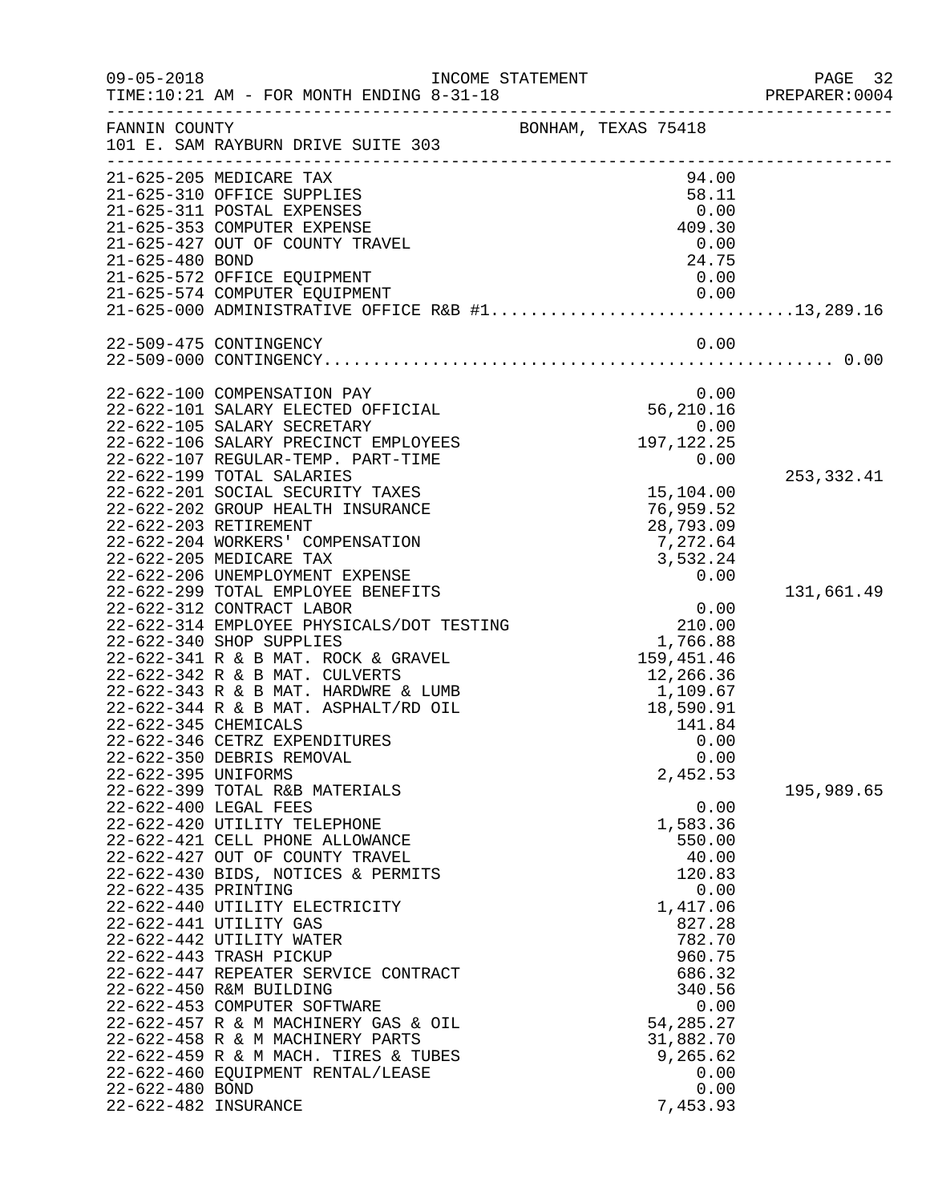FANNIN COUNTY — BONHAM, TEXAS 75418
101 E. SAM RAYBURN DRIVE SUITE 303

| Account | Description | Amount | Total |
|---|---|---|---|
| 21-625-205 | MEDICARE TAX | 94.00 | |
| 21-625-310 | OFFICE SUPPLIES | 58.11 | |
| 21-625-311 | POSTAL EXPENSES | 0.00 | |
| 21-625-353 | COMPUTER EXPENSE | 409.30 | |
| 21-625-427 | OUT OF COUNTY TRAVEL | 0.00 | |
| 21-625-480 | BOND | 24.75 | |
| 21-625-572 | OFFICE EQUIPMENT | 0.00 | |
| 21-625-574 | COMPUTER EQUIPMENT | 0.00 | |
| 21-625-000 | ADMINISTRATIVE OFFICE R&B #1 | | 13,289.16 |
| | | | |
| 22-509-475 | CONTINGENCY | 0.00 | |
| 22-509-000 | CONTINGENCY | | 0.00 |
| | | | |
| 22-622-100 | COMPENSATION PAY | 0.00 | |
| 22-622-101 | SALARY ELECTED OFFICIAL | 56,210.16 | |
| 22-622-105 | SALARY SECRETARY | 0.00 | |
| 22-622-106 | SALARY PRECINCT EMPLOYEES | 197,122.25 | |
| 22-622-107 | REGULAR-TEMP. PART-TIME | 0.00 | |
| 22-622-199 | TOTAL SALARIES | | 253,332.41 |
| 22-622-201 | SOCIAL SECURITY TAXES | 15,104.00 | |
| 22-622-202 | GROUP HEALTH INSURANCE | 76,959.52 | |
| 22-622-203 | RETIREMENT | 28,793.09 | |
| 22-622-204 | WORKERS' COMPENSATION | 7,272.64 | |
| 22-622-205 | MEDICARE TAX | 3,532.24 | |
| 22-622-206 | UNEMPLOYMENT EXPENSE | 0.00 | |
| 22-622-299 | TOTAL EMPLOYEE BENEFITS | | 131,661.49 |
| 22-622-312 | CONTRACT LABOR | 0.00 | |
| 22-622-314 | EMPLOYEE PHYSICALS/DOT TESTING | 210.00 | |
| 22-622-340 | SHOP SUPPLIES | 1,766.88 | |
| 22-622-341 | R & B MAT. ROCK & GRAVEL | 159,451.46 | |
| 22-622-342 | R & B MAT. CULVERTS | 12,266.36 | |
| 22-622-343 | R & B MAT. HARDWRE & LUMB | 1,109.67 | |
| 22-622-344 | R & B MAT. ASPHALT/RD OIL | 18,590.91 | |
| 22-622-345 | CHEMICALS | 141.84 | |
| 22-622-346 | CETRZ EXPENDITURES | 0.00 | |
| 22-622-350 | DEBRIS REMOVAL | 0.00 | |
| 22-622-395 | UNIFORMS | 2,452.53 | |
| 22-622-399 | TOTAL R&B MATERIALS | | 195,989.65 |
| 22-622-400 | LEGAL FEES | 0.00 | |
| 22-622-420 | UTILITY TELEPHONE | 1,583.36 | |
| 22-622-421 | CELL PHONE ALLOWANCE | 550.00 | |
| 22-622-427 | OUT OF COUNTY TRAVEL | 40.00 | |
| 22-622-430 | BIDS, NOTICES & PERMITS | 120.83 | |
| 22-622-435 | PRINTING | 0.00 | |
| 22-622-440 | UTILITY ELECTRICITY | 1,417.06 | |
| 22-622-441 | UTILITY GAS | 827.28 | |
| 22-622-442 | UTILITY WATER | 782.70 | |
| 22-622-443 | TRASH PICKUP | 960.75 | |
| 22-622-447 | REPEATER SERVICE CONTRACT | 686.32 | |
| 22-622-450 | R&M BUILDING | 340.56 | |
| 22-622-453 | COMPUTER SOFTWARE | 0.00 | |
| 22-622-457 | R & M MACHINERY GAS & OIL | 54,285.27 | |
| 22-622-458 | R & M MACHINERY PARTS | 31,882.70 | |
| 22-622-459 | R & M MACH. TIRES & TUBES | 9,265.62 | |
| 22-622-460 | EQUIPMENT RENTAL/LEASE | 0.00 | |
| 22-622-480 | BOND | 0.00 | |
| 22-622-482 | INSURANCE | 7,453.93 | |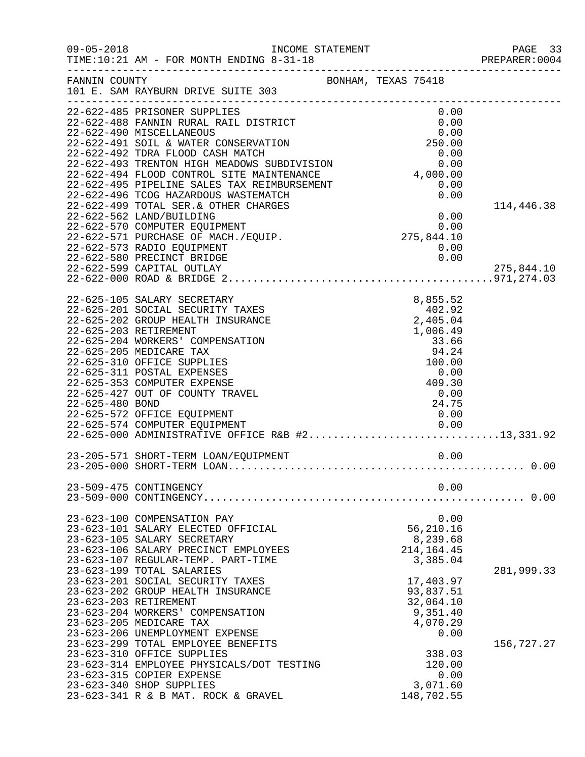INCOME STATEMENT

TIME:10:21 AM - FOR MONTH ENDING 8-31-18

FANNIN COUNTY — BONHAM, TEXAS 75418

101 E. SAM RAYBURN DRIVE SUITE 303

| Account | Description | Amount | Total |
|---|---|---|---|
| 22-622-485 | PRISONER SUPPLIES | 0.00 | |
| 22-622-488 | FANNIN RURAL RAIL DISTRICT | 0.00 | |
| 22-622-490 | MISCELLANEOUS | 0.00 | |
| 22-622-491 | SOIL & WATER CONSERVATION | 250.00 | |
| 22-622-492 | TDRA FLOOD CASH MATCH | 0.00 | |
| 22-622-493 | TRENTON HIGH MEADOWS SUBDIVISION | 0.00 | |
| 22-622-494 | FLOOD CONTROL SITE MAINTENANCE | 4,000.00 | |
| 22-622-495 | PIPELINE SALES TAX REIMBURSEMENT | 0.00 | |
| 22-622-496 | TCOG HAZARDOUS WASTEMATCH | 0.00 | |
| 22-622-499 | TOTAL SER.& OTHER CHARGES | | 114,446.38 |
| 22-622-562 | LAND/BUILDING | 0.00 | |
| 22-622-570 | COMPUTER EQUIPMENT | 0.00 | |
| 22-622-571 | PURCHASE OF MACH./EQUIP. | 275,844.10 | |
| 22-622-573 | RADIO EQUIPMENT | 0.00 | |
| 22-622-580 | PRECINCT BRIDGE | 0.00 | |
| 22-622-599 | CAPITAL OUTLAY | | 275,844.10 |
| 22-622-000 | ROAD & BRIDGE 2 | | 971,274.03 |
| 22-625-105 | SALARY SECRETARY | 8,855.52 | |
| 22-625-201 | SOCIAL SECURITY TAXES | 402.92 | |
| 22-625-202 | GROUP HEALTH INSURANCE | 2,405.04 | |
| 22-625-203 | RETIREMENT | 1,006.49 | |
| 22-625-204 | WORKERS' COMPENSATION | 33.66 | |
| 22-625-205 | MEDICARE TAX | 94.24 | |
| 22-625-310 | OFFICE SUPPLIES | 100.00 | |
| 22-625-311 | POSTAL EXPENSES | 0.00 | |
| 22-625-353 | COMPUTER EXPENSE | 409.30 | |
| 22-625-427 | OUT OF COUNTY TRAVEL | 0.00 | |
| 22-625-480 | BOND | 24.75 | |
| 22-625-572 | OFFICE EQUIPMENT | 0.00 | |
| 22-625-574 | COMPUTER EQUIPMENT | 0.00 | |
| 22-625-000 | ADMINISTRATIVE OFFICE R&B #2 | | 13,331.92 |
| 23-205-571 | SHORT-TERM LOAN/EQUIPMENT | 0.00 | |
| 23-205-000 | SHORT-TERM LOAN | | 0.00 |
| 23-509-475 | CONTINGENCY | 0.00 | |
| 23-509-000 | CONTINGENCY | | 0.00 |
| 23-623-100 | COMPENSATION PAY | 0.00 | |
| 23-623-101 | SALARY ELECTED OFFICIAL | 56,210.16 | |
| 23-623-105 | SALARY SECRETARY | 8,239.68 | |
| 23-623-106 | SALARY PRECINCT EMPLOYEES | 214,164.45 | |
| 23-623-107 | REGULAR-TEMP. PART-TIME | 3,385.04 | |
| 23-623-199 | TOTAL SALARIES | | 281,999.33 |
| 23-623-201 | SOCIAL SECURITY TAXES | 17,403.97 | |
| 23-623-202 | GROUP HEALTH INSURANCE | 93,837.51 | |
| 23-623-203 | RETIREMENT | 32,064.10 | |
| 23-623-204 | WORKERS' COMPENSATION | 9,351.40 | |
| 23-623-205 | MEDICARE TAX | 4,070.29 | |
| 23-623-206 | UNEMPLOYMENT EXPENSE | 0.00 | |
| 23-623-299 | TOTAL EMPLOYEE BENEFITS | | 156,727.27 |
| 23-623-310 | OFFICE SUPPLIES | 338.03 | |
| 23-623-314 | EMPLOYEE PHYSICALS/DOT TESTING | 120.00 | |
| 23-623-315 | COPIER EXPENSE | 0.00 | |
| 23-623-340 | SHOP SUPPLIES | 3,071.60 | |
| 23-623-341 | R & B MAT. ROCK & GRAVEL | 148,702.55 | |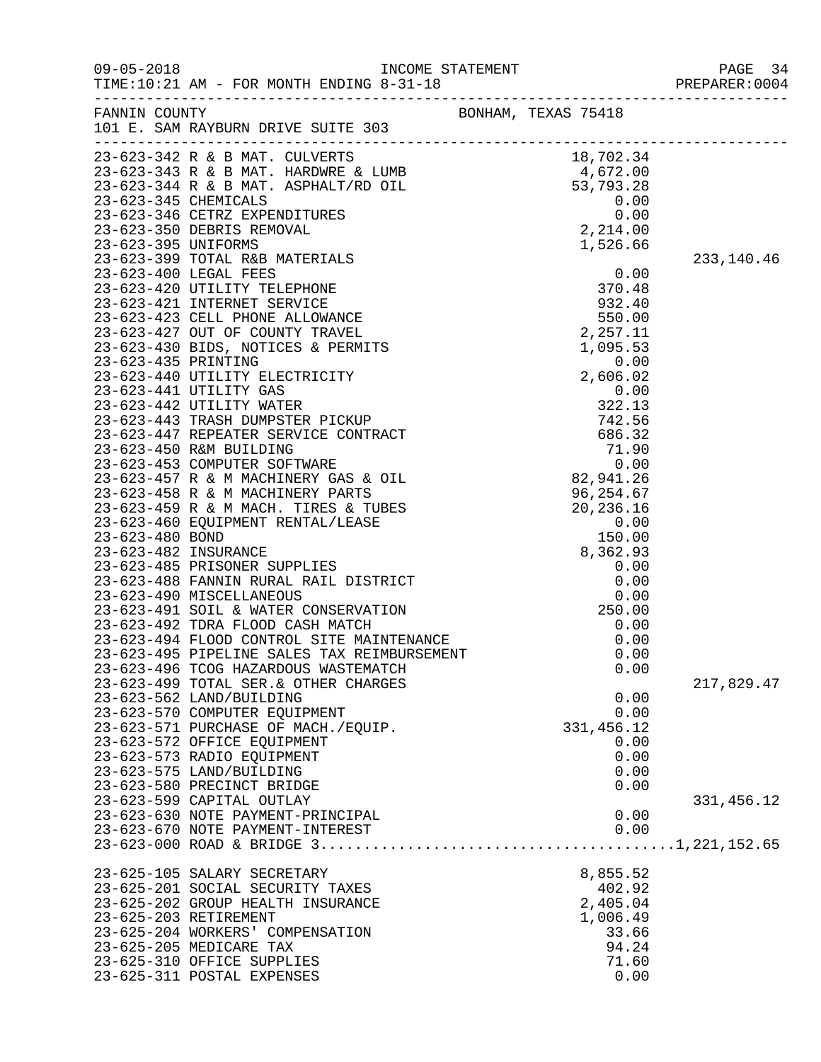FANNIN COUNTY    BONHAM, TEXAS 75418
101 E. SAM RAYBURN DRIVE SUITE 303

| Account | Description | Amount | Total |
|---|---|---|---|
| 23-623-342 | R & B MAT. CULVERTS | 18,702.34 | |
| 23-623-343 | R & B MAT. HARDWRE & LUMB | 4,672.00 | |
| 23-623-344 | R & B MAT. ASPHALT/RD OIL | 53,793.28 | |
| 23-623-345 | CHEMICALS | 0.00 | |
| 23-623-346 | CETRZ EXPENDITURES | 0.00 | |
| 23-623-350 | DEBRIS REMOVAL | 2,214.00 | |
| 23-623-395 | UNIFORMS | 1,526.66 | |
| 23-623-399 | TOTAL R&B MATERIALS | | 233,140.46 |
| 23-623-400 | LEGAL FEES | 0.00 | |
| 23-623-420 | UTILITY TELEPHONE | 370.48 | |
| 23-623-421 | INTERNET SERVICE | 932.40 | |
| 23-623-423 | CELL PHONE ALLOWANCE | 550.00 | |
| 23-623-427 | OUT OF COUNTY TRAVEL | 2,257.11 | |
| 23-623-430 | BIDS, NOTICES & PERMITS | 1,095.53 | |
| 23-623-435 | PRINTING | 0.00 | |
| 23-623-440 | UTILITY ELECTRICITY | 2,606.02 | |
| 23-623-441 | UTILITY GAS | 0.00 | |
| 23-623-442 | UTILITY WATER | 322.13 | |
| 23-623-443 | TRASH DUMPSTER PICKUP | 742.56 | |
| 23-623-447 | REPEATER SERVICE CONTRACT | 686.32 | |
| 23-623-450 | R&M BUILDING | 71.90 | |
| 23-623-453 | COMPUTER SOFTWARE | 0.00 | |
| 23-623-457 | R & M MACHINERY GAS & OIL | 82,941.26 | |
| 23-623-458 | R & M MACHINERY PARTS | 96,254.67 | |
| 23-623-459 | R & M MACH. TIRES & TUBES | 20,236.16 | |
| 23-623-460 | EQUIPMENT RENTAL/LEASE | 0.00 | |
| 23-623-480 | BOND | 150.00 | |
| 23-623-482 | INSURANCE | 8,362.93 | |
| 23-623-485 | PRISONER SUPPLIES | 0.00 | |
| 23-623-488 | FANNIN RURAL RAIL DISTRICT | 0.00 | |
| 23-623-490 | MISCELLANEOUS | 0.00 | |
| 23-623-491 | SOIL & WATER CONSERVATION | 250.00 | |
| 23-623-492 | TDRA FLOOD CASH MATCH | 0.00 | |
| 23-623-494 | FLOOD CONTROL SITE MAINTENANCE | 0.00 | |
| 23-623-495 | PIPELINE SALES TAX REIMBURSEMENT | 0.00 | |
| 23-623-496 | TCOG HAZARDOUS WASTEMATCH | 0.00 | |
| 23-623-499 | TOTAL SER.& OTHER CHARGES | | 217,829.47 |
| 23-623-562 | LAND/BUILDING | 0.00 | |
| 23-623-570 | COMPUTER EQUIPMENT | 0.00 | |
| 23-623-571 | PURCHASE OF MACH./EQUIP. | 331,456.12 | |
| 23-623-572 | OFFICE EQUIPMENT | 0.00 | |
| 23-623-573 | RADIO EQUIPMENT | 0.00 | |
| 23-623-575 | LAND/BUILDING | 0.00 | |
| 23-623-580 | PRECINCT BRIDGE | 0.00 | |
| 23-623-599 | CAPITAL OUTLAY | | 331,456.12 |
| 23-623-630 | NOTE PAYMENT-PRINCIPAL | 0.00 | |
| 23-623-670 | NOTE PAYMENT-INTEREST | 0.00 | |
| 23-623-000 | ROAD & BRIDGE 3 | | 1,221,152.65 |
| 23-625-105 | SALARY SECRETARY | 8,855.52 | |
| 23-625-201 | SOCIAL SECURITY TAXES | 402.92 | |
| 23-625-202 | GROUP HEALTH INSURANCE | 2,405.04 | |
| 23-625-203 | RETIREMENT | 1,006.49 | |
| 23-625-204 | WORKERS' COMPENSATION | 33.66 | |
| 23-625-205 | MEDICARE TAX | 94.24 | |
| 23-625-310 | OFFICE SUPPLIES | 71.60 | |
| 23-625-311 | POSTAL EXPENSES | 0.00 | |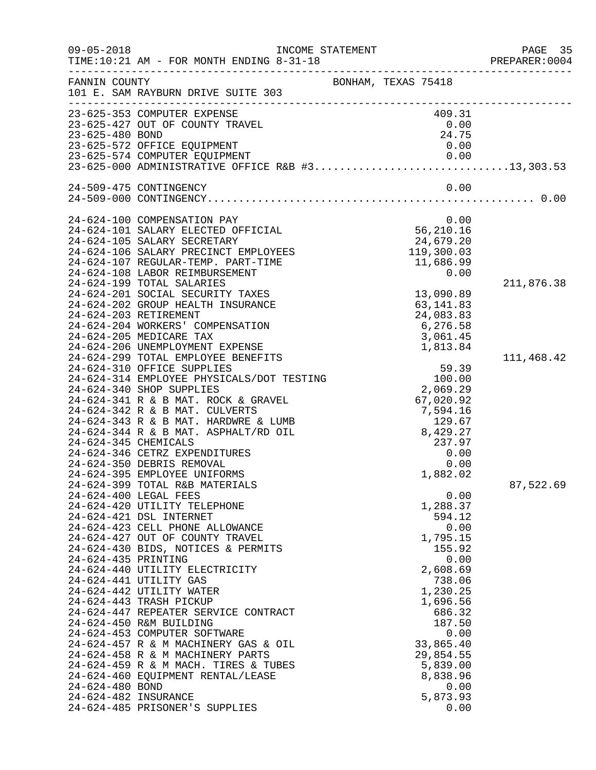FANNIN COUNTY BONHAM, TEXAS 75418
101 E. SAM RAYBURN DRIVE SUITE 303

| Account | Description | Amount | Total |
|---|---|---|---|
| 23-625-353 | COMPUTER EXPENSE | 409.31 | |
| 23-625-427 | OUT OF COUNTY TRAVEL | 0.00 | |
| 23-625-480 | BOND | 24.75 | |
| 23-625-572 | OFFICE EQUIPMENT | 0.00 | |
| 23-625-574 | COMPUTER EQUIPMENT | 0.00 | |
| 23-625-000 | ADMINISTRATIVE OFFICE R&B #3 | | 13,303.53 |
| 24-509-475 | CONTINGENCY | 0.00 | |
| 24-509-000 | CONTINGENCY | | 0.00 |
| 24-624-100 | COMPENSATION PAY | 0.00 | |
| 24-624-101 | SALARY ELECTED OFFICIAL | 56,210.16 | |
| 24-624-105 | SALARY SECRETARY | 24,679.20 | |
| 24-624-106 | SALARY PRECINCT EMPLOYEES | 119,300.03 | |
| 24-624-107 | REGULAR-TEMP. PART-TIME | 11,686.99 | |
| 24-624-108 | LABOR REIMBURSEMENT | 0.00 | |
| 24-624-199 | TOTAL SALARIES | | 211,876.38 |
| 24-624-201 | SOCIAL SECURITY TAXES | 13,090.89 | |
| 24-624-202 | GROUP HEALTH INSURANCE | 63,141.83 | |
| 24-624-203 | RETIREMENT | 24,083.83 | |
| 24-624-204 | WORKERS' COMPENSATION | 6,276.58 | |
| 24-624-205 | MEDICARE TAX | 3,061.45 | |
| 24-624-206 | UNEMPLOYMENT EXPENSE | 1,813.84 | |
| 24-624-299 | TOTAL EMPLOYEE BENEFITS | | 111,468.42 |
| 24-624-310 | OFFICE SUPPLIES | 59.39 | |
| 24-624-314 | EMPLOYEE PHYSICALS/DOT TESTING | 100.00 | |
| 24-624-340 | SHOP SUPPLIES | 2,069.29 | |
| 24-624-341 | R & B MAT. ROCK & GRAVEL | 67,020.92 | |
| 24-624-342 | R & B MAT. CULVERTS | 7,594.16 | |
| 24-624-343 | R & B MAT. HARDWRE & LUMB | 129.67 | |
| 24-624-344 | R & B MAT. ASPHALT/RD OIL | 8,429.27 | |
| 24-624-345 | CHEMICALS | 237.97 | |
| 24-624-346 | CETRZ EXPENDITURES | 0.00 | |
| 24-624-350 | DEBRIS REMOVAL | 0.00 | |
| 24-624-395 | EMPLOYEE UNIFORMS | 1,882.02 | |
| 24-624-399 | TOTAL R&B MATERIALS | | 87,522.69 |
| 24-624-400 | LEGAL FEES | 0.00 | |
| 24-624-420 | UTILITY TELEPHONE | 1,288.37 | |
| 24-624-421 | DSL INTERNET | 594.12 | |
| 24-624-423 | CELL PHONE ALLOWANCE | 0.00 | |
| 24-624-427 | OUT OF COUNTY TRAVEL | 1,795.15 | |
| 24-624-430 | BIDS, NOTICES & PERMITS | 155.92 | |
| 24-624-435 | PRINTING | 0.00 | |
| 24-624-440 | UTILITY ELECTRICITY | 2,608.69 | |
| 24-624-441 | UTILITY GAS | 738.06 | |
| 24-624-442 | UTILITY WATER | 1,230.25 | |
| 24-624-443 | TRASH PICKUP | 1,696.56 | |
| 24-624-447 | REPEATER SERVICE CONTRACT | 686.32 | |
| 24-624-450 | R&M BUILDING | 187.50 | |
| 24-624-453 | COMPUTER SOFTWARE | 0.00 | |
| 24-624-457 | R & M MACHINERY GAS & OIL | 33,865.40 | |
| 24-624-458 | R & M MACHINERY PARTS | 29,854.55 | |
| 24-624-459 | R & M MACH. TIRES & TUBES | 5,839.00 | |
| 24-624-460 | EQUIPMENT RENTAL/LEASE | 8,838.96 | |
| 24-624-480 | BOND | 0.00 | |
| 24-624-482 | INSURANCE | 5,873.93 | |
| 24-624-485 | PRISONER'S SUPPLIES | 0.00 | |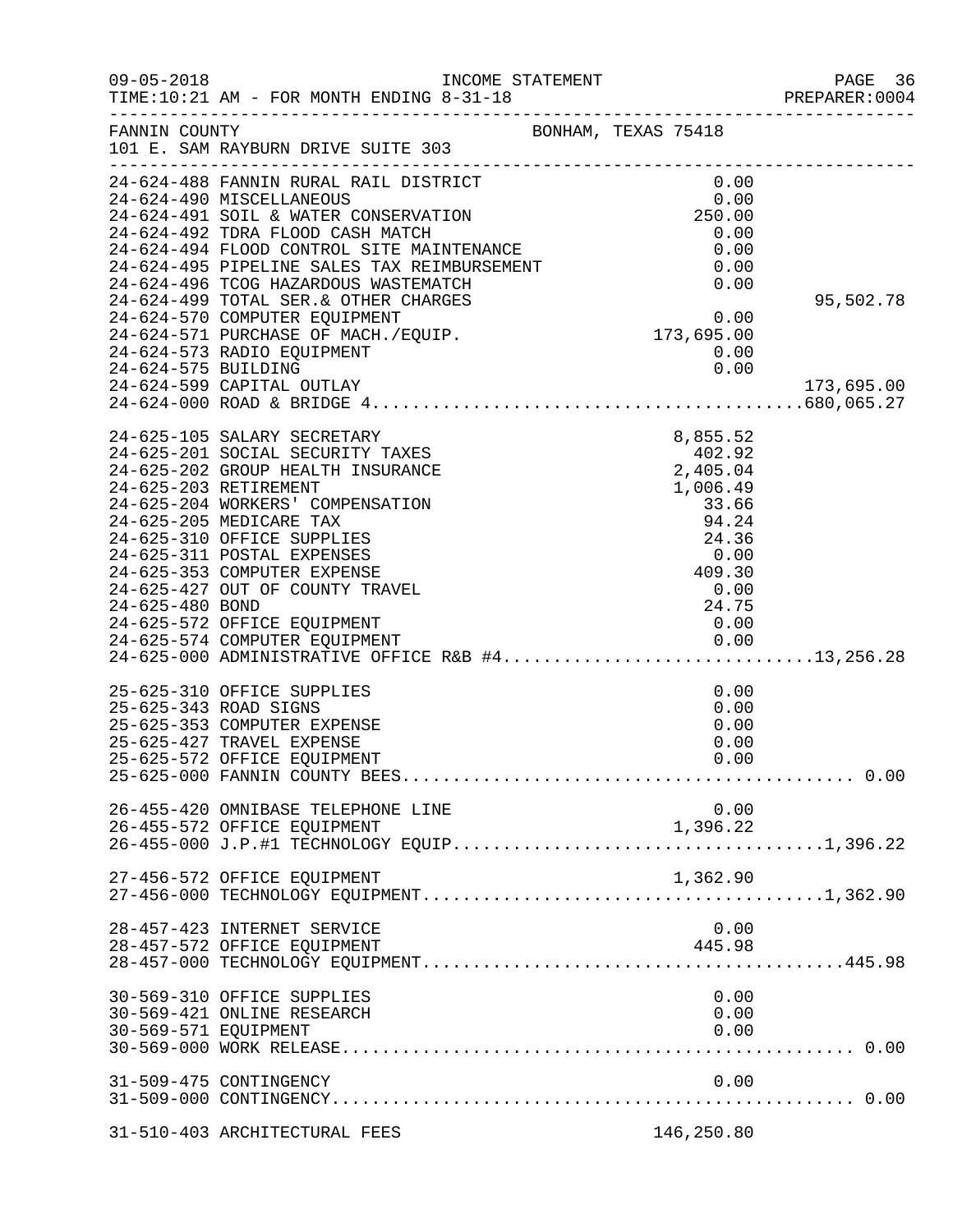FANNIN COUNTY — BONHAM, TEXAS 75418
101 E. SAM RAYBURN DRIVE SUITE 303

INCOME STATEMENT
TIME:10:21 AM - FOR MONTH ENDING 8-31-18

| Account | Description | Amount | Total |
|---|---|---|---|
| 24-624-488 | FANNIN RURAL RAIL DISTRICT | 0.00 | |
| 24-624-490 | MISCELLANEOUS | 0.00 | |
| 24-624-491 | SOIL & WATER CONSERVATION | 250.00 | |
| 24-624-492 | TDRA FLOOD CASH MATCH | 0.00 | |
| 24-624-494 | FLOOD CONTROL SITE MAINTENANCE | 0.00 | |
| 24-624-495 | PIPELINE SALES TAX REIMBURSEMENT | 0.00 | |
| 24-624-496 | TCOG HAZARDOUS WASTEMATCH | 0.00 | |
| 24-624-499 | TOTAL SER.& OTHER CHARGES | | 95,502.78 |
| 24-624-570 | COMPUTER EQUIPMENT | 0.00 | |
| 24-624-571 | PURCHASE OF MACH./EQUIP. | 173,695.00 | |
| 24-624-573 | RADIO EQUIPMENT | 0.00 | |
| 24-624-575 | BUILDING | 0.00 | |
| 24-624-599 | CAPITAL OUTLAY | | 173,695.00 |
| 24-624-000 | ROAD & BRIDGE 4 | | 680,065.27 |
| 24-625-105 | SALARY SECRETARY | 8,855.52 | |
| 24-625-201 | SOCIAL SECURITY TAXES | 402.92 | |
| 24-625-202 | GROUP HEALTH INSURANCE | 2,405.04 | |
| 24-625-203 | RETIREMENT | 1,006.49 | |
| 24-625-204 | WORKERS' COMPENSATION | 33.66 | |
| 24-625-205 | MEDICARE TAX | 94.24 | |
| 24-625-310 | OFFICE SUPPLIES | 24.36 | |
| 24-625-311 | POSTAL EXPENSES | 0.00 | |
| 24-625-353 | COMPUTER EXPENSE | 409.30 | |
| 24-625-427 | OUT OF COUNTY TRAVEL | 0.00 | |
| 24-625-480 | BOND | 24.75 | |
| 24-625-572 | OFFICE EQUIPMENT | 0.00 | |
| 24-625-574 | COMPUTER EQUIPMENT | 0.00 | |
| 24-625-000 | ADMINISTRATIVE OFFICE R&B #4 | | 13,256.28 |
| 25-625-310 | OFFICE SUPPLIES | 0.00 | |
| 25-625-343 | ROAD SIGNS | 0.00 | |
| 25-625-353 | COMPUTER EXPENSE | 0.00 | |
| 25-625-427 | TRAVEL EXPENSE | 0.00 | |
| 25-625-572 | OFFICE EQUIPMENT | 0.00 | |
| 25-625-000 | FANNIN COUNTY BEES | | 0.00 |
| 26-455-420 | OMNIBASE TELEPHONE LINE | 0.00 | |
| 26-455-572 | OFFICE EQUIPMENT | 1,396.22 | |
| 26-455-000 | J.P.#1 TECHNOLOGY EQUIP | | 1,396.22 |
| 27-456-572 | OFFICE EQUIPMENT | 1,362.90 | |
| 27-456-000 | TECHNOLOGY EQUIPMENT | | 1,362.90 |
| 28-457-423 | INTERNET SERVICE | 0.00 | |
| 28-457-572 | OFFICE EQUIPMENT | 445.98 | |
| 28-457-000 | TECHNOLOGY EQUIPMENT | | 445.98 |
| 30-569-310 | OFFICE SUPPLIES | 0.00 | |
| 30-569-421 | ONLINE RESEARCH | 0.00 | |
| 30-569-571 | EQUIPMENT | 0.00 | |
| 30-569-000 | WORK RELEASE | | 0.00 |
| 31-509-475 | CONTINGENCY | 0.00 | |
| 31-509-000 | CONTINGENCY | | 0.00 |
| 31-510-403 | ARCHITECTURAL FEES | 146,250.80 | |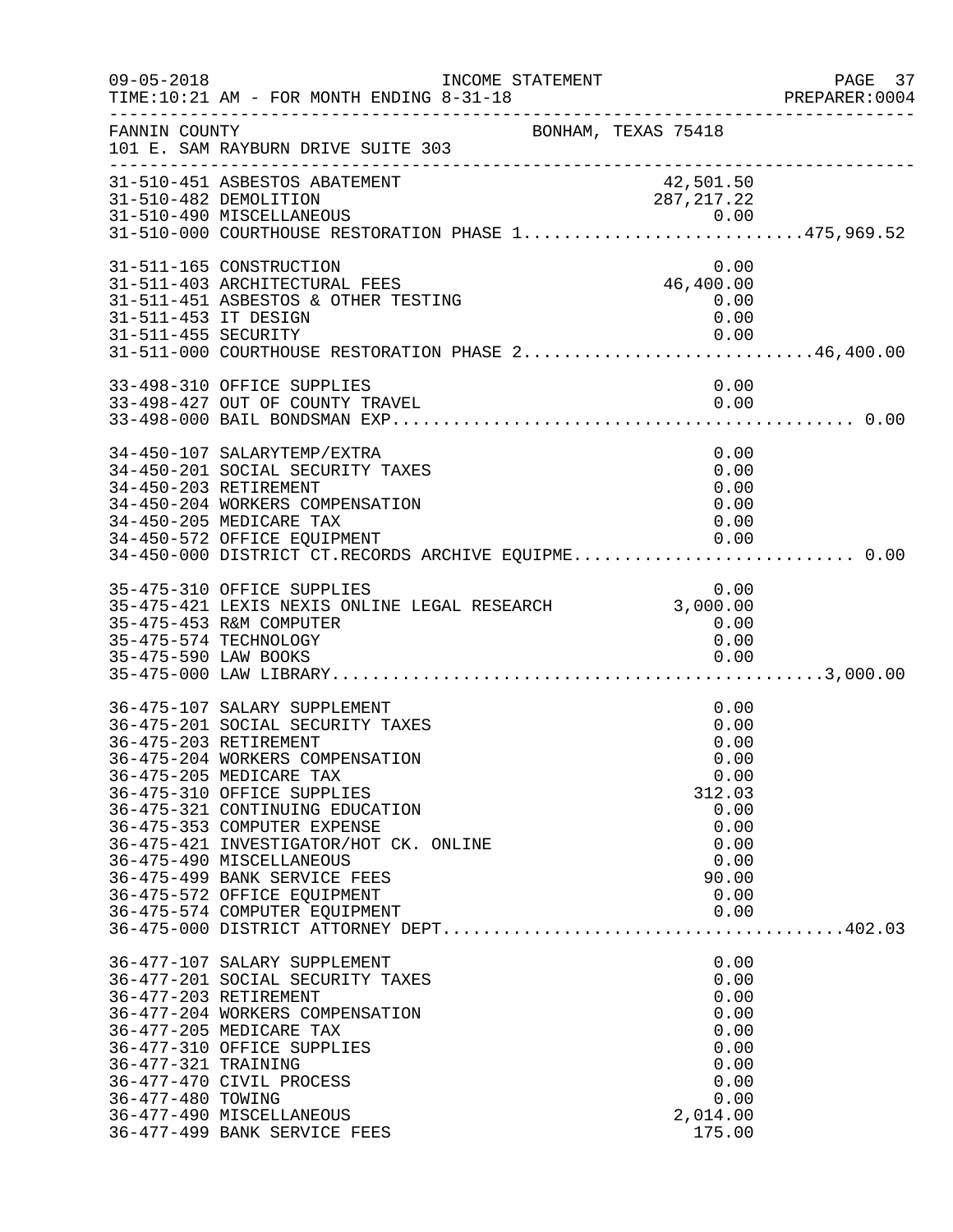FANNIN COUNTY BONHAM, TEXAS 75418
101 E. SAM RAYBURN DRIVE SUITE 303

INCOME STATEMENT — FOR MONTH ENDING 8-31-18

| Account | Description | Amount | Total |
|---|---|---|---|
| 31-510-451 | ASBESTOS ABATEMENT | 42,501.50 | |
| 31-510-482 | DEMOLITION | 287,217.22 | |
| 31-510-490 | MISCELLANEOUS | 0.00 | |
| 31-510-000 | COURTHOUSE RESTORATION PHASE 1 | | 475,969.52 |
| 31-511-165 | CONSTRUCTION | 0.00 | |
| 31-511-403 | ARCHITECTURAL FEES | 46,400.00 | |
| 31-511-451 | ASBESTOS & OTHER TESTING | 0.00 | |
| 31-511-453 | IT DESIGN | 0.00 | |
| 31-511-455 | SECURITY | 0.00 | |
| 31-511-000 | COURTHOUSE RESTORATION PHASE 2 | | 46,400.00 |
| 33-498-310 | OFFICE SUPPLIES | 0.00 | |
| 33-498-427 | OUT OF COUNTY TRAVEL | 0.00 | |
| 33-498-000 | BAIL BONDSMAN EXP | | 0.00 |
| 34-450-107 | SALARYTEMP/EXTRA | 0.00 | |
| 34-450-201 | SOCIAL SECURITY TAXES | 0.00 | |
| 34-450-203 | RETIREMENT | 0.00 | |
| 34-450-204 | WORKERS COMPENSATION | 0.00 | |
| 34-450-205 | MEDICARE TAX | 0.00 | |
| 34-450-572 | OFFICE EQUIPMENT | 0.00 | |
| 34-450-000 | DISTRICT CT.RECORDS ARCHIVE EQUIPME | | 0.00 |
| 35-475-310 | OFFICE SUPPLIES | 0.00 | |
| 35-475-421 | LEXIS NEXIS ONLINE LEGAL RESEARCH | 3,000.00 | |
| 35-475-453 | R&M COMPUTER | 0.00 | |
| 35-475-574 | TECHNOLOGY | 0.00 | |
| 35-475-590 | LAW BOOKS | 0.00 | |
| 35-475-000 | LAW LIBRARY | | 3,000.00 |
| 36-475-107 | SALARY SUPPLEMENT | 0.00 | |
| 36-475-201 | SOCIAL SECURITY TAXES | 0.00 | |
| 36-475-203 | RETIREMENT | 0.00 | |
| 36-475-204 | WORKERS COMPENSATION | 0.00 | |
| 36-475-205 | MEDICARE TAX | 0.00 | |
| 36-475-310 | OFFICE SUPPLIES | 312.03 | |
| 36-475-321 | CONTINUING EDUCATION | 0.00 | |
| 36-475-353 | COMPUTER EXPENSE | 0.00 | |
| 36-475-421 | INVESTIGATOR/HOT CK. ONLINE | 0.00 | |
| 36-475-490 | MISCELLANEOUS | 0.00 | |
| 36-475-499 | BANK SERVICE FEES | 90.00 | |
| 36-475-572 | OFFICE EQUIPMENT | 0.00 | |
| 36-475-574 | COMPUTER EQUIPMENT | 0.00 | |
| 36-475-000 | DISTRICT ATTORNEY DEPT | | 402.03 |
| 36-477-107 | SALARY SUPPLEMENT | 0.00 | |
| 36-477-201 | SOCIAL SECURITY TAXES | 0.00 | |
| 36-477-203 | RETIREMENT | 0.00 | |
| 36-477-204 | WORKERS COMPENSATION | 0.00 | |
| 36-477-205 | MEDICARE TAX | 0.00 | |
| 36-477-310 | OFFICE SUPPLIES | 0.00 | |
| 36-477-321 | TRAINING | 0.00 | |
| 36-477-470 | CIVIL PROCESS | 0.00 | |
| 36-477-480 | TOWING | 0.00 | |
| 36-477-490 | MISCELLANEOUS | 2,014.00 | |
| 36-477-499 | BANK SERVICE FEES | 175.00 | |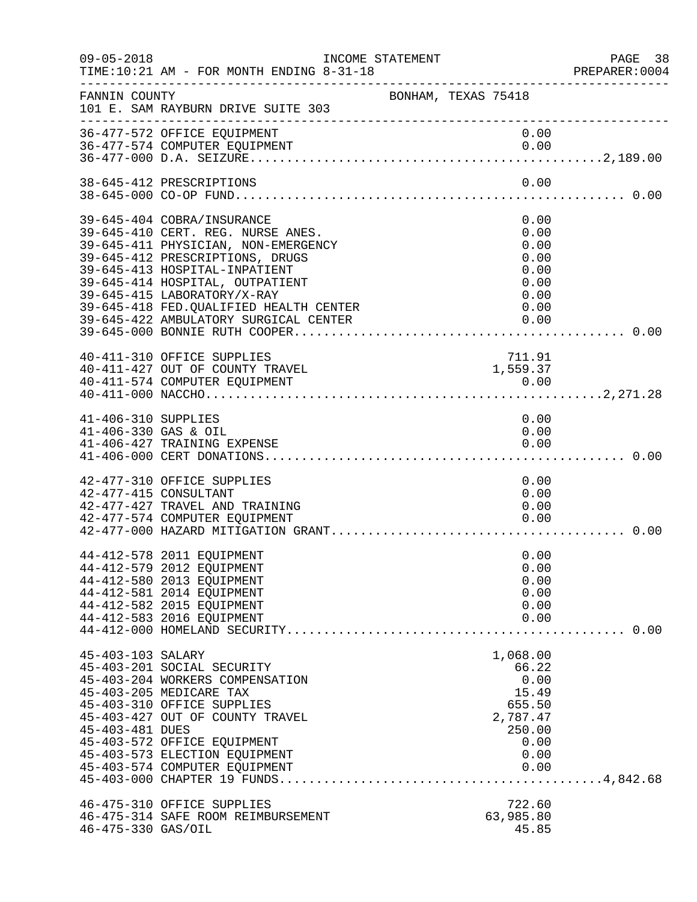FANNIN COUNTY BONHAM, TEXAS 75418
101 E. SAM RAYBURN DRIVE SUITE 303

INCOME STATEMENT
TIME:10:21 AM - FOR MONTH ENDING 8-31-18

| Account | Description | Amount | Total |
|---|---|---|---|
| 36-477-572 | OFFICE EQUIPMENT | 0.00 | |
| 36-477-574 | COMPUTER EQUIPMENT | 0.00 | |
| 36-477-000 | D.A. SEIZURE | | 2,189.00 |
| 38-645-412 | PRESCRIPTIONS | 0.00 | |
| 38-645-000 | CO-OP FUND | | 0.00 |
| 39-645-404 | COBRA/INSURANCE | 0.00 | |
| 39-645-410 | CERT. REG. NURSE ANES. | 0.00 | |
| 39-645-411 | PHYSICIAN, NON-EMERGENCY | 0.00 | |
| 39-645-412 | PRESCRIPTIONS, DRUGS | 0.00 | |
| 39-645-413 | HOSPITAL-INPATIENT | 0.00 | |
| 39-645-414 | HOSPITAL, OUTPATIENT | 0.00 | |
| 39-645-415 | LABORATORY/X-RAY | 0.00 | |
| 39-645-418 | FED.QUALIFIED HEALTH CENTER | 0.00 | |
| 39-645-422 | AMBULATORY SURGICAL CENTER | 0.00 | |
| 39-645-000 | BONNIE RUTH COOPER | | 0.00 |
| 40-411-310 | OFFICE SUPPLIES | 711.91 | |
| 40-411-427 | OUT OF COUNTY TRAVEL | 1,559.37 | |
| 40-411-574 | COMPUTER EQUIPMENT | 0.00 | |
| 40-411-000 | NACCHO | | 2,271.28 |
| 41-406-310 | SUPPLIES | 0.00 | |
| 41-406-330 | GAS & OIL | 0.00 | |
| 41-406-427 | TRAINING EXPENSE | 0.00 | |
| 41-406-000 | CERT DONATIONS | | 0.00 |
| 42-477-310 | OFFICE SUPPLIES | 0.00 | |
| 42-477-415 | CONSULTANT | 0.00 | |
| 42-477-427 | TRAVEL AND TRAINING | 0.00 | |
| 42-477-574 | COMPUTER EQUIPMENT | 0.00 | |
| 42-477-000 | HAZARD MITIGATION GRANT | | 0.00 |
| 44-412-578 | 2011 EQUIPMENT | 0.00 | |
| 44-412-579 | 2012 EQUIPMENT | 0.00 | |
| 44-412-580 | 2013 EQUIPMENT | 0.00 | |
| 44-412-581 | 2014 EQUIPMENT | 0.00 | |
| 44-412-582 | 2015 EQUIPMENT | 0.00 | |
| 44-412-583 | 2016 EQUIPMENT | 0.00 | |
| 44-412-000 | HOMELAND SECURITY | | 0.00 |
| 45-403-103 | SALARY | 1,068.00 | |
| 45-403-201 | SOCIAL SECURITY | 66.22 | |
| 45-403-204 | WORKERS COMPENSATION | 0.00 | |
| 45-403-205 | MEDICARE TAX | 15.49 | |
| 45-403-310 | OFFICE SUPPLIES | 655.50 | |
| 45-403-427 | OUT OF COUNTY TRAVEL | 2,787.47 | |
| 45-403-481 | DUES | 250.00 | |
| 45-403-572 | OFFICE EQUIPMENT | 0.00 | |
| 45-403-573 | ELECTION EQUIPMENT | 0.00 | |
| 45-403-574 | COMPUTER EQUIPMENT | 0.00 | |
| 45-403-000 | CHAPTER 19 FUNDS | | 4,842.68 |
| 46-475-310 | OFFICE SUPPLIES | 722.60 | |
| 46-475-314 | SAFE ROOM REIMBURSEMENT | 63,985.80 | |
| 46-475-330 | GAS/OIL | 45.85 | |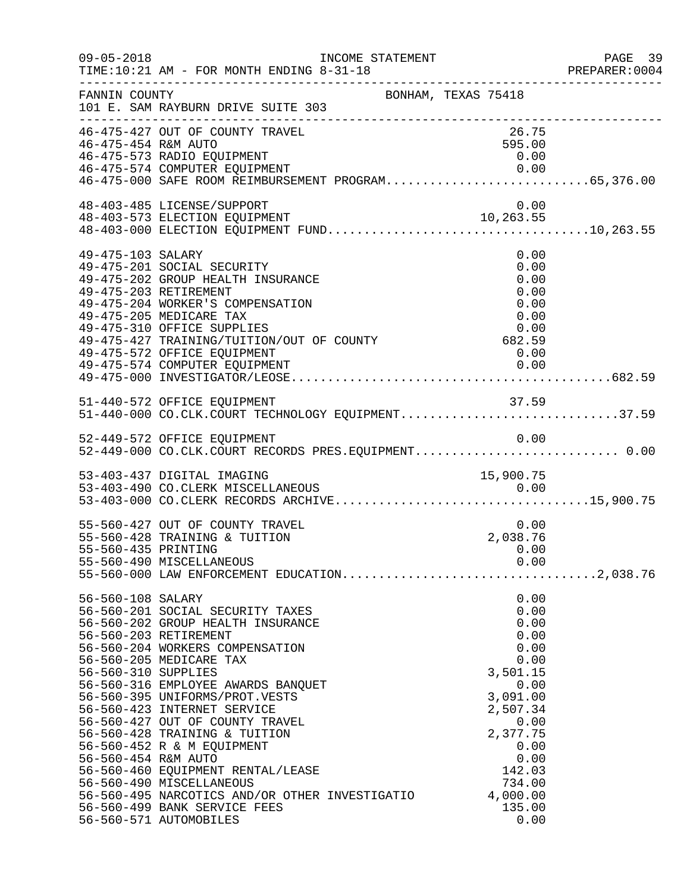FANNIN COUNTY — BONHAM, TEXAS 75418
101 E. SAM RAYBURN DRIVE SUITE 303

INCOME STATEMENT
TIME:10:21 AM - FOR MONTH ENDING 8-31-18

| Account | Description | Amount | Total |
|---|---|---|---|
| 46-475-427 | OUT OF COUNTY TRAVEL | 26.75 | |
| 46-475-454 | R&M AUTO | 595.00 | |
| 46-475-573 | RADIO EQUIPMENT | 0.00 | |
| 46-475-574 | COMPUTER EQUIPMENT | 0.00 | |
| 46-475-000 | SAFE ROOM REIMBURSEMENT PROGRAM | | 65,376.00 |
| 48-403-485 | LICENSE/SUPPORT | 0.00 | |
| 48-403-573 | ELECTION EQUIPMENT | 10,263.55 | |
| 48-403-000 | ELECTION EQUIPMENT FUND | | 10,263.55 |
| 49-475-103 | SALARY | 0.00 | |
| 49-475-201 | SOCIAL SECURITY | 0.00 | |
| 49-475-202 | GROUP HEALTH INSURANCE | 0.00 | |
| 49-475-203 | RETIREMENT | 0.00 | |
| 49-475-204 | WORKER'S COMPENSATION | 0.00 | |
| 49-475-205 | MEDICARE TAX | 0.00 | |
| 49-475-310 | OFFICE SUPPLIES | 0.00 | |
| 49-475-427 | TRAINING/TUITION/OUT OF COUNTY | 682.59 | |
| 49-475-572 | OFFICE EQUIPMENT | 0.00 | |
| 49-475-574 | COMPUTER EQUIPMENT | 0.00 | |
| 49-475-000 | INVESTIGATOR/LEOSE | | 682.59 |
| 51-440-572 | OFFICE EQUIPMENT | 37.59 | |
| 51-440-000 | CO.CLK.COURT TECHNOLOGY EQUIPMENT | | 37.59 |
| 52-449-572 | OFFICE EQUIPMENT | 0.00 | |
| 52-449-000 | CO.CLK.COURT RECORDS PRES.EQUIPMENT | | 0.00 |
| 53-403-437 | DIGITAL IMAGING | 15,900.75 | |
| 53-403-490 | CO.CLERK MISCELLANEOUS | 0.00 | |
| 53-403-000 | CO.CLERK RECORDS ARCHIVE | | 15,900.75 |
| 55-560-427 | OUT OF COUNTY TRAVEL | 0.00 | |
| 55-560-428 | TRAINING & TUITION | 2,038.76 | |
| 55-560-435 | PRINTING | 0.00 | |
| 55-560-490 | MISCELLANEOUS | 0.00 | |
| 55-560-000 | LAW ENFORCEMENT EDUCATION | | 2,038.76 |
| 56-560-108 | SALARY | 0.00 | |
| 56-560-201 | SOCIAL SECURITY TAXES | 0.00 | |
| 56-560-202 | GROUP HEALTH INSURANCE | 0.00 | |
| 56-560-203 | RETIREMENT | 0.00 | |
| 56-560-204 | WORKERS COMPENSATION | 0.00 | |
| 56-560-205 | MEDICARE TAX | 0.00 | |
| 56-560-310 | SUPPLIES | 3,501.15 | |
| 56-560-316 | EMPLOYEE AWARDS BANQUET | 0.00 | |
| 56-560-395 | UNIFORMS/PROT.VESTS | 3,091.00 | |
| 56-560-423 | INTERNET SERVICE | 2,507.34 | |
| 56-560-427 | OUT OF COUNTY TRAVEL | 0.00 | |
| 56-560-428 | TRAINING & TUITION | 2,377.75 | |
| 56-560-452 | R & M EQUIPMENT | 0.00 | |
| 56-560-454 | R&M AUTO | 0.00 | |
| 56-560-460 | EQUIPMENT RENTAL/LEASE | 142.03 | |
| 56-560-490 | MISCELLANEOUS | 734.00 | |
| 56-560-495 | NARCOTICS AND/OR OTHER INVESTIGATIO | 4,000.00 | |
| 56-560-499 | BANK SERVICE FEES | 135.00 | |
| 56-560-571 | AUTOMOBILES | 0.00 | |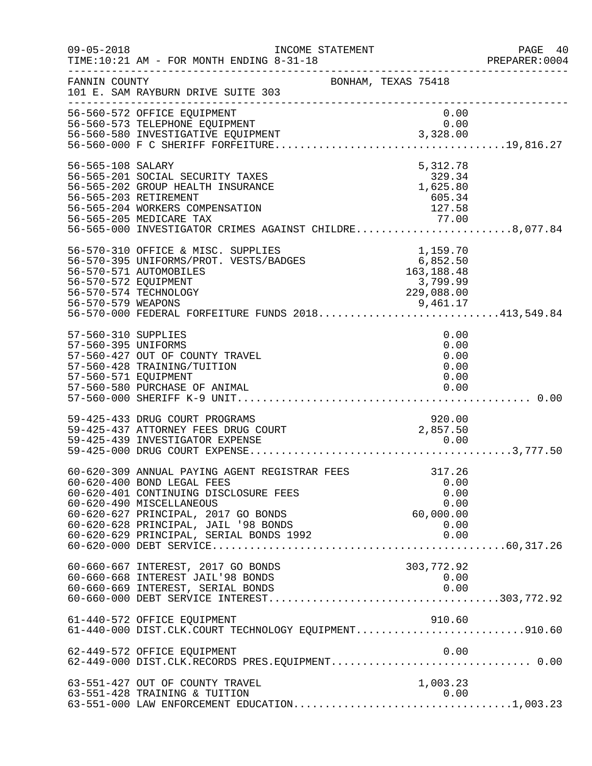FANNIN COUNTY — BONHAM, TEXAS 75418
101 E. SAM RAYBURN DRIVE SUITE 303

INCOME STATEMENT
09-05-2018 TIME:10:21 AM - FOR MONTH ENDING 8-31-18

| Account | Description | Amount | Total |
|---|---|---|---|
| 56-560-572 | OFFICE EQUIPMENT | 0.00 | |
| 56-560-573 | TELEPHONE EQUIPMENT | 0.00 | |
| 56-560-580 | INVESTIGATIVE EQUIPMENT | 3,328.00 | |
| 56-560-000 | F C SHERIFF FORFEITURE | | 19,816.27 |
| 56-565-108 | SALARY | 5,312.78 | |
| 56-565-201 | SOCIAL SECURITY TAXES | 329.34 | |
| 56-565-202 | GROUP HEALTH INSURANCE | 1,625.80 | |
| 56-565-203 | RETIREMENT | 605.34 | |
| 56-565-204 | WORKERS COMPENSATION | 127.58 | |
| 56-565-205 | MEDICARE TAX | 77.00 | |
| 56-565-000 | INVESTIGATOR CRIMES AGAINST CHILDRE | | 8,077.84 |
| 56-570-310 | OFFICE & MISC. SUPPLIES | 1,159.70 | |
| 56-570-395 | UNIFORMS/PROT. VESTS/BADGES | 6,852.50 | |
| 56-570-571 | AUTOMOBILES | 163,188.48 | |
| 56-570-572 | EQUIPMENT | 3,799.99 | |
| 56-570-574 | TECHNOLOGY | 229,088.00 | |
| 56-570-579 | WEAPONS | 9,461.17 | |
| 56-570-000 | FEDERAL FORFEITURE FUNDS 2018 | | 413,549.84 |
| 57-560-310 | SUPPLIES | 0.00 | |
| 57-560-395 | UNIFORMS | 0.00 | |
| 57-560-427 | OUT OF COUNTY TRAVEL | 0.00 | |
| 57-560-428 | TRAINING/TUITION | 0.00 | |
| 57-560-571 | EQUIPMENT | 0.00 | |
| 57-560-580 | PURCHASE OF ANIMAL | 0.00 | |
| 57-560-000 | SHERIFF K-9 UNIT | | 0.00 |
| 59-425-433 | DRUG COURT PROGRAMS | 920.00 | |
| 59-425-437 | ATTORNEY FEES DRUG COURT | 2,857.50 | |
| 59-425-439 | INVESTIGATOR EXPENSE | 0.00 | |
| 59-425-000 | DRUG COURT EXPENSE | | 3,777.50 |
| 60-620-309 | ANNUAL PAYING AGENT REGISTRAR FEES | 317.26 | |
| 60-620-400 | BOND LEGAL FEES | 0.00 | |
| 60-620-401 | CONTINUING DISCLOSURE FEES | 0.00 | |
| 60-620-490 | MISCELLANEOUS | 0.00 | |
| 60-620-627 | PRINCIPAL, 2017 GO BONDS | 60,000.00 | |
| 60-620-628 | PRINCIPAL, JAIL '98 BONDS | 0.00 | |
| 60-620-629 | PRINCIPAL, SERIAL BONDS 1992 | 0.00 | |
| 60-620-000 | DEBT SERVICE | | 60,317.26 |
| 60-660-667 | INTEREST, 2017 GO BONDS | 303,772.92 | |
| 60-660-668 | INTEREST JAIL'98 BONDS | 0.00 | |
| 60-660-669 | INTEREST, SERIAL BONDS | 0.00 | |
| 60-660-000 | DEBT SERVICE INTEREST | | 303,772.92 |
| 61-440-572 | OFFICE EQUIPMENT | 910.60 | |
| 61-440-000 | DIST.CLK.COURT TECHNOLOGY EQUIPMENT | | 910.60 |
| 62-449-572 | OFFICE EQUIPMENT | 0.00 | |
| 62-449-000 | DIST.CLK.RECORDS PRES.EQUIPMENT | | 0.00 |
| 63-551-427 | OUT OF COUNTY TRAVEL | 1,003.23 | |
| 63-551-428 | TRAINING & TUITION | 0.00 | |
| 63-551-000 | LAW ENFORCEMENT EDUCATION | | 1,003.23 |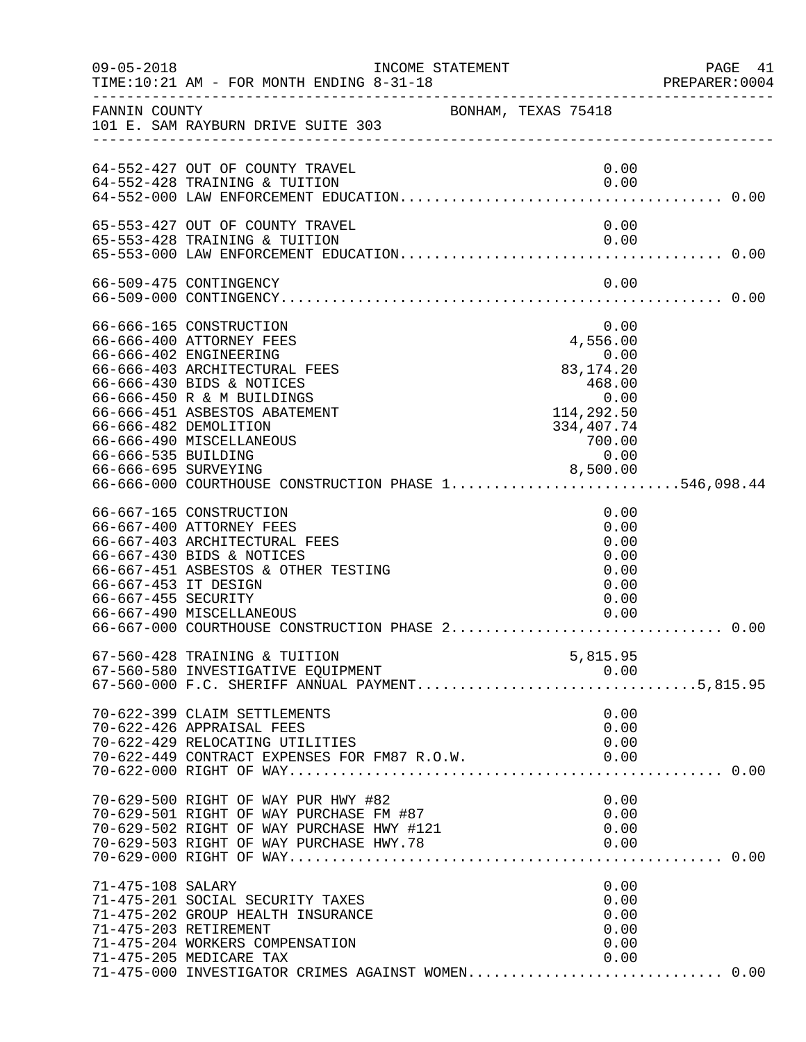FANNIN COUNTY — BONHAM, TEXAS 75418
101 E. SAM RAYBURN DRIVE SUITE 303

INCOME STATEMENT
TIME:10:21 AM - FOR MONTH ENDING 8-31-18

| Account | Description | Amount | Total |
|---|---|---|---|
| 64-552-427 | OUT OF COUNTY TRAVEL | 0.00 | |
| 64-552-428 | TRAINING & TUITION | 0.00 | |
| 64-552-000 | LAW ENFORCEMENT EDUCATION | | 0.00 |
| 65-553-427 | OUT OF COUNTY TRAVEL | 0.00 | |
| 65-553-428 | TRAINING & TUITION | 0.00 | |
| 65-553-000 | LAW ENFORCEMENT EDUCATION | | 0.00 |
| 66-509-475 | CONTINGENCY | 0.00 | |
| 66-509-000 | CONTINGENCY | | 0.00 |
| 66-666-165 | CONSTRUCTION | 0.00 | |
| 66-666-400 | ATTORNEY FEES | 4,556.00 | |
| 66-666-402 | ENGINEERING | 0.00 | |
| 66-666-403 | ARCHITECTURAL FEES | 83,174.20 | |
| 66-666-430 | BIDS & NOTICES | 468.00 | |
| 66-666-450 | R & M BUILDINGS | 0.00 | |
| 66-666-451 | ASBESTOS ABATEMENT | 114,292.50 | |
| 66-666-482 | DEMOLITION | 334,407.74 | |
| 66-666-490 | MISCELLANEOUS | 700.00 | |
| 66-666-535 | BUILDING | 0.00 | |
| 66-666-695 | SURVEYING | 8,500.00 | |
| 66-666-000 | COURTHOUSE CONSTRUCTION PHASE 1 | | 546,098.44 |
| 66-667-165 | CONSTRUCTION | 0.00 | |
| 66-667-400 | ATTORNEY FEES | 0.00 | |
| 66-667-403 | ARCHITECTURAL FEES | 0.00 | |
| 66-667-430 | BIDS & NOTICES | 0.00 | |
| 66-667-451 | ASBESTOS & OTHER TESTING | 0.00 | |
| 66-667-453 | IT DESIGN | 0.00 | |
| 66-667-455 | SECURITY | 0.00 | |
| 66-667-490 | MISCELLANEOUS | 0.00 | |
| 66-667-000 | COURTHOUSE CONSTRUCTION PHASE 2 | | 0.00 |
| 67-560-428 | TRAINING & TUITION | 5,815.95 | |
| 67-560-580 | INVESTIGATIVE EQUIPMENT | 0.00 | |
| 67-560-000 | F.C. SHERIFF ANNUAL PAYMENT | | 5,815.95 |
| 70-622-399 | CLAIM SETTLEMENTS | 0.00 | |
| 70-622-426 | APPRAISAL FEES | 0.00 | |
| 70-622-429 | RELOCATING UTILITIES | 0.00 | |
| 70-622-449 | CONTRACT EXPENSES FOR FM87 R.O.W. | 0.00 | |
| 70-622-000 | RIGHT OF WAY | | 0.00 |
| 70-629-500 | RIGHT OF WAY PUR HWY #82 | 0.00 | |
| 70-629-501 | RIGHT OF WAY PURCHASE FM #87 | 0.00 | |
| 70-629-502 | RIGHT OF WAY PURCHASE HWY #121 | 0.00 | |
| 70-629-503 | RIGHT OF WAY PURCHASE HWY.78 | 0.00 | |
| 70-629-000 | RIGHT OF WAY | | 0.00 |
| 71-475-108 | SALARY | 0.00 | |
| 71-475-201 | SOCIAL SECURITY TAXES | 0.00 | |
| 71-475-202 | GROUP HEALTH INSURANCE | 0.00 | |
| 71-475-203 | RETIREMENT | 0.00 | |
| 71-475-204 | WORKERS COMPENSATION | 0.00 | |
| 71-475-205 | MEDICARE TAX | 0.00 | |
| 71-475-000 | INVESTIGATOR CRIMES AGAINST WOMEN | | 0.00 |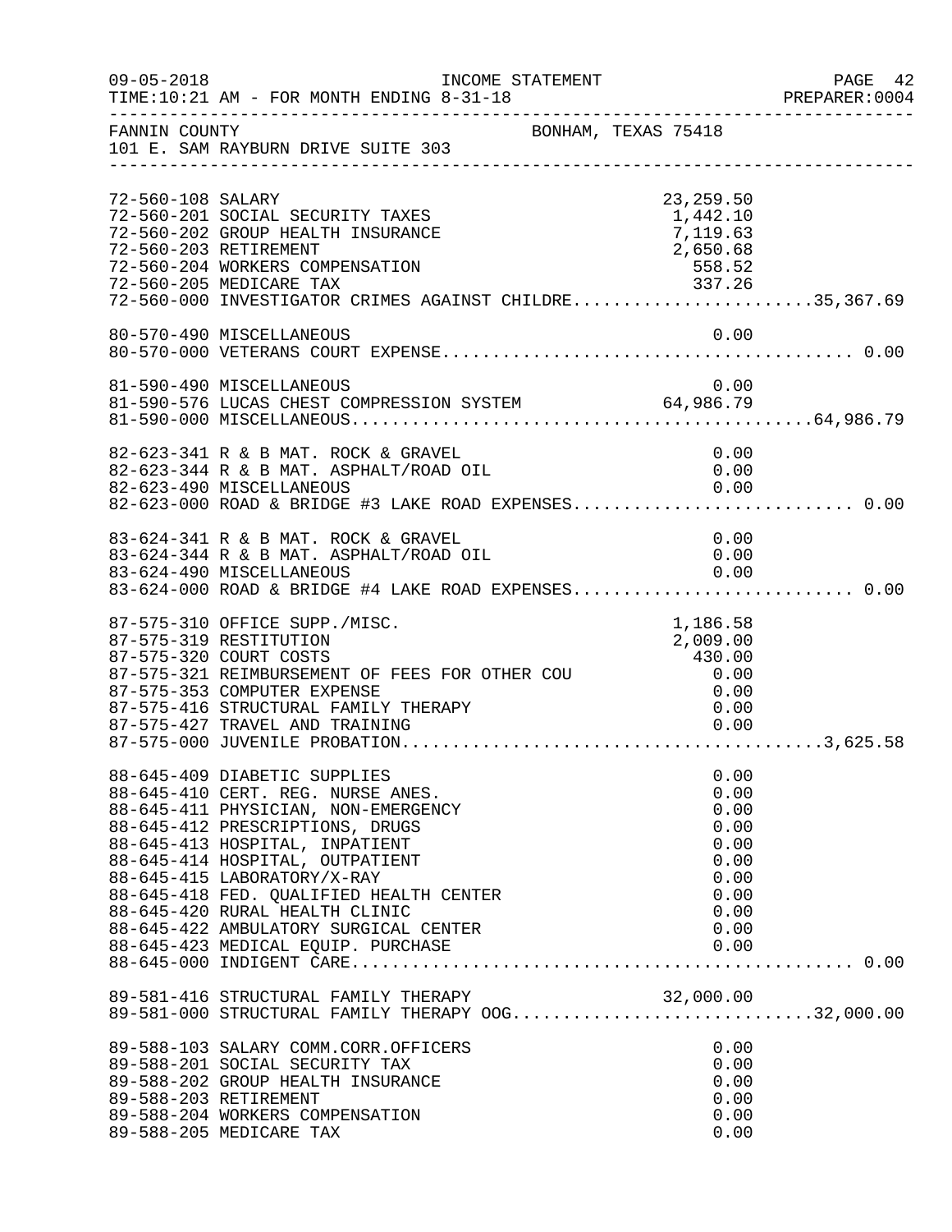FANNIN COUNTY BONHAM, TEXAS 75418
101 E. SAM RAYBURN DRIVE SUITE 303

INCOME STATEMENT
TIME:10:21 AM - FOR MONTH ENDING 8-31-18

| Account | Description | Amount | Total |
|---|---|---|---|
| 72-560-108 | SALARY | 23,259.50 | |
| 72-560-201 | SOCIAL SECURITY TAXES | 1,442.10 | |
| 72-560-202 | GROUP HEALTH INSURANCE | 7,119.63 | |
| 72-560-203 | RETIREMENT | 2,650.68 | |
| 72-560-204 | WORKERS COMPENSATION | 558.52 | |
| 72-560-205 | MEDICARE TAX | 337.26 | |
| 72-560-000 | INVESTIGATOR CRIMES AGAINST CHILDRE | | 35,367.69 |
| 80-570-490 | MISCELLANEOUS | 0.00 | |
| 80-570-000 | VETERANS COURT EXPENSE | | 0.00 |
| 81-590-490 | MISCELLANEOUS | 0.00 | |
| 81-590-576 | LUCAS CHEST COMPRESSION SYSTEM | 64,986.79 | |
| 81-590-000 | MISCELLANEOUS | | 64,986.79 |
| 82-623-341 | R & B MAT. ROCK & GRAVEL | 0.00 | |
| 82-623-344 | R & B MAT. ASPHALT/ROAD OIL | 0.00 | |
| 82-623-490 | MISCELLANEOUS | 0.00 | |
| 82-623-000 | ROAD & BRIDGE #3 LAKE ROAD EXPENSES | | 0.00 |
| 83-624-341 | R & B MAT. ROCK & GRAVEL | 0.00 | |
| 83-624-344 | R & B MAT. ASPHALT/ROAD OIL | 0.00 | |
| 83-624-490 | MISCELLANEOUS | 0.00 | |
| 83-624-000 | ROAD & BRIDGE #4 LAKE ROAD EXPENSES | | 0.00 |
| 87-575-310 | OFFICE SUPP./MISC. | 1,186.58 | |
| 87-575-319 | RESTITUTION | 2,009.00 | |
| 87-575-320 | COURT COSTS | 430.00 | |
| 87-575-321 | REIMBURSEMENT OF FEES FOR OTHER COU | 0.00 | |
| 87-575-353 | COMPUTER EXPENSE | 0.00 | |
| 87-575-416 | STRUCTURAL FAMILY THERAPY | 0.00 | |
| 87-575-427 | TRAVEL AND TRAINING | 0.00 | |
| 87-575-000 | JUVENILE PROBATION | | 3,625.58 |
| 88-645-409 | DIABETIC SUPPLIES | 0.00 | |
| 88-645-410 | CERT. REG. NURSE ANES. | 0.00 | |
| 88-645-411 | PHYSICIAN, NON-EMERGENCY | 0.00 | |
| 88-645-412 | PRESCRIPTIONS, DRUGS | 0.00 | |
| 88-645-413 | HOSPITAL, INPATIENT | 0.00 | |
| 88-645-414 | HOSPITAL, OUTPATIENT | 0.00 | |
| 88-645-415 | LABORATORY/X-RAY | 0.00 | |
| 88-645-418 | FED. QUALIFIED HEALTH CENTER | 0.00 | |
| 88-645-420 | RURAL HEALTH CLINIC | 0.00 | |
| 88-645-422 | AMBULATORY SURGICAL CENTER | 0.00 | |
| 88-645-423 | MEDICAL EQUIP. PURCHASE | 0.00 | |
| 88-645-000 | INDIGENT CARE | | 0.00 |
| 89-581-416 | STRUCTURAL FAMILY THERAPY | 32,000.00 | |
| 89-581-000 | STRUCTURAL FAMILY THERAPY OOG | | 32,000.00 |
| 89-588-103 | SALARY COMM.CORR.OFFICERS | 0.00 | |
| 89-588-201 | SOCIAL SECURITY TAX | 0.00 | |
| 89-588-202 | GROUP HEALTH INSURANCE | 0.00 | |
| 89-588-203 | RETIREMENT | 0.00 | |
| 89-588-204 | WORKERS COMPENSATION | 0.00 | |
| 89-588-205 | MEDICARE TAX | 0.00 | |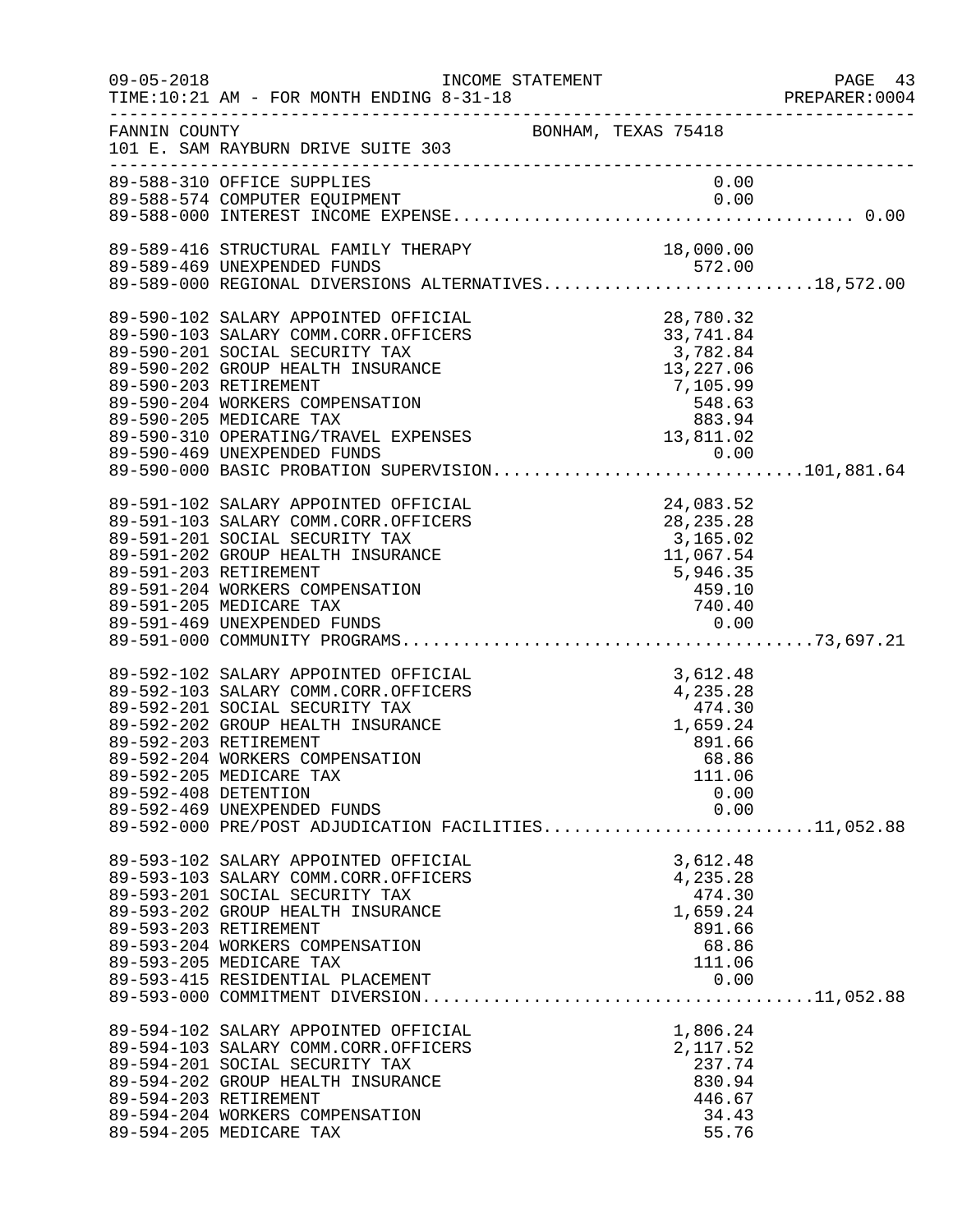FANNIN COUNTY BONHAM, TEXAS 75418
101 E. SAM RAYBURN DRIVE SUITE 303

INCOME STATEMENT
TIME:10:21 AM - FOR MONTH ENDING 8-31-18

| Account | Description | Amount | Total |
|---|---|---|---|
| 89-588-310 | OFFICE SUPPLIES | 0.00 | |
| 89-588-574 | COMPUTER EQUIPMENT | 0.00 | |
| 89-588-000 | INTEREST INCOME EXPENSE | | 0.00 |
| 89-589-416 | STRUCTURAL FAMILY THERAPY | 18,000.00 | |
| 89-589-469 | UNEXPENDED FUNDS | 572.00 | |
| 89-589-000 | REGIONAL DIVERSIONS ALTERNATIVES | | 18,572.00 |
| 89-590-102 | SALARY APPOINTED OFFICIAL | 28,780.32 | |
| 89-590-103 | SALARY COMM.CORR.OFFICERS | 33,741.84 | |
| 89-590-201 | SOCIAL SECURITY TAX | 3,782.84 | |
| 89-590-202 | GROUP HEALTH INSURANCE | 13,227.06 | |
| 89-590-203 | RETIREMENT | 7,105.99 | |
| 89-590-204 | WORKERS COMPENSATION | 548.63 | |
| 89-590-205 | MEDICARE TAX | 883.94 | |
| 89-590-310 | OPERATING/TRAVEL EXPENSES | 13,811.02 | |
| 89-590-469 | UNEXPENDED FUNDS | 0.00 | |
| 89-590-000 | BASIC PROBATION SUPERVISION | | 101,881.64 |
| 89-591-102 | SALARY APPOINTED OFFICIAL | 24,083.52 | |
| 89-591-103 | SALARY COMM.CORR.OFFICERS | 28,235.28 | |
| 89-591-201 | SOCIAL SECURITY TAX | 3,165.02 | |
| 89-591-202 | GROUP HEALTH INSURANCE | 11,067.54 | |
| 89-591-203 | RETIREMENT | 5,946.35 | |
| 89-591-204 | WORKERS COMPENSATION | 459.10 | |
| 89-591-205 | MEDICARE TAX | 740.40 | |
| 89-591-469 | UNEXPENDED FUNDS | 0.00 | |
| 89-591-000 | COMMUNITY PROGRAMS | | 73,697.21 |
| 89-592-102 | SALARY APPOINTED OFFICIAL | 3,612.48 | |
| 89-592-103 | SALARY COMM.CORR.OFFICERS | 4,235.28 | |
| 89-592-201 | SOCIAL SECURITY TAX | 474.30 | |
| 89-592-202 | GROUP HEALTH INSURANCE | 1,659.24 | |
| 89-592-203 | RETIREMENT | 891.66 | |
| 89-592-204 | WORKERS COMPENSATION | 68.86 | |
| 89-592-205 | MEDICARE TAX | 111.06 | |
| 89-592-408 | DETENTION | 0.00 | |
| 89-592-469 | UNEXPENDED FUNDS | 0.00 | |
| 89-592-000 | PRE/POST ADJUDICATION FACILITIES | | 11,052.88 |
| 89-593-102 | SALARY APPOINTED OFFICIAL | 3,612.48 | |
| 89-593-103 | SALARY COMM.CORR.OFFICERS | 4,235.28 | |
| 89-593-201 | SOCIAL SECURITY TAX | 474.30 | |
| 89-593-202 | GROUP HEALTH INSURANCE | 1,659.24 | |
| 89-593-203 | RETIREMENT | 891.66 | |
| 89-593-204 | WORKERS COMPENSATION | 68.86 | |
| 89-593-205 | MEDICARE TAX | 111.06 | |
| 89-593-415 | RESIDENTIAL PLACEMENT | 0.00 | |
| 89-593-000 | COMMITMENT DIVERSION | | 11,052.88 |
| 89-594-102 | SALARY APPOINTED OFFICIAL | 1,806.24 | |
| 89-594-103 | SALARY COMM.CORR.OFFICERS | 2,117.52 | |
| 89-594-201 | SOCIAL SECURITY TAX | 237.74 | |
| 89-594-202 | GROUP HEALTH INSURANCE | 830.94 | |
| 89-594-203 | RETIREMENT | 446.67 | |
| 89-594-204 | WORKERS COMPENSATION | 34.43 | |
| 89-594-205 | MEDICARE TAX | 55.76 | |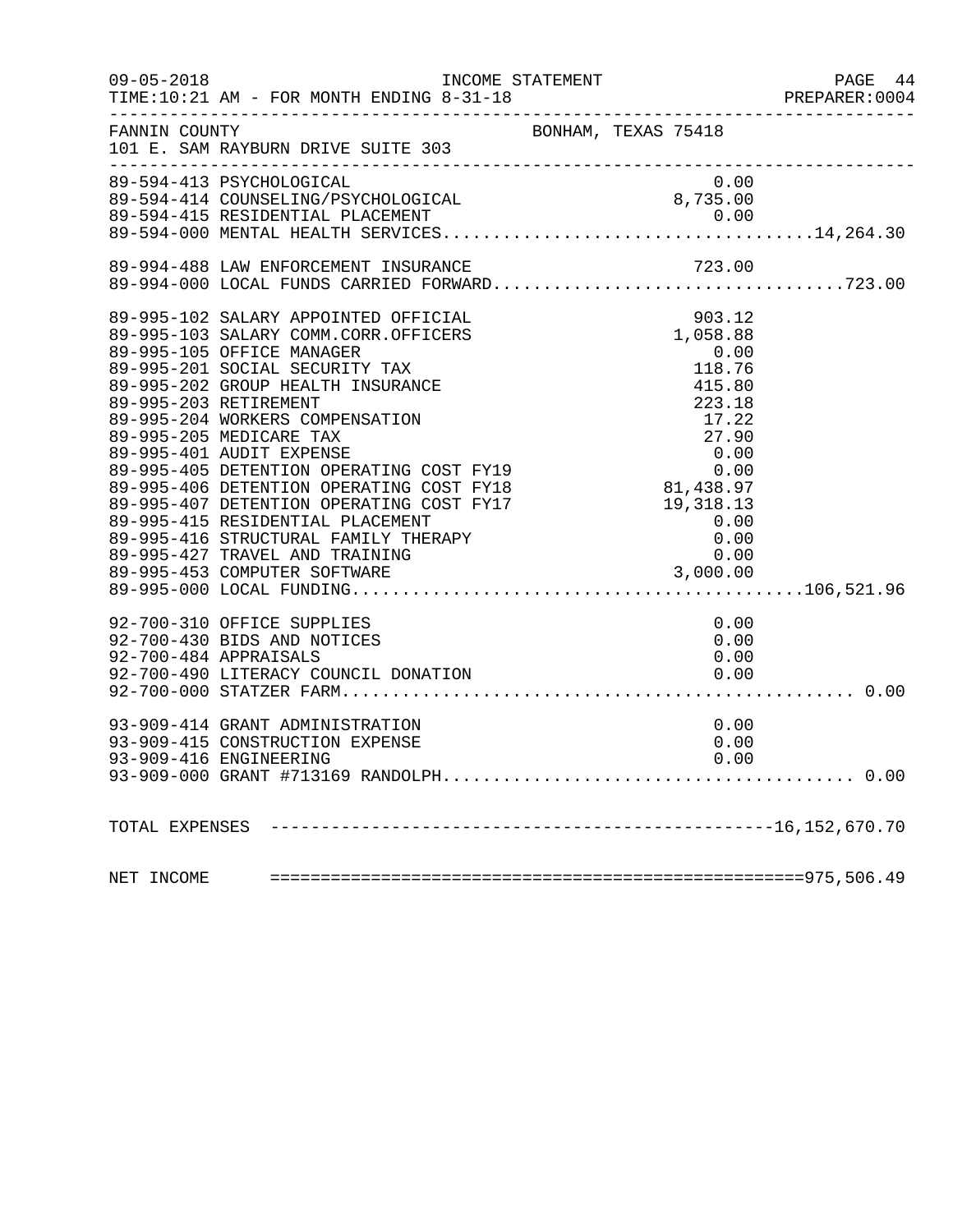FANNIN COUNTY BONHAM, TEXAS 75418
101 E. SAM RAYBURN DRIVE SUITE 303

INCOME STATEMENT — FOR MONTH ENDING 8-31-18

| Account | Description | Amount | Total |
|---|---|---|---|
| 89-594-413 | PSYCHOLOGICAL | 0.00 | |
| 89-594-414 | COUNSELING/PSYCHOLOGICAL | 8,735.00 | |
| 89-594-415 | RESIDENTIAL PLACEMENT | 0.00 | |
| 89-594-000 | MENTAL HEALTH SERVICES | | 14,264.30 |
| 89-994-488 | LAW ENFORCEMENT INSURANCE | 723.00 | |
| 89-994-000 | LOCAL FUNDS CARRIED FORWARD | | 723.00 |
| 89-995-102 | SALARY APPOINTED OFFICIAL | 903.12 | |
| 89-995-103 | SALARY COMM.CORR.OFFICERS | 1,058.88 | |
| 89-995-105 | OFFICE MANAGER | 0.00 | |
| 89-995-201 | SOCIAL SECURITY TAX | 118.76 | |
| 89-995-202 | GROUP HEALTH INSURANCE | 415.80 | |
| 89-995-203 | RETIREMENT | 223.18 | |
| 89-995-204 | WORKERS COMPENSATION | 17.22 | |
| 89-995-205 | MEDICARE TAX | 27.90 | |
| 89-995-401 | AUDIT EXPENSE | 0.00 | |
| 89-995-405 | DETENTION OPERATING COST FY19 | 0.00 | |
| 89-995-406 | DETENTION OPERATING COST FY18 | 81,438.97 | |
| 89-995-407 | DETENTION OPERATING COST FY17 | 19,318.13 | |
| 89-995-415 | RESIDENTIAL PLACEMENT | 0.00 | |
| 89-995-416 | STRUCTURAL FAMILY THERAPY | 0.00 | |
| 89-995-427 | TRAVEL AND TRAINING | 0.00 | |
| 89-995-453 | COMPUTER SOFTWARE | 3,000.00 | |
| 89-995-000 | LOCAL FUNDING | | 106,521.96 |
| 92-700-310 | OFFICE SUPPLIES | 0.00 | |
| 92-700-430 | BIDS AND NOTICES | 0.00 | |
| 92-700-484 | APPRAISALS | 0.00 | |
| 92-700-490 | LITERACY COUNCIL DONATION | 0.00 | |
| 92-700-000 | STATZER FARM | | 0.00 |
| 93-909-414 | GRANT ADMINISTRATION | 0.00 | |
| 93-909-415 | CONSTRUCTION EXPENSE | 0.00 | |
| 93-909-416 | ENGINEERING | 0.00 | |
| 93-909-000 | GRANT #713169 RANDOLPH | | 0.00 |
| | **TOTAL EXPENSES** | | **16,152,670.70** |
| | **NET INCOME** | | **975,506.49** |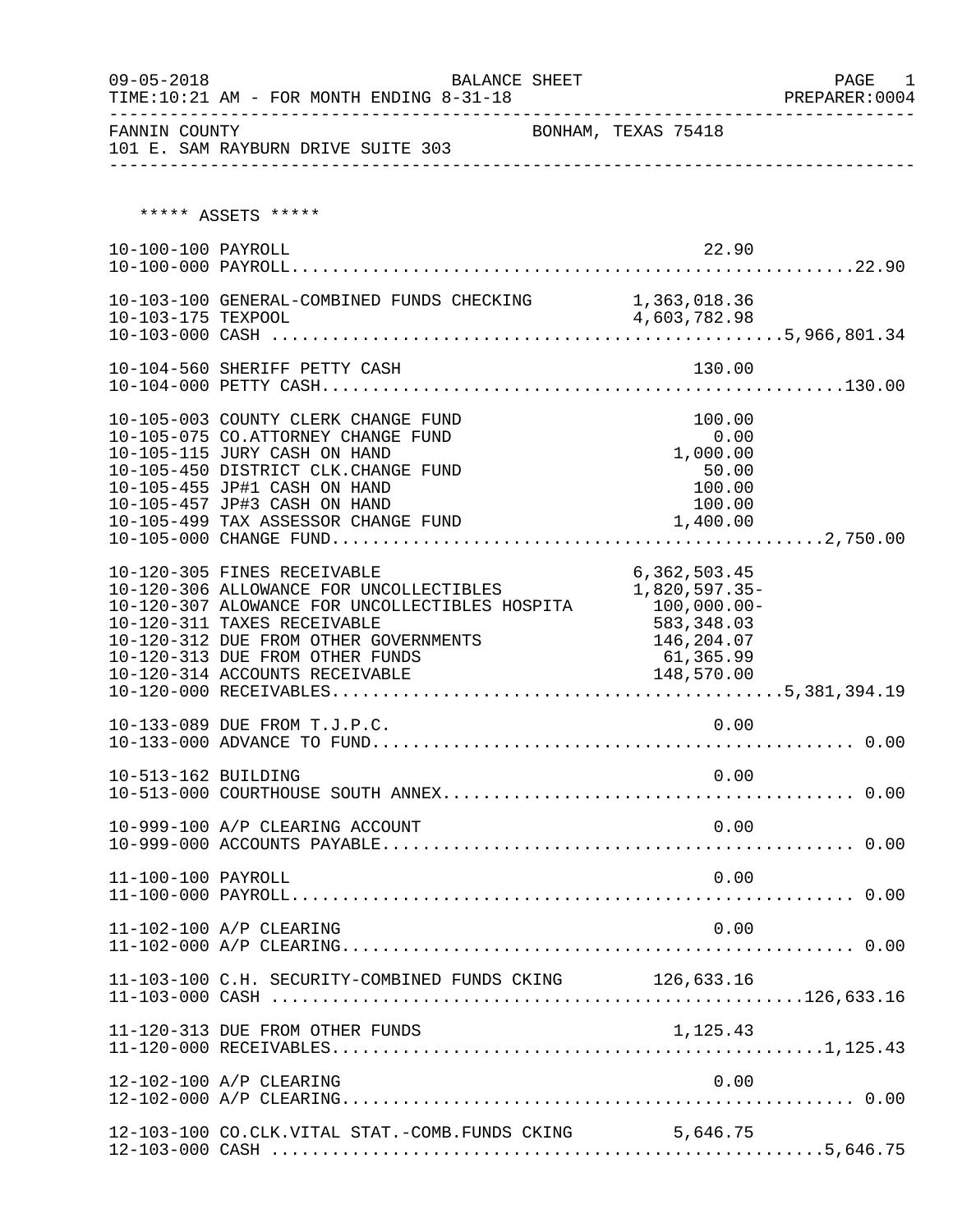BALANCE SHEET

TIME:10:21 AM - FOR MONTH ENDING 8-31-18

09-05-2018 PREPARER:0004

FANNIN COUNTY BONHAM, TEXAS 75418

101 E. SAM RAYBURN DRIVE SUITE 303

***** ASSETS *****

| Account | Description | Detail | Total |
|---|---|---|---|
| 10-100-100 | PAYROLL | 22.90 | |
| 10-100-000 | PAYROLL | | 22.90 |
| 10-103-100 | GENERAL-COMBINED FUNDS CHECKING | 1,363,018.36 | |
| 10-103-175 | TEXPOOL | 4,603,782.98 | |
| 10-103-000 | CASH | | 5,966,801.34 |
| 10-104-560 | SHERIFF PETTY CASH | 130.00 | |
| 10-104-000 | PETTY CASH | | 130.00 |
| 10-105-003 | COUNTY CLERK CHANGE FUND | 100.00 | |
| 10-105-075 | CO.ATTORNEY CHANGE FUND | 0.00 | |
| 10-105-115 | JURY CASH ON HAND | 1,000.00 | |
| 10-105-450 | DISTRICT CLK.CHANGE FUND | 50.00 | |
| 10-105-455 | JP#1 CASH ON HAND | 100.00 | |
| 10-105-457 | JP#3 CASH ON HAND | 100.00 | |
| 10-105-499 | TAX ASSESSOR CHANGE FUND | 1,400.00 | |
| 10-105-000 | CHANGE FUND | | 2,750.00 |
| 10-120-305 | FINES RECEIVABLE | 6,362,503.45 | |
| 10-120-306 | ALLOWANCE FOR UNCOLLECTIBLES | 1,820,597.35- | |
| 10-120-307 | ALOWANCE FOR UNCOLLECTIBLES HOSPITA | 100,000.00- | |
| 10-120-311 | TAXES RECEIVABLE | 583,348.03 | |
| 10-120-312 | DUE FROM OTHER GOVERNMENTS | 146,204.07 | |
| 10-120-313 | DUE FROM OTHER FUNDS | 61,365.99 | |
| 10-120-314 | ACCOUNTS RECEIVABLE | 148,570.00 | |
| 10-120-000 | RECEIVABLES | | 5,381,394.19 |
| 10-133-089 | DUE FROM T.J.P.C. | 0.00 | |
| 10-133-000 | ADVANCE TO FUND | | 0.00 |
| 10-513-162 | BUILDING | 0.00 | |
| 10-513-000 | COURTHOUSE SOUTH ANNEX | | 0.00 |
| 10-999-100 | A/P CLEARING ACCOUNT | 0.00 | |
| 10-999-000 | ACCOUNTS PAYABLE | | 0.00 |
| 11-100-100 | PAYROLL | 0.00 | |
| 11-100-000 | PAYROLL | | 0.00 |
| 11-102-100 | A/P CLEARING | 0.00 | |
| 11-102-000 | A/P CLEARING | | 0.00 |
| 11-103-100 | C.H. SECURITY-COMBINED FUNDS CKING | 126,633.16 | |
| 11-103-000 | CASH | | 126,633.16 |
| 11-120-313 | DUE FROM OTHER FUNDS | 1,125.43 | |
| 11-120-000 | RECEIVABLES | | 1,125.43 |
| 12-102-100 | A/P CLEARING | 0.00 | |
| 12-102-000 | A/P CLEARING | | 0.00 |
| 12-103-100 | CO.CLK.VITAL STAT.-COMB.FUNDS CKING | 5,646.75 | |
| 12-103-000 | CASH | | 5,646.75 |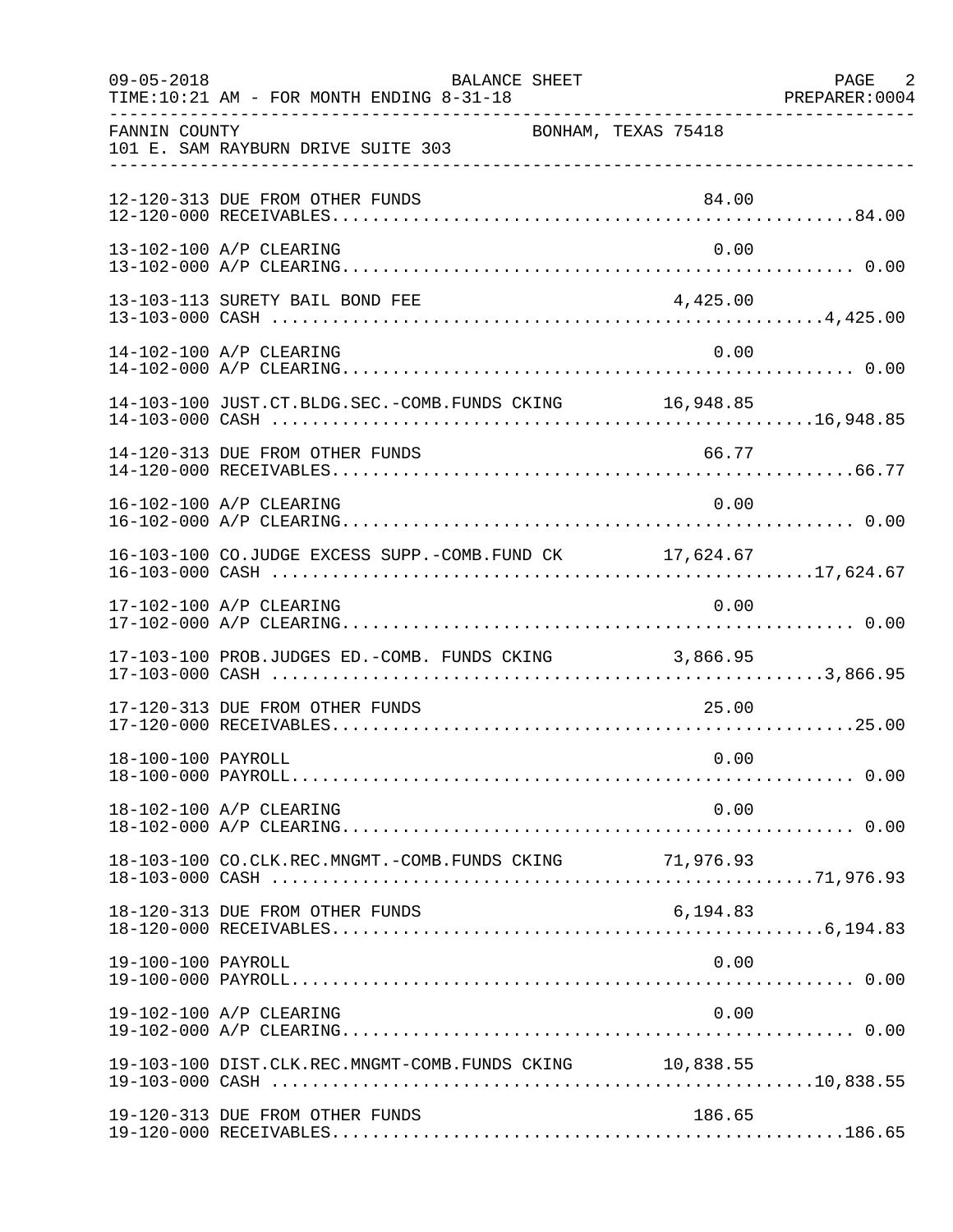FANNIN COUNTY BONHAM, TEXAS 75418
101 E. SAM RAYBURN DRIVE SUITE 303

BALANCE SHEET
FOR MONTH ENDING 8-31-18

| Account | Description | Amount | Total |
|---|---|---|---|
| 12-120-313 | DUE FROM OTHER FUNDS | 84.00 | |
| 12-120-000 | RECEIVABLES | | 84.00 |
| 13-102-100 | A/P CLEARING | 0.00 | |
| 13-102-000 | A/P CLEARING | | 0.00 |
| 13-103-113 | SURETY BAIL BOND FEE | 4,425.00 | |
| 13-103-000 | CASH | | 4,425.00 |
| 14-102-100 | A/P CLEARING | 0.00 | |
| 14-102-000 | A/P CLEARING | | 0.00 |
| 14-103-100 | JUST.CT.BLDG.SEC.-COMB.FUNDS CKING | 16,948.85 | |
| 14-103-000 | CASH | | 16,948.85 |
| 14-120-313 | DUE FROM OTHER FUNDS | 66.77 | |
| 14-120-000 | RECEIVABLES | | 66.77 |
| 16-102-100 | A/P CLEARING | 0.00 | |
| 16-102-000 | A/P CLEARING | | 0.00 |
| 16-103-100 | CO.JUDGE EXCESS SUPP.-COMB.FUND CK | 17,624.67 | |
| 16-103-000 | CASH | | 17,624.67 |
| 17-102-100 | A/P CLEARING | 0.00 | |
| 17-102-000 | A/P CLEARING | | 0.00 |
| 17-103-100 | PROB.JUDGES ED.-COMB. FUNDS CKING | 3,866.95 | |
| 17-103-000 | CASH | | 3,866.95 |
| 17-120-313 | DUE FROM OTHER FUNDS | 25.00 | |
| 17-120-000 | RECEIVABLES | | 25.00 |
| 18-100-100 | PAYROLL | 0.00 | |
| 18-100-000 | PAYROLL | | 0.00 |
| 18-102-100 | A/P CLEARING | 0.00 | |
| 18-102-000 | A/P CLEARING | | 0.00 |
| 18-103-100 | CO.CLK.REC.MNGMT.-COMB.FUNDS CKING | 71,976.93 | |
| 18-103-000 | CASH | | 71,976.93 |
| 18-120-313 | DUE FROM OTHER FUNDS | 6,194.83 | |
| 18-120-000 | RECEIVABLES | | 6,194.83 |
| 19-100-100 | PAYROLL | 0.00 | |
| 19-100-000 | PAYROLL | | 0.00 |
| 19-102-100 | A/P CLEARING | 0.00 | |
| 19-102-000 | A/P CLEARING | | 0.00 |
| 19-103-100 | DIST.CLK.REC.MNGMT-COMB.FUNDS CKING | 10,838.55 | |
| 19-103-000 | CASH | | 10,838.55 |
| 19-120-313 | DUE FROM OTHER FUNDS | 186.65 | |
| 19-120-000 | RECEIVABLES | | 186.65 |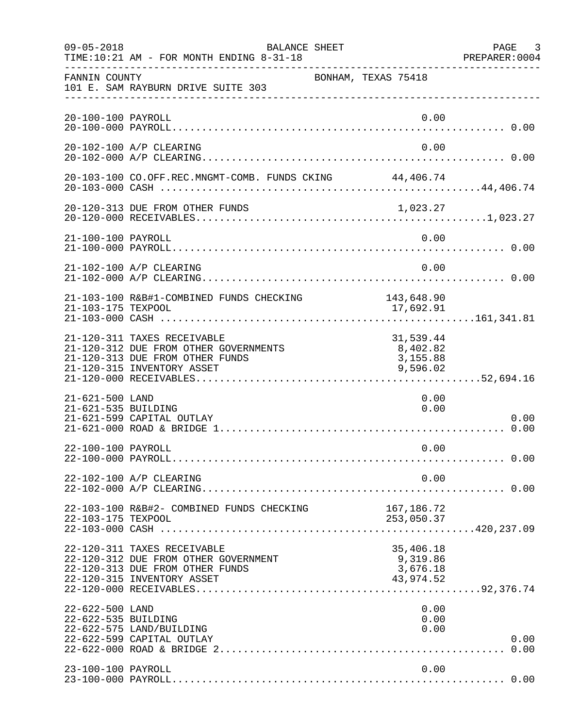FANNIN COUNTY — BONHAM, TEXAS 75418
101 E. SAM RAYBURN DRIVE SUITE 303

BALANCE SHEET — FOR MONTH ENDING 8-31-18

| Account | Description | Amount | Total |
|---|---|---|---|
| 20-100-100 | PAYROLL | 0.00 | |
| 20-100-000 | PAYROLL | | 0.00 |
| 20-102-100 | A/P CLEARING | 0.00 | |
| 20-102-000 | A/P CLEARING | | 0.00 |
| 20-103-100 | CO.OFF.REC.MNGMT-COMB. FUNDS CKING | 44,406.74 | |
| 20-103-000 | CASH | | 44,406.74 |
| 20-120-313 | DUE FROM OTHER FUNDS | 1,023.27 | |
| 20-120-000 | RECEIVABLES | | 1,023.27 |
| 21-100-100 | PAYROLL | 0.00 | |
| 21-100-000 | PAYROLL | | 0.00 |
| 21-102-100 | A/P CLEARING | 0.00 | |
| 21-102-000 | A/P CLEARING | | 0.00 |
| 21-103-100 | R&B#1-COMBINED FUNDS CHECKING | 143,648.90 | |
| 21-103-175 | TEXPOOL | 17,692.91 | |
| 21-103-000 | CASH | | 161,341.81 |
| 21-120-311 | TAXES RECEIVABLE | 31,539.44 | |
| 21-120-312 | DUE FROM OTHER GOVERNMENTS | 8,402.82 | |
| 21-120-313 | DUE FROM OTHER FUNDS | 3,155.88 | |
| 21-120-315 | INVENTORY ASSET | 9,596.02 | |
| 21-120-000 | RECEIVABLES | | 52,694.16 |
| 21-621-500 | LAND | 0.00 | |
| 21-621-535 | BUILDING | 0.00 | |
| 21-621-599 | CAPITAL OUTLAY | | 0.00 |
| 21-621-000 | ROAD & BRIDGE 1 | | 0.00 |
| 22-100-100 | PAYROLL | 0.00 | |
| 22-100-000 | PAYROLL | | 0.00 |
| 22-102-100 | A/P CLEARING | 0.00 | |
| 22-102-000 | A/P CLEARING | | 0.00 |
| 22-103-100 | R&B#2- COMBINED FUNDS CHECKING | 167,186.72 | |
| 22-103-175 | TEXPOOL | 253,050.37 | |
| 22-103-000 | CASH | | 420,237.09 |
| 22-120-311 | TAXES RECEIVABLE | 35,406.18 | |
| 22-120-312 | DUE FROM OTHER GOVERNMENT | 9,319.86 | |
| 22-120-313 | DUE FROM OTHER FUNDS | 3,676.18 | |
| 22-120-315 | INVENTORY ASSET | 43,974.52 | |
| 22-120-000 | RECEIVABLES | | 92,376.74 |
| 22-622-500 | LAND | 0.00 | |
| 22-622-535 | BUILDING | 0.00 | |
| 22-622-575 | LAND/BUILDING | 0.00 | |
| 22-622-599 | CAPITAL OUTLAY | | 0.00 |
| 22-622-000 | ROAD & BRIDGE 2 | | 0.00 |
| 23-100-100 | PAYROLL | 0.00 | |
| 23-100-000 | PAYROLL | | 0.00 |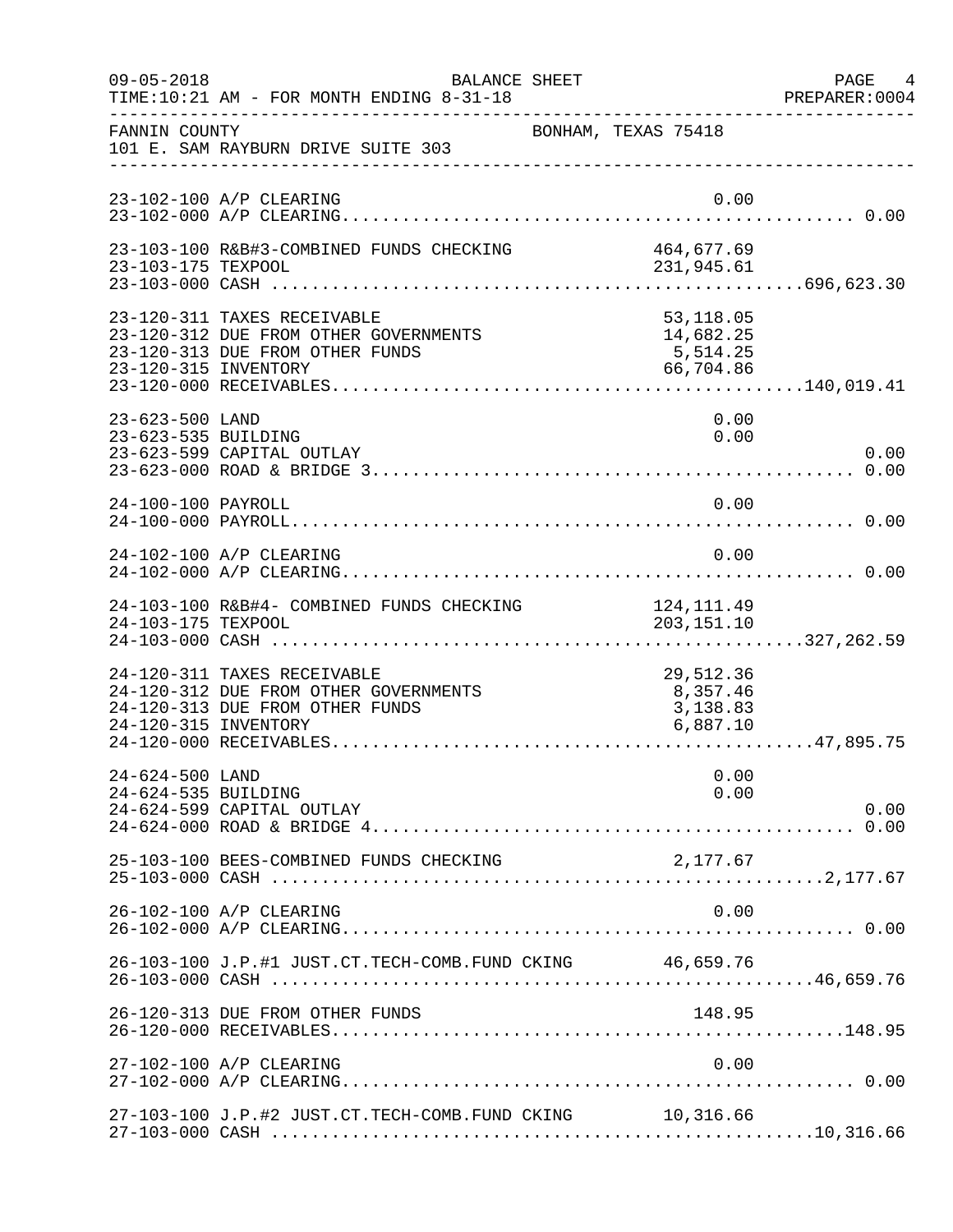FANNIN COUNTY — BONHAM, TEXAS 75418
101 E. SAM RAYBURN DRIVE SUITE 303

BALANCE SHEET — FOR MONTH ENDING 8-31-18

| Account | Description | Detail | Total |
|---|---|---|---|
| 23-102-100 | A/P CLEARING | 0.00 | |
| 23-102-000 | A/P CLEARING | | 0.00 |
| 23-103-100 | R&B#3-COMBINED FUNDS CHECKING | 464,677.69 | |
| 23-103-175 | TEXPOOL | 231,945.61 | |
| 23-103-000 | CASH | | 696,623.30 |
| 23-120-311 | TAXES RECEIVABLE | 53,118.05 | |
| 23-120-312 | DUE FROM OTHER GOVERNMENTS | 14,682.25 | |
| 23-120-313 | DUE FROM OTHER FUNDS | 5,514.25 | |
| 23-120-315 | INVENTORY | 66,704.86 | |
| 23-120-000 | RECEIVABLES | | 140,019.41 |
| 23-623-500 | LAND | 0.00 | |
| 23-623-535 | BUILDING | 0.00 | |
| 23-623-599 | CAPITAL OUTLAY | | 0.00 |
| 23-623-000 | ROAD & BRIDGE 3 | | 0.00 |
| 24-100-100 | PAYROLL | 0.00 | |
| 24-100-000 | PAYROLL | | 0.00 |
| 24-102-100 | A/P CLEARING | 0.00 | |
| 24-102-000 | A/P CLEARING | | 0.00 |
| 24-103-100 | R&B#4- COMBINED FUNDS CHECKING | 124,111.49 | |
| 24-103-175 | TEXPOOL | 203,151.10 | |
| 24-103-000 | CASH | | 327,262.59 |
| 24-120-311 | TAXES RECEIVABLE | 29,512.36 | |
| 24-120-312 | DUE FROM OTHER GOVERNMENTS | 8,357.46 | |
| 24-120-313 | DUE FROM OTHER FUNDS | 3,138.83 | |
| 24-120-315 | INVENTORY | 6,887.10 | |
| 24-120-000 | RECEIVABLES | | 47,895.75 |
| 24-624-500 | LAND | 0.00 | |
| 24-624-535 | BUILDING | 0.00 | |
| 24-624-599 | CAPITAL OUTLAY | | 0.00 |
| 24-624-000 | ROAD & BRIDGE 4 | | 0.00 |
| 25-103-100 | BEES-COMBINED FUNDS CHECKING | 2,177.67 | |
| 25-103-000 | CASH | | 2,177.67 |
| 26-102-100 | A/P CLEARING | 0.00 | |
| 26-102-000 | A/P CLEARING | | 0.00 |
| 26-103-100 | J.P.#1 JUST.CT.TECH-COMB.FUND CKING | 46,659.76 | |
| 26-103-000 | CASH | | 46,659.76 |
| 26-120-313 | DUE FROM OTHER FUNDS | 148.95 | |
| 26-120-000 | RECEIVABLES | | 148.95 |
| 27-102-100 | A/P CLEARING | 0.00 | |
| 27-102-000 | A/P CLEARING | | 0.00 |
| 27-103-100 | J.P.#2 JUST.CT.TECH-COMB.FUND CKING | 10,316.66 | |
| 27-103-000 | CASH | | 10,316.66 |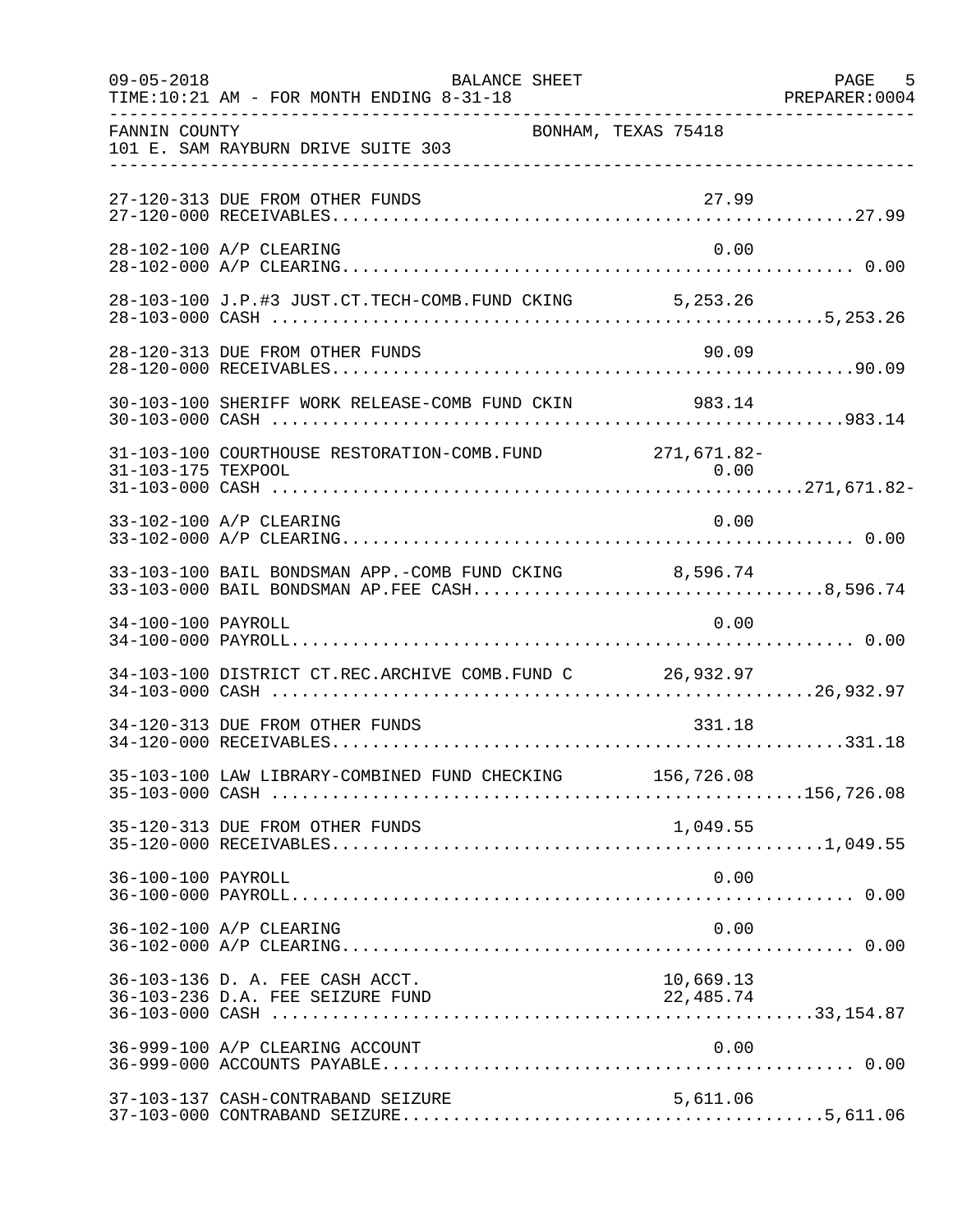FANNIN COUNTY BONHAM, TEXAS 75418
101 E. SAM RAYBURN DRIVE SUITE 303

| Account | Description | Detail | Total |
|---|---|---|---|
| 27-120-313 | DUE FROM OTHER FUNDS | 27.99 | |
| 27-120-000 | RECEIVABLES | | 27.99 |
| 28-102-100 | A/P CLEARING | 0.00 | |
| 28-102-000 | A/P CLEARING | | 0.00 |
| 28-103-100 | J.P.#3 JUST.CT.TECH-COMB.FUND CKING | 5,253.26 | |
| 28-103-000 | CASH | | 5,253.26 |
| 28-120-313 | DUE FROM OTHER FUNDS | 90.09 | |
| 28-120-000 | RECEIVABLES | | 90.09 |
| 30-103-100 | SHERIFF WORK RELEASE-COMB FUND CKIN | 983.14 | |
| 30-103-000 | CASH | | 983.14 |
| 31-103-100 | COURTHOUSE RESTORATION-COMB.FUND | 271,671.82- | |
| 31-103-175 | TEXPOOL | 0.00 | |
| 31-103-000 | CASH | | 271,671.82- |
| 33-102-100 | A/P CLEARING | 0.00 | |
| 33-102-000 | A/P CLEARING | | 0.00 |
| 33-103-100 | BAIL BONDSMAN APP.-COMB FUND CKING | 8,596.74 | |
| 33-103-000 | BAIL BONDSMAN AP.FEE CASH | | 8,596.74 |
| 34-100-100 | PAYROLL | 0.00 | |
| 34-100-000 | PAYROLL | | 0.00 |
| 34-103-100 | DISTRICT CT.REC.ARCHIVE COMB.FUND C | 26,932.97 | |
| 34-103-000 | CASH | | 26,932.97 |
| 34-120-313 | DUE FROM OTHER FUNDS | 331.18 | |
| 34-120-000 | RECEIVABLES | | 331.18 |
| 35-103-100 | LAW LIBRARY-COMBINED FUND CHECKING | 156,726.08 | |
| 35-103-000 | CASH | | 156,726.08 |
| 35-120-313 | DUE FROM OTHER FUNDS | 1,049.55 | |
| 35-120-000 | RECEIVABLES | | 1,049.55 |
| 36-100-100 | PAYROLL | 0.00 | |
| 36-100-000 | PAYROLL | | 0.00 |
| 36-102-100 | A/P CLEARING | 0.00 | |
| 36-102-000 | A/P CLEARING | | 0.00 |
| 36-103-136 | D. A. FEE CASH ACCT. | 10,669.13 | |
| 36-103-236 | D.A. FEE SEIZURE FUND | 22,485.74 | |
| 36-103-000 | CASH | | 33,154.87 |
| 36-999-100 | A/P CLEARING ACCOUNT | 0.00 | |
| 36-999-000 | ACCOUNTS PAYABLE | | 0.00 |
| 37-103-137 | CASH-CONTRABAND SEIZURE | 5,611.06 | |
| 37-103-000 | CONTRABAND SEIZURE | | 5,611.06 |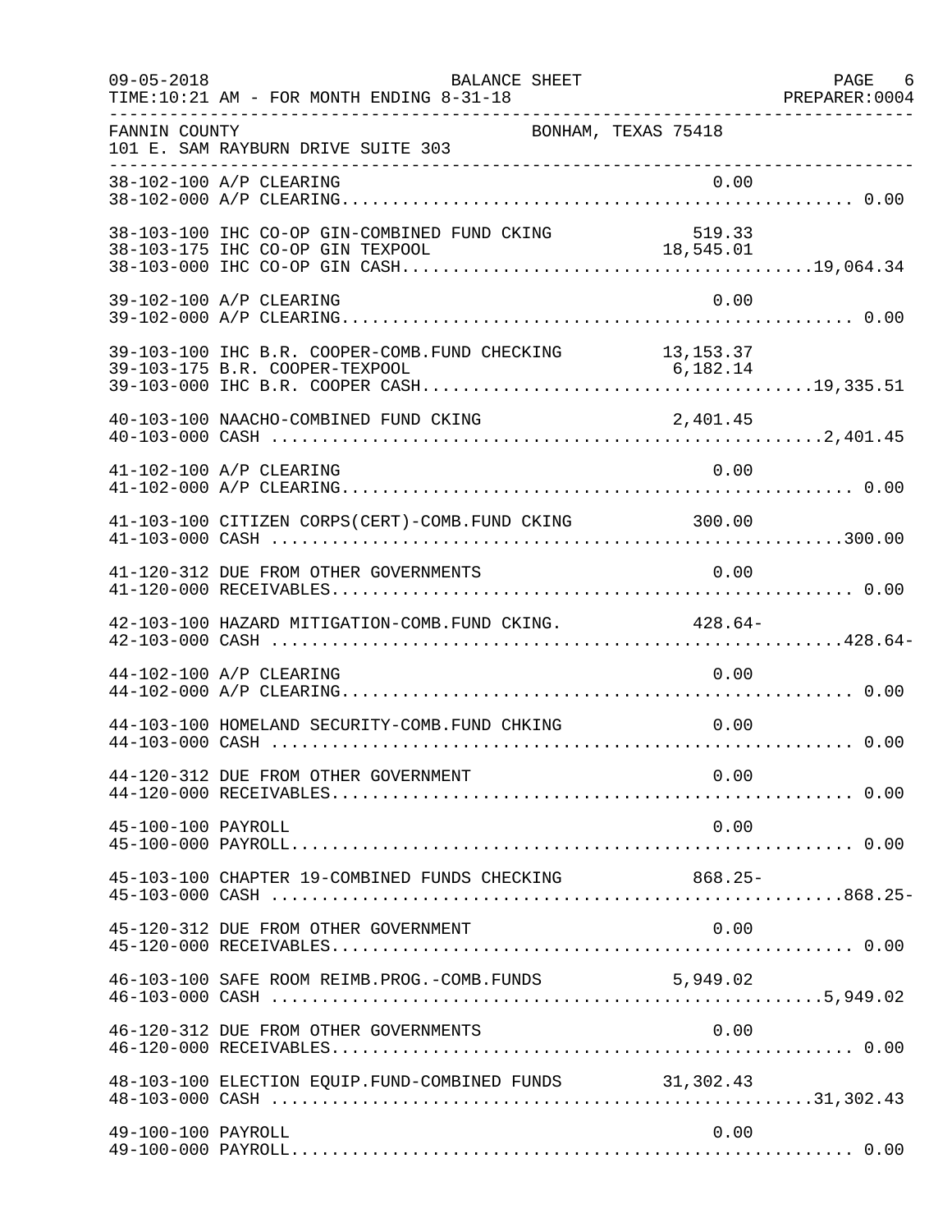FANNIN COUNTY — BONHAM, TEXAS 75418
101 E. SAM RAYBURN DRIVE SUITE 303

| Account | Description | Detail | Total |
|---|---|---|---|
| 38-102-100 | A/P CLEARING | 0.00 | |
| 38-102-000 | A/P CLEARING | | 0.00 |
| 38-103-100 | IHC CO-OP GIN-COMBINED FUND CKING | 519.33 | |
| 38-103-175 | IHC CO-OP GIN TEXPOOL | 18,545.01 | |
| 38-103-000 | IHC CO-OP GIN CASH | | 19,064.34 |
| 39-102-100 | A/P CLEARING | 0.00 | |
| 39-102-000 | A/P CLEARING | | 0.00 |
| 39-103-100 | IHC B.R. COOPER-COMB.FUND CHECKING | 13,153.37 | |
| 39-103-175 | B.R. COOPER-TEXPOOL | 6,182.14 | |
| 39-103-000 | IHC B.R. COOPER CASH | | 19,335.51 |
| 40-103-100 | NAACHO-COMBINED FUND CKING | 2,401.45 | |
| 40-103-000 | CASH | | 2,401.45 |
| 41-102-100 | A/P CLEARING | 0.00 | |
| 41-102-000 | A/P CLEARING | | 0.00 |
| 41-103-100 | CITIZEN CORPS(CERT)-COMB.FUND CKING | 300.00 | |
| 41-103-000 | CASH | | 300.00 |
| 41-120-312 | DUE FROM OTHER GOVERNMENTS | 0.00 | |
| 41-120-000 | RECEIVABLES | | 0.00 |
| 42-103-100 | HAZARD MITIGATION-COMB.FUND CKING. | 428.64- | |
| 42-103-000 | CASH | | 428.64- |
| 44-102-100 | A/P CLEARING | 0.00 | |
| 44-102-000 | A/P CLEARING | | 0.00 |
| 44-103-100 | HOMELAND SECURITY-COMB.FUND CHKING | 0.00 | |
| 44-103-000 | CASH | | 0.00 |
| 44-120-312 | DUE FROM OTHER GOVERNMENT | 0.00 | |
| 44-120-000 | RECEIVABLES | | 0.00 |
| 45-100-100 | PAYROLL | 0.00 | |
| 45-100-000 | PAYROLL | | 0.00 |
| 45-103-100 | CHAPTER 19-COMBINED FUNDS CHECKING | 868.25- | |
| 45-103-000 | CASH | | 868.25- |
| 45-120-312 | DUE FROM OTHER GOVERNMENT | 0.00 | |
| 45-120-000 | RECEIVABLES | | 0.00 |
| 46-103-100 | SAFE ROOM REIMB.PROG.-COMB.FUNDS | 5,949.02 | |
| 46-103-000 | CASH | | 5,949.02 |
| 46-120-312 | DUE FROM OTHER GOVERNMENTS | 0.00 | |
| 46-120-000 | RECEIVABLES | | 0.00 |
| 48-103-100 | ELECTION EQUIP.FUND-COMBINED FUNDS | 31,302.43 | |
| 48-103-000 | CASH | | 31,302.43 |
| 49-100-100 | PAYROLL | 0.00 | |
| 49-100-000 | PAYROLL | | 0.00 |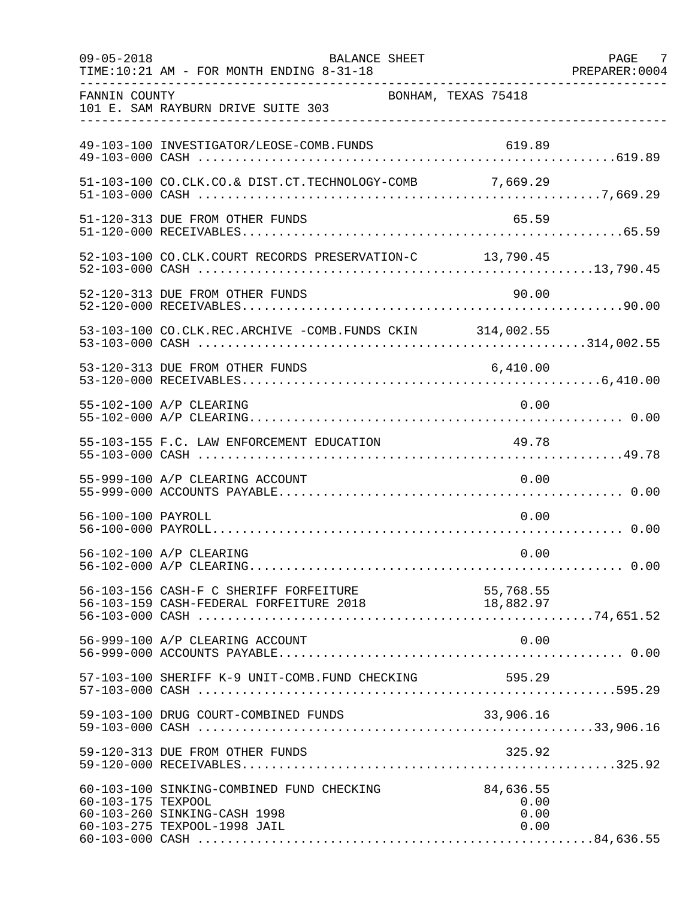FANNIN COUNTY — BONHAM, TEXAS 75418
101 E. SAM RAYBURN DRIVE SUITE 303

BALANCE SHEET
TIME:10:21 AM - FOR MONTH ENDING 8-31-18

| Account | Description | Amount | Total |
|---|---|---|---|
| 49-103-100 | INVESTIGATOR/LEOSE-COMB.FUNDS | 619.89 | |
| 49-103-000 | CASH | | 619.89 |
| 51-103-100 | CO.CLK.CO.& DIST.CT.TECHNOLOGY-COMB | 7,669.29 | |
| 51-103-000 | CASH | | 7,669.29 |
| 51-120-313 | DUE FROM OTHER FUNDS | 65.59 | |
| 51-120-000 | RECEIVABLES | | 65.59 |
| 52-103-100 | CO.CLK.COURT RECORDS PRESERVATION-C | 13,790.45 | |
| 52-103-000 | CASH | | 13,790.45 |
| 52-120-313 | DUE FROM OTHER FUNDS | 90.00 | |
| 52-120-000 | RECEIVABLES | | 90.00 |
| 53-103-100 | CO.CLK.REC.ARCHIVE -COMB.FUNDS CKIN | 314,002.55 | |
| 53-103-000 | CASH | | 314,002.55 |
| 53-120-313 | DUE FROM OTHER FUNDS | 6,410.00 | |
| 53-120-000 | RECEIVABLES | | 6,410.00 |
| 55-102-100 | A/P CLEARING | 0.00 | |
| 55-102-000 | A/P CLEARING | | 0.00 |
| 55-103-155 | F.C. LAW ENFORCEMENT EDUCATION | 49.78 | |
| 55-103-000 | CASH | | 49.78 |
| 55-999-100 | A/P CLEARING ACCOUNT | 0.00 | |
| 55-999-000 | ACCOUNTS PAYABLE | | 0.00 |
| 56-100-100 | PAYROLL | 0.00 | |
| 56-100-000 | PAYROLL | | 0.00 |
| 56-102-100 | A/P CLEARING | 0.00 | |
| 56-102-000 | A/P CLEARING | | 0.00 |
| 56-103-156 | CASH-F C SHERIFF FORFEITURE | 55,768.55 | |
| 56-103-159 | CASH-FEDERAL FORFEITURE 2018 | 18,882.97 | |
| 56-103-000 | CASH | | 74,651.52 |
| 56-999-100 | A/P CLEARING ACCOUNT | 0.00 | |
| 56-999-000 | ACCOUNTS PAYABLE | | 0.00 |
| 57-103-100 | SHERIFF K-9 UNIT-COMB.FUND CHECKING | 595.29 | |
| 57-103-000 | CASH | | 595.29 |
| 59-103-100 | DRUG COURT-COMBINED FUNDS | 33,906.16 | |
| 59-103-000 | CASH | | 33,906.16 |
| 59-120-313 | DUE FROM OTHER FUNDS | 325.92 | |
| 59-120-000 | RECEIVABLES | | 325.92 |
| 60-103-100 | SINKING-COMBINED FUND CHECKING | 84,636.55 | |
| 60-103-175 | TEXPOOL | 0.00 | |
| 60-103-260 | SINKING-CASH 1998 | 0.00 | |
| 60-103-275 | TEXPOOL-1998 JAIL | 0.00 | |
| 60-103-000 | CASH | | 84,636.55 |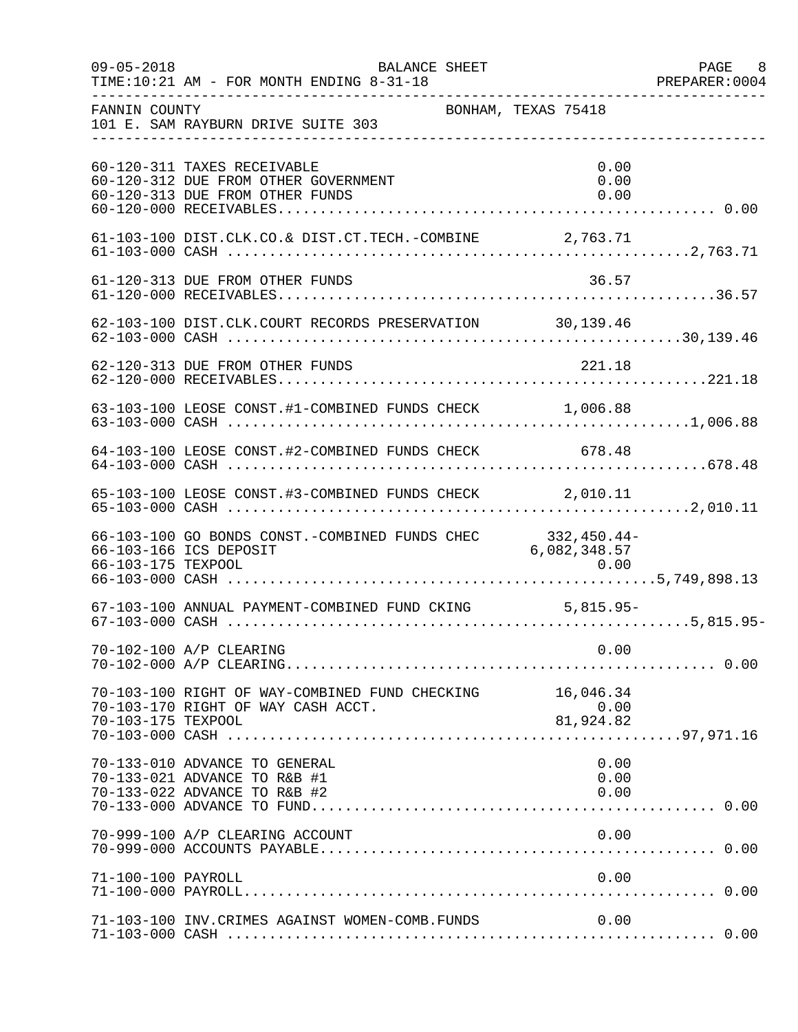FANNIN COUNTY — BONHAM, TEXAS 75418
101 E. SAM RAYBURN DRIVE SUITE 303

BALANCE SHEET
TIME:10:21 AM - FOR MONTH ENDING 8-31-18

| Account | Description | Detail | Total |
|---|---|---|---|
| 60-120-311 | TAXES RECEIVABLE | 0.00 | |
| 60-120-312 | DUE FROM OTHER GOVERNMENT | 0.00 | |
| 60-120-313 | DUE FROM OTHER FUNDS | 0.00 | |
| 60-120-000 | RECEIVABLES | | 0.00 |
| 61-103-100 | DIST.CLK.CO.& DIST.CT.TECH.-COMBINE | 2,763.71 | |
| 61-103-000 | CASH | | 2,763.71 |
| 61-120-313 | DUE FROM OTHER FUNDS | 36.57 | |
| 61-120-000 | RECEIVABLES | | 36.57 |
| 62-103-100 | DIST.CLK.COURT RECORDS PRESERVATION | 30,139.46 | |
| 62-103-000 | CASH | | 30,139.46 |
| 62-120-313 | DUE FROM OTHER FUNDS | 221.18 | |
| 62-120-000 | RECEIVABLES | | 221.18 |
| 63-103-100 | LEOSE CONST.#1-COMBINED FUNDS CHECK | 1,006.88 | |
| 63-103-000 | CASH | | 1,006.88 |
| 64-103-100 | LEOSE CONST.#2-COMBINED FUNDS CHECK | 678.48 | |
| 64-103-000 | CASH | | 678.48 |
| 65-103-100 | LEOSE CONST.#3-COMBINED FUNDS CHECK | 2,010.11 | |
| 65-103-000 | CASH | | 2,010.11 |
| 66-103-100 | GO BONDS CONST.-COMBINED FUNDS CHEC | 332,450.44- | |
| 66-103-166 | ICS DEPOSIT | 6,082,348.57 | |
| 66-103-175 | TEXPOOL | 0.00 | |
| 66-103-000 | CASH | | 5,749,898.13 |
| 67-103-100 | ANNUAL PAYMENT-COMBINED FUND CKING | 5,815.95- | |
| 67-103-000 | CASH | | 5,815.95- |
| 70-102-100 | A/P CLEARING | 0.00 | |
| 70-102-000 | A/P CLEARING | | 0.00 |
| 70-103-100 | RIGHT OF WAY-COMBINED FUND CHECKING | 16,046.34 | |
| 70-103-170 | RIGHT OF WAY CASH ACCT. | 0.00 | |
| 70-103-175 | TEXPOOL | 81,924.82 | |
| 70-103-000 | CASH | | 97,971.16 |
| 70-133-010 | ADVANCE TO GENERAL | 0.00 | |
| 70-133-021 | ADVANCE TO R&B #1 | 0.00 | |
| 70-133-022 | ADVANCE TO R&B #2 | 0.00 | |
| 70-133-000 | ADVANCE TO FUND | | 0.00 |
| 70-999-100 | A/P CLEARING ACCOUNT | 0.00 | |
| 70-999-000 | ACCOUNTS PAYABLE | | 0.00 |
| 71-100-100 | PAYROLL | 0.00 | |
| 71-100-000 | PAYROLL | | 0.00 |
| 71-103-100 | INV.CRIMES AGAINST WOMEN-COMB.FUNDS | 0.00 | |
| 71-103-000 | CASH | | 0.00 |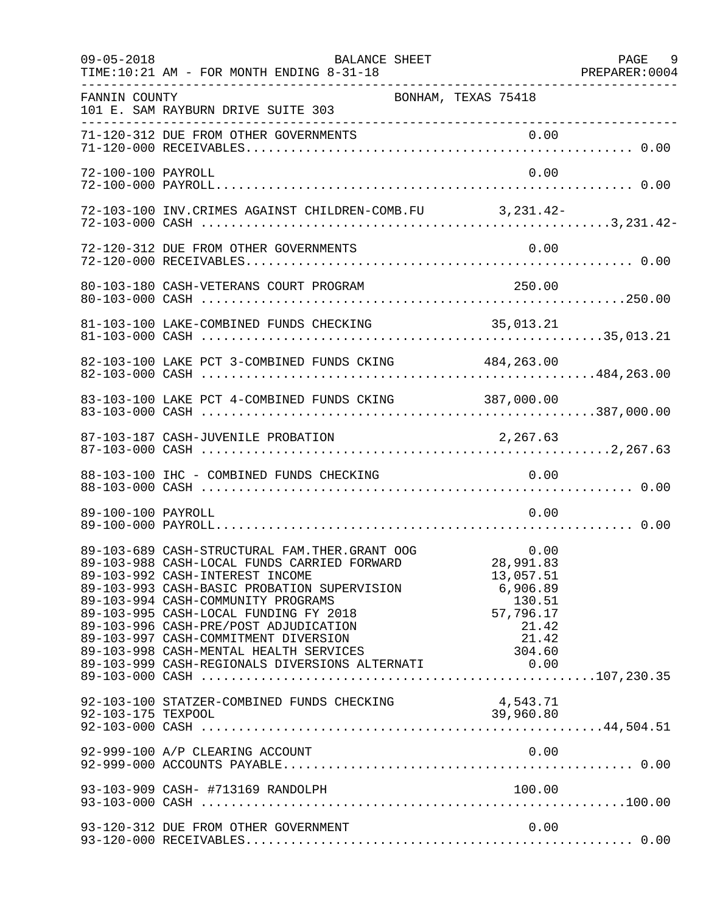FANNIN COUNTY BONHAM, TEXAS 75418
101 E. SAM RAYBURN DRIVE SUITE 303

BALANCE SHEET
TIME:10:21 AM - FOR MONTH ENDING 8-31-18

| Account | Description | Detail Amount | Total |
|---|---|---|---|
| 71-120-312 | DUE FROM OTHER GOVERNMENTS | 0.00 | |
| 71-120-000 | RECEIVABLES | | 0.00 |
| 72-100-100 | PAYROLL | 0.00 | |
| 72-100-000 | PAYROLL | | 0.00 |
| 72-103-100 | INV.CRIMES AGAINST CHILDREN-COMB.FU | 3,231.42- | |
| 72-103-000 | CASH | | 3,231.42- |
| 72-120-312 | DUE FROM OTHER GOVERNMENTS | 0.00 | |
| 72-120-000 | RECEIVABLES | | 0.00 |
| 80-103-180 | CASH-VETERANS COURT PROGRAM | 250.00 | |
| 80-103-000 | CASH | | 250.00 |
| 81-103-100 | LAKE-COMBINED FUNDS CHECKING | 35,013.21 | |
| 81-103-000 | CASH | | 35,013.21 |
| 82-103-100 | LAKE PCT 3-COMBINED FUNDS CKING | 484,263.00 | |
| 82-103-000 | CASH | | 484,263.00 |
| 83-103-100 | LAKE PCT 4-COMBINED FUNDS CKING | 387,000.00 | |
| 83-103-000 | CASH | | 387,000.00 |
| 87-103-187 | CASH-JUVENILE PROBATION | 2,267.63 | |
| 87-103-000 | CASH | | 2,267.63 |
| 88-103-100 | IHC - COMBINED FUNDS CHECKING | 0.00 | |
| 88-103-000 | CASH | | 0.00 |
| 89-100-100 | PAYROLL | 0.00 | |
| 89-100-000 | PAYROLL | | 0.00 |
| 89-103-689 | CASH-STRUCTURAL FAM.THER.GRANT OOG | 0.00 | |
| 89-103-988 | CASH-LOCAL FUNDS CARRIED FORWARD | 28,991.83 | |
| 89-103-992 | CASH-INTEREST INCOME | 13,057.51 | |
| 89-103-993 | CASH-BASIC PROBATION SUPERVISION | 6,906.89 | |
| 89-103-994 | CASH-COMMUNITY PROGRAMS | 130.51 | |
| 89-103-995 | CASH-LOCAL FUNDING FY 2018 | 57,796.17 | |
| 89-103-996 | CASH-PRE/POST ADJUDICATION | 21.42 | |
| 89-103-997 | CASH-COMMITMENT DIVERSION | 21.42 | |
| 89-103-998 | CASH-MENTAL HEALTH SERVICES | 304.60 | |
| 89-103-999 | CASH-REGIONALS DIVERSIONS ALTERNATI | 0.00 | |
| 89-103-000 | CASH | | 107,230.35 |
| 92-103-100 | STATZER-COMBINED FUNDS CHECKING | 4,543.71 | |
| 92-103-175 | TEXPOOL | 39,960.80 | |
| 92-103-000 | CASH | | 44,504.51 |
| 92-999-100 | A/P CLEARING ACCOUNT | 0.00 | |
| 92-999-000 | ACCOUNTS PAYABLE | | 0.00 |
| 93-103-909 | CASH- #713169 RANDOLPH | 100.00 | |
| 93-103-000 | CASH | | 100.00 |
| 93-120-312 | DUE FROM OTHER GOVERNMENT | 0.00 | |
| 93-120-000 | RECEIVABLES | | 0.00 |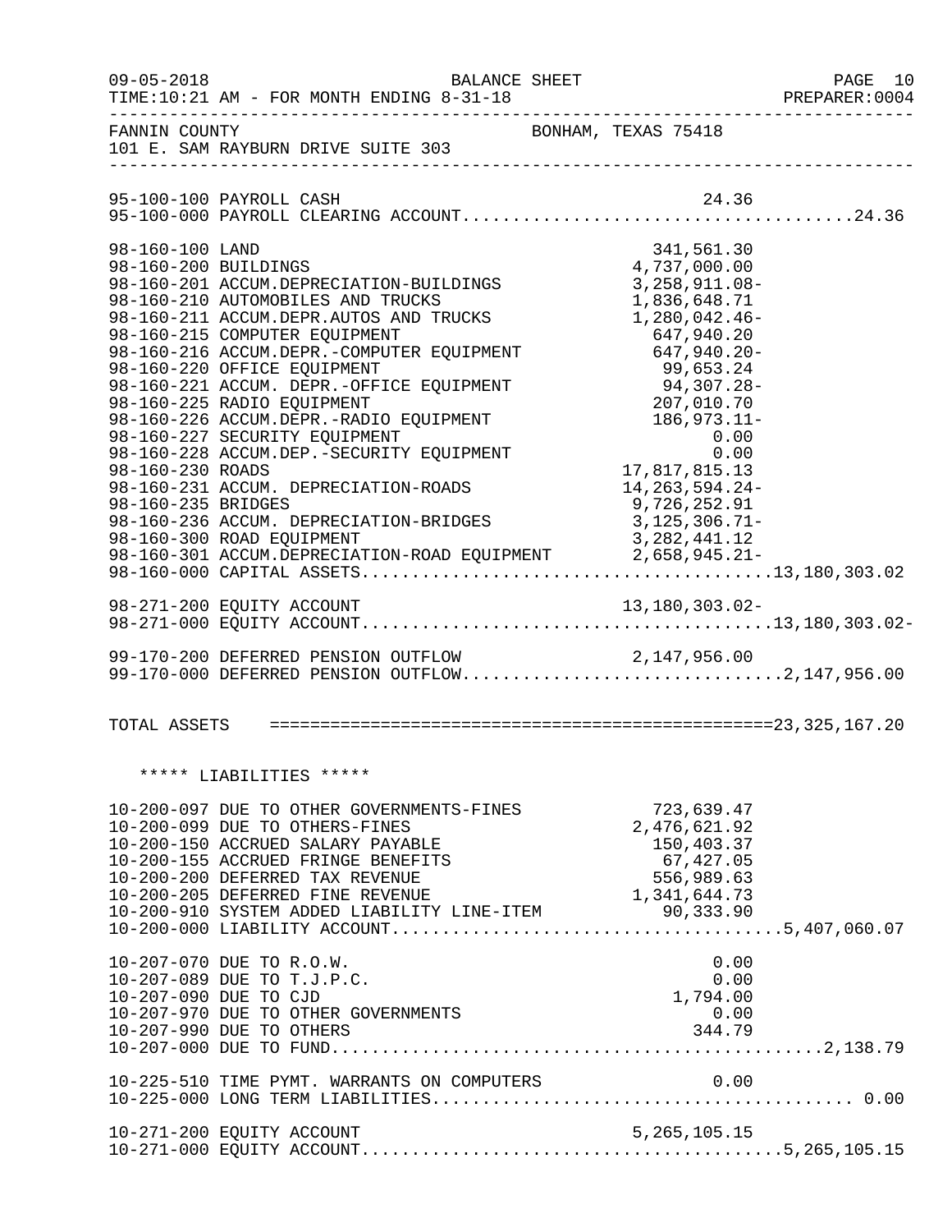FANNIN COUNTY — BONHAM, TEXAS 75418
101 E. SAM RAYBURN DRIVE SUITE 303

BALANCE SHEET — FOR MONTH ENDING 8-31-18

| Account | Description | Amount | Total |
|---|---|---|---|
| 95-100-100 | PAYROLL CASH | 24.36 | |
| 95-100-000 | PAYROLL CLEARING ACCOUNT | | 24.36 |
| 98-160-100 | LAND | 341,561.30 | |
| 98-160-200 | BUILDINGS | 4,737,000.00 | |
| 98-160-201 | ACCUM.DEPRECIATION-BUILDINGS | 3,258,911.08- | |
| 98-160-210 | AUTOMOBILES AND TRUCKS | 1,836,648.71 | |
| 98-160-211 | ACCUM.DEPR.AUTOS AND TRUCKS | 1,280,042.46- | |
| 98-160-215 | COMPUTER EQUIPMENT | 647,940.20 | |
| 98-160-216 | ACCUM.DEPR.-COMPUTER EQUIPMENT | 647,940.20- | |
| 98-160-220 | OFFICE EQUIPMENT | 99,653.24 | |
| 98-160-221 | ACCUM. DEPR.-OFFICE EQUIPMENT | 94,307.28- | |
| 98-160-225 | RADIO EQUIPMENT | 207,010.70 | |
| 98-160-226 | ACCUM.DEPR.-RADIO EQUIPMENT | 186,973.11- | |
| 98-160-227 | SECURITY EQUIPMENT | 0.00 | |
| 98-160-228 | ACCUM.DEP.-SECURITY EQUIPMENT | 0.00 | |
| 98-160-230 | ROADS | 17,817,815.13 | |
| 98-160-231 | ACCUM. DEPRECIATION-ROADS | 14,263,594.24- | |
| 98-160-235 | BRIDGES | 9,726,252.91 | |
| 98-160-236 | ACCUM. DEPRECIATION-BRIDGES | 3,125,306.71- | |
| 98-160-300 | ROAD EQUIPMENT | 3,282,441.12 | |
| 98-160-301 | ACCUM.DEPRECIATION-ROAD EQUIPMENT | 2,658,945.21- | |
| 98-160-000 | CAPITAL ASSETS | | 13,180,303.02 |
| 98-271-200 | EQUITY ACCOUNT | 13,180,303.02- | |
| 98-271-000 | EQUITY ACCOUNT | | 13,180,303.02- |
| 99-170-200 | DEFERRED PENSION OUTFLOW | 2,147,956.00 | |
| 99-170-000 | DEFERRED PENSION OUTFLOW | | 2,147,956.00 |
| | TOTAL ASSETS | | 23,325,167.20 |

***** LIABILITIES *****

| Account | Description | Amount | Total |
|---|---|---|---|
| 10-200-097 | DUE TO OTHER GOVERNMENTS-FINES | 723,639.47 | |
| 10-200-099 | DUE TO OTHERS-FINES | 2,476,621.92 | |
| 10-200-150 | ACCRUED SALARY PAYABLE | 150,403.37 | |
| 10-200-155 | ACCRUED FRINGE BENEFITS | 67,427.05 | |
| 10-200-200 | DEFERRED TAX REVENUE | 556,989.63 | |
| 10-200-205 | DEFERRED FINE REVENUE | 1,341,644.73 | |
| 10-200-910 | SYSTEM ADDED LIABILITY LINE-ITEM | 90,333.90 | |
| 10-200-000 | LIABILITY ACCOUNT | | 5,407,060.07 |
| 10-207-070 | DUE TO R.O.W. | 0.00 | |
| 10-207-089 | DUE TO T.J.P.C. | 0.00 | |
| 10-207-090 | DUE TO CJD | 1,794.00 | |
| 10-207-970 | DUE TO OTHER GOVERNMENTS | 0.00 | |
| 10-207-990 | DUE TO OTHERS | 344.79 | |
| 10-207-000 | DUE TO FUND | | 2,138.79 |
| 10-225-510 | TIME PYMT. WARRANTS ON COMPUTERS | 0.00 | |
| 10-225-000 | LONG TERM LIABILITIES | | 0.00 |
| 10-271-200 | EQUITY ACCOUNT | 5,265,105.15 | |
| 10-271-000 | EQUITY ACCOUNT | | 5,265,105.15 |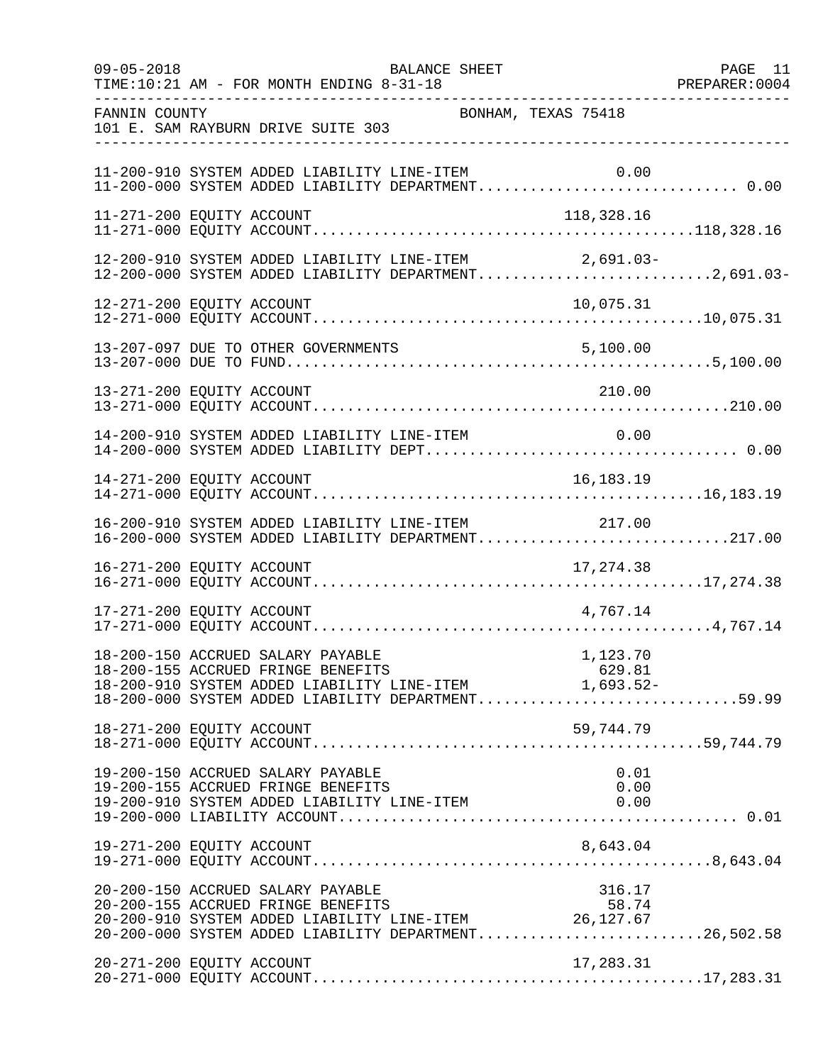FANNIN COUNTY BONHAM, TEXAS 75418
101 E. SAM RAYBURN DRIVE SUITE 303

BALANCE SHEET
FOR MONTH ENDING 8-31-18

| Account | Description | Line-Item Amount | Department Total |
|---|---|---|---|
| 11-200-910 | SYSTEM ADDED LIABILITY LINE-ITEM | 0.00 | |
| 11-200-000 | SYSTEM ADDED LIABILITY DEPARTMENT | | 0.00 |
| 11-271-200 | EQUITY ACCOUNT | 118,328.16 | |
| 11-271-000 | EQUITY ACCOUNT | | 118,328.16 |
| 12-200-910 | SYSTEM ADDED LIABILITY LINE-ITEM | 2,691.03- | |
| 12-200-000 | SYSTEM ADDED LIABILITY DEPARTMENT | | 2,691.03- |
| 12-271-200 | EQUITY ACCOUNT | 10,075.31 | |
| 12-271-000 | EQUITY ACCOUNT | | 10,075.31 |
| 13-207-097 | DUE TO OTHER GOVERNMENTS | 5,100.00 | |
| 13-207-000 | DUE TO FUND | | 5,100.00 |
| 13-271-200 | EQUITY ACCOUNT | 210.00 | |
| 13-271-000 | EQUITY ACCOUNT | | 210.00 |
| 14-200-910 | SYSTEM ADDED LIABILITY LINE-ITEM | 0.00 | |
| 14-200-000 | SYSTEM ADDED LIABILITY DEPT | | 0.00 |
| 14-271-200 | EQUITY ACCOUNT | 16,183.19 | |
| 14-271-000 | EQUITY ACCOUNT | | 16,183.19 |
| 16-200-910 | SYSTEM ADDED LIABILITY LINE-ITEM | 217.00 | |
| 16-200-000 | SYSTEM ADDED LIABILITY DEPARTMENT | | 217.00 |
| 16-271-200 | EQUITY ACCOUNT | 17,274.38 | |
| 16-271-000 | EQUITY ACCOUNT | | 17,274.38 |
| 17-271-200 | EQUITY ACCOUNT | 4,767.14 | |
| 17-271-000 | EQUITY ACCOUNT | | 4,767.14 |
| 18-200-150 | ACCRUED SALARY PAYABLE | 1,123.70 | |
| 18-200-155 | ACCRUED FRINGE BENEFITS | 629.81 | |
| 18-200-910 | SYSTEM ADDED LIABILITY LINE-ITEM | 1,693.52- | |
| 18-200-000 | SYSTEM ADDED LIABILITY DEPARTMENT | | 59.99 |
| 18-271-200 | EQUITY ACCOUNT | 59,744.79 | |
| 18-271-000 | EQUITY ACCOUNT | | 59,744.79 |
| 19-200-150 | ACCRUED SALARY PAYABLE | 0.01 | |
| 19-200-155 | ACCRUED FRINGE BENEFITS | 0.00 | |
| 19-200-910 | SYSTEM ADDED LIABILITY LINE-ITEM | 0.00 | |
| 19-200-000 | LIABILITY ACCOUNT | | 0.01 |
| 19-271-200 | EQUITY ACCOUNT | 8,643.04 | |
| 19-271-000 | EQUITY ACCOUNT | | 8,643.04 |
| 20-200-150 | ACCRUED SALARY PAYABLE | 316.17 | |
| 20-200-155 | ACCRUED FRINGE BENEFITS | 58.74 | |
| 20-200-910 | SYSTEM ADDED LIABILITY LINE-ITEM | 26,127.67 | |
| 20-200-000 | SYSTEM ADDED LIABILITY DEPARTMENT | | 26,502.58 |
| 20-271-200 | EQUITY ACCOUNT | 17,283.31 | |
| 20-271-000 | EQUITY ACCOUNT | | 17,283.31 |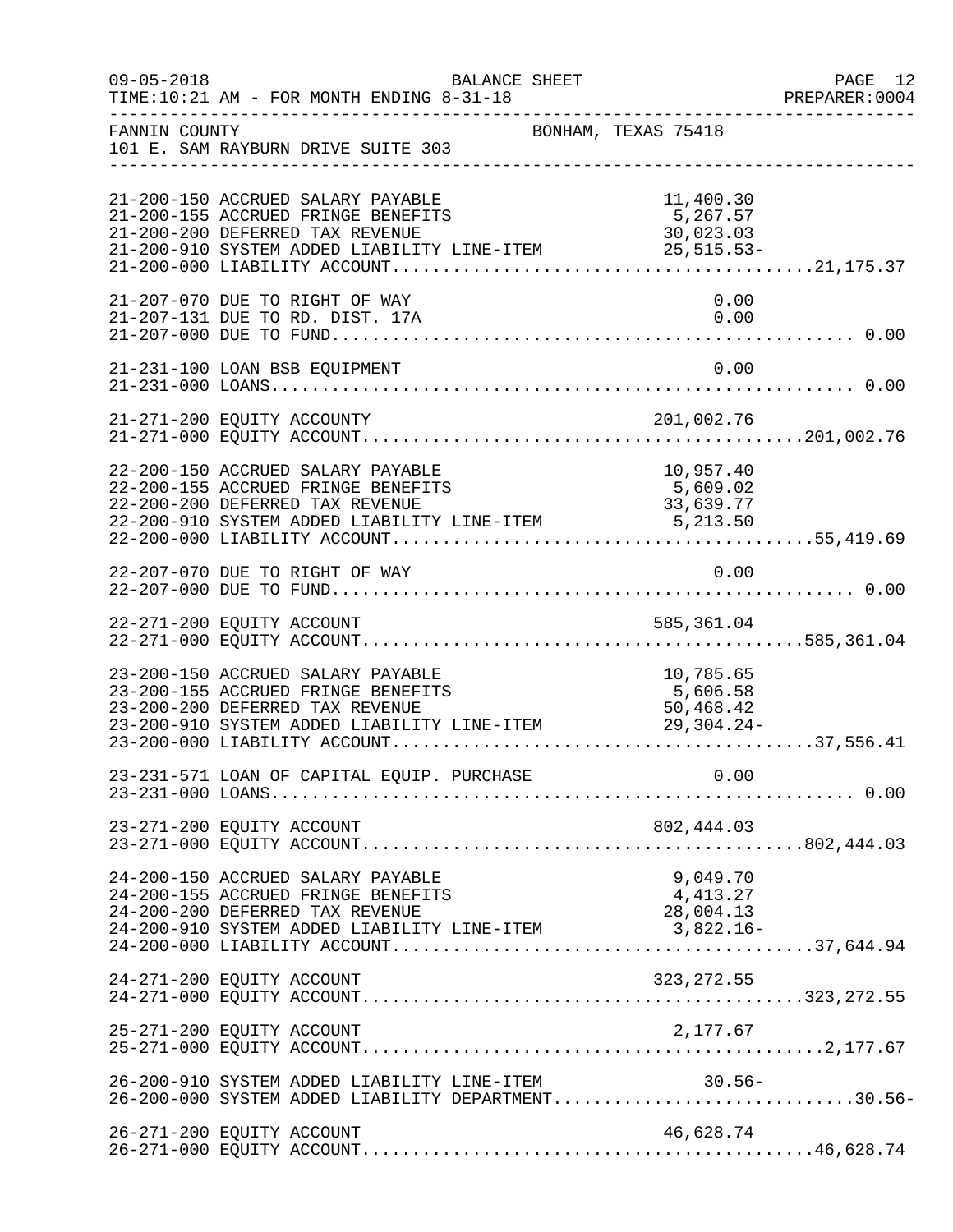FANNIN COUNTY BONHAM, TEXAS 75418
101 E. SAM RAYBURN DRIVE SUITE 303

| Account | Description | Amount | Total |
|---|---|---|---|
| 21-200-150 | ACCRUED SALARY PAYABLE | 11,400.30 | |
| 21-200-155 | ACCRUED FRINGE BENEFITS | 5,267.57 | |
| 21-200-200 | DEFERRED TAX REVENUE | 30,023.03 | |
| 21-200-910 | SYSTEM ADDED LIABILITY LINE-ITEM | 25,515.53- | |
| 21-200-000 | LIABILITY ACCOUNT | | 21,175.37 |
| 21-207-070 | DUE TO RIGHT OF WAY | 0.00 | |
| 21-207-131 | DUE TO RD. DIST. 17A | 0.00 | |
| 21-207-000 | DUE TO FUND | | 0.00 |
| 21-231-100 | LOAN BSB EQUIPMENT | 0.00 | |
| 21-231-000 | LOANS | | 0.00 |
| 21-271-200 | EQUITY ACCOUNTY | 201,002.76 | |
| 21-271-000 | EQUITY ACCOUNT | | 201,002.76 |
| 22-200-150 | ACCRUED SALARY PAYABLE | 10,957.40 | |
| 22-200-155 | ACCRUED FRINGE BENEFITS | 5,609.02 | |
| 22-200-200 | DEFERRED TAX REVENUE | 33,639.77 | |
| 22-200-910 | SYSTEM ADDED LIABILITY LINE-ITEM | 5,213.50 | |
| 22-200-000 | LIABILITY ACCOUNT | | 55,419.69 |
| 22-207-070 | DUE TO RIGHT OF WAY | 0.00 | |
| 22-207-000 | DUE TO FUND | | 0.00 |
| 22-271-200 | EQUITY ACCOUNT | 585,361.04 | |
| 22-271-000 | EQUITY ACCOUNT | | 585,361.04 |
| 23-200-150 | ACCRUED SALARY PAYABLE | 10,785.65 | |
| 23-200-155 | ACCRUED FRINGE BENEFITS | 5,606.58 | |
| 23-200-200 | DEFERRED TAX REVENUE | 50,468.42 | |
| 23-200-910 | SYSTEM ADDED LIABILITY LINE-ITEM | 29,304.24- | |
| 23-200-000 | LIABILITY ACCOUNT | | 37,556.41 |
| 23-231-571 | LOAN OF CAPITAL EQUIP. PURCHASE | 0.00 | |
| 23-231-000 | LOANS | | 0.00 |
| 23-271-200 | EQUITY ACCOUNT | 802,444.03 | |
| 23-271-000 | EQUITY ACCOUNT | | 802,444.03 |
| 24-200-150 | ACCRUED SALARY PAYABLE | 9,049.70 | |
| 24-200-155 | ACCRUED FRINGE BENEFITS | 4,413.27 | |
| 24-200-200 | DEFERRED TAX REVENUE | 28,004.13 | |
| 24-200-910 | SYSTEM ADDED LIABILITY LINE-ITEM | 3,822.16- | |
| 24-200-000 | LIABILITY ACCOUNT | | 37,644.94 |
| 24-271-200 | EQUITY ACCOUNT | 323,272.55 | |
| 24-271-000 | EQUITY ACCOUNT | | 323,272.55 |
| 25-271-200 | EQUITY ACCOUNT | 2,177.67 | |
| 25-271-000 | EQUITY ACCOUNT | | 2,177.67 |
| 26-200-910 | SYSTEM ADDED LIABILITY LINE-ITEM | 30.56- | |
| 26-200-000 | SYSTEM ADDED LIABILITY DEPARTMENT | | 30.56- |
| 26-271-200 | EQUITY ACCOUNT | 46,628.74 | |
| 26-271-000 | EQUITY ACCOUNT | | 46,628.74 |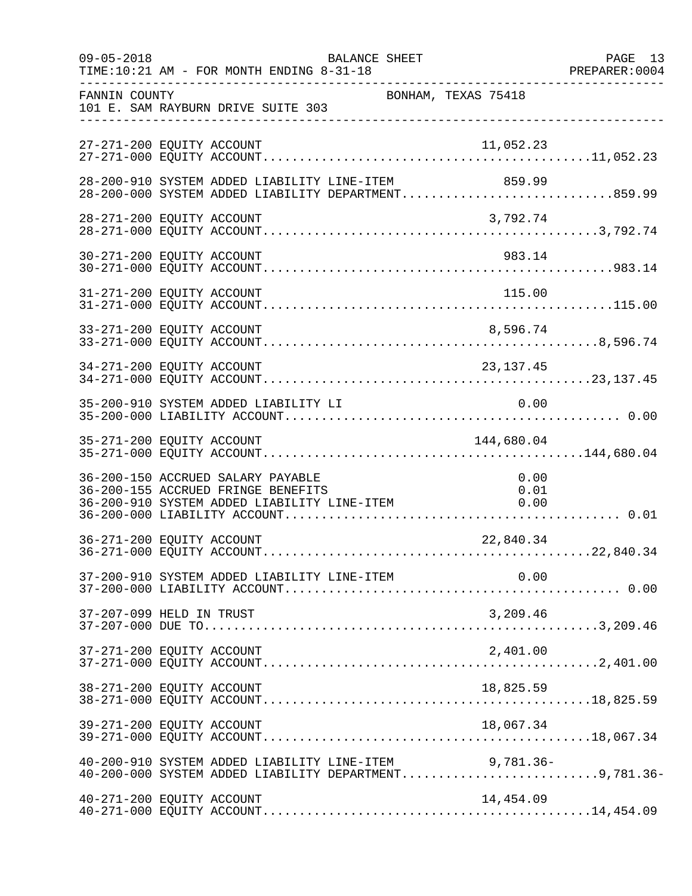FANNIN COUNTY BONHAM, TEXAS 75418
101 E. SAM RAYBURN DRIVE SUITE 303

BALANCE SHEET
FOR MONTH ENDING 8-31-18

| Account | Description | Line-Item Amount | Department Total |
|---|---|---|---|
| 27-271-200 | EQUITY ACCOUNT | 11,052.23 | |
| 27-271-000 | EQUITY ACCOUNT | | 11,052.23 |
| 28-200-910 | SYSTEM ADDED LIABILITY LINE-ITEM | 859.99 | |
| 28-200-000 | SYSTEM ADDED LIABILITY DEPARTMENT | | 859.99 |
| 28-271-200 | EQUITY ACCOUNT | 3,792.74 | |
| 28-271-000 | EQUITY ACCOUNT | | 3,792.74 |
| 30-271-200 | EQUITY ACCOUNT | 983.14 | |
| 30-271-000 | EQUITY ACCOUNT | | 983.14 |
| 31-271-200 | EQUITY ACCOUNT | 115.00 | |
| 31-271-000 | EQUITY ACCOUNT | | 115.00 |
| 33-271-200 | EQUITY ACCOUNT | 8,596.74 | |
| 33-271-000 | EQUITY ACCOUNT | | 8,596.74 |
| 34-271-200 | EQUITY ACCOUNT | 23,137.45 | |
| 34-271-000 | EQUITY ACCOUNT | | 23,137.45 |
| 35-200-910 | SYSTEM ADDED LIABILITY LI | 0.00 | |
| 35-200-000 | LIABILITY ACCOUNT | | 0.00 |
| 35-271-200 | EQUITY ACCOUNT | 144,680.04 | |
| 35-271-000 | EQUITY ACCOUNT | | 144,680.04 |
| 36-200-150 | ACCRUED SALARY PAYABLE | 0.00 | |
| 36-200-155 | ACCRUED FRINGE BENEFITS | 0.01 | |
| 36-200-910 | SYSTEM ADDED LIABILITY LINE-ITEM | 0.00 | |
| 36-200-000 | LIABILITY ACCOUNT | | 0.01 |
| 36-271-200 | EQUITY ACCOUNT | 22,840.34 | |
| 36-271-000 | EQUITY ACCOUNT | | 22,840.34 |
| 37-200-910 | SYSTEM ADDED LIABILITY LINE-ITEM | 0.00 | |
| 37-200-000 | LIABILITY ACCOUNT | | 0.00 |
| 37-207-099 | HELD IN TRUST | 3,209.46 | |
| 37-207-000 | DUE TO | | 3,209.46 |
| 37-271-200 | EQUITY ACCOUNT | 2,401.00 | |
| 37-271-000 | EQUITY ACCOUNT | | 2,401.00 |
| 38-271-200 | EQUITY ACCOUNT | 18,825.59 | |
| 38-271-000 | EQUITY ACCOUNT | | 18,825.59 |
| 39-271-200 | EQUITY ACCOUNT | 18,067.34 | |
| 39-271-000 | EQUITY ACCOUNT | | 18,067.34 |
| 40-200-910 | SYSTEM ADDED LIABILITY LINE-ITEM | 9,781.36- | |
| 40-200-000 | SYSTEM ADDED LIABILITY DEPARTMENT | | 9,781.36- |
| 40-271-200 | EQUITY ACCOUNT | 14,454.09 | |
| 40-271-000 | EQUITY ACCOUNT | | 14,454.09 |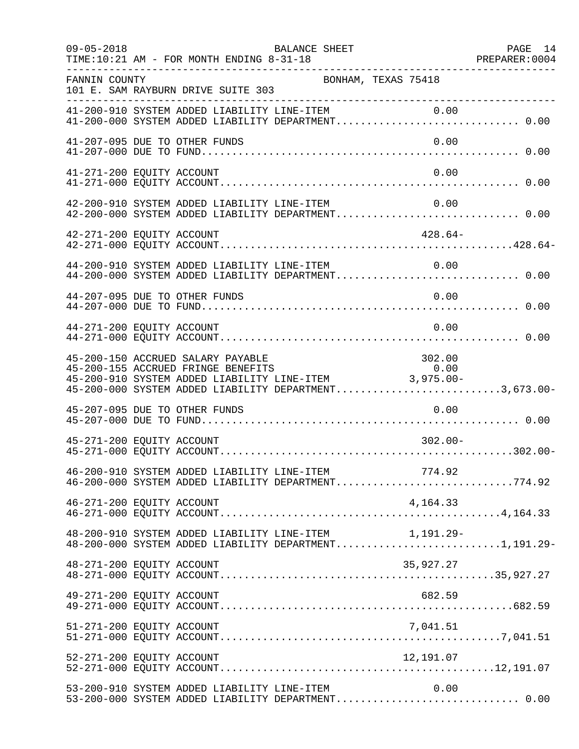FANNIN COUNTY BONHAM, TEXAS 75418
101 E. SAM RAYBURN DRIVE SUITE 303

| Account | Description | Line-Item Amount | Department Total |
|---|---|---|---|
| 41-200-910 | SYSTEM ADDED LIABILITY LINE-ITEM | 0.00 | |
| 41-200-000 | SYSTEM ADDED LIABILITY DEPARTMENT | | 0.00 |
| 41-207-095 | DUE TO OTHER FUNDS | 0.00 | |
| 41-207-000 | DUE TO FUND | | 0.00 |
| 41-271-200 | EQUITY ACCOUNT | 0.00 | |
| 41-271-000 | EQUITY ACCOUNT | | 0.00 |
| 42-200-910 | SYSTEM ADDED LIABILITY LINE-ITEM | 0.00 | |
| 42-200-000 | SYSTEM ADDED LIABILITY DEPARTMENT | | 0.00 |
| 42-271-200 | EQUITY ACCOUNT | 428.64- | |
| 42-271-000 | EQUITY ACCOUNT | | 428.64- |
| 44-200-910 | SYSTEM ADDED LIABILITY LINE-ITEM | 0.00 | |
| 44-200-000 | SYSTEM ADDED LIABILITY DEPARTMENT | | 0.00 |
| 44-207-095 | DUE TO OTHER FUNDS | 0.00 | |
| 44-207-000 | DUE TO FUND | | 0.00 |
| 44-271-200 | EQUITY ACCOUNT | 0.00 | |
| 44-271-000 | EQUITY ACCOUNT | | 0.00 |
| 45-200-150 | ACCRUED SALARY PAYABLE | 302.00 | |
| 45-200-155 | ACCRUED FRINGE BENEFITS | 0.00 | |
| 45-200-910 | SYSTEM ADDED LIABILITY LINE-ITEM | 3,975.00- | |
| 45-200-000 | SYSTEM ADDED LIABILITY DEPARTMENT | | 3,673.00- |
| 45-207-095 | DUE TO OTHER FUNDS | 0.00 | |
| 45-207-000 | DUE TO FUND | | 0.00 |
| 45-271-200 | EQUITY ACCOUNT | 302.00- | |
| 45-271-000 | EQUITY ACCOUNT | | 302.00- |
| 46-200-910 | SYSTEM ADDED LIABILITY LINE-ITEM | 774.92 | |
| 46-200-000 | SYSTEM ADDED LIABILITY DEPARTMENT | | 774.92 |
| 46-271-200 | EQUITY ACCOUNT | 4,164.33 | |
| 46-271-000 | EQUITY ACCOUNT | | 4,164.33 |
| 48-200-910 | SYSTEM ADDED LIABILITY LINE-ITEM | 1,191.29- | |
| 48-200-000 | SYSTEM ADDED LIABILITY DEPARTMENT | | 1,191.29- |
| 48-271-200 | EQUITY ACCOUNT | 35,927.27 | |
| 48-271-000 | EQUITY ACCOUNT | | 35,927.27 |
| 49-271-200 | EQUITY ACCOUNT | 682.59 | |
| 49-271-000 | EQUITY ACCOUNT | | 682.59 |
| 51-271-200 | EQUITY ACCOUNT | 7,041.51 | |
| 51-271-000 | EQUITY ACCOUNT | | 7,041.51 |
| 52-271-200 | EQUITY ACCOUNT | 12,191.07 | |
| 52-271-000 | EQUITY ACCOUNT | | 12,191.07 |
| 53-200-910 | SYSTEM ADDED LIABILITY LINE-ITEM | 0.00 | |
| 53-200-000 | SYSTEM ADDED LIABILITY DEPARTMENT | | 0.00 |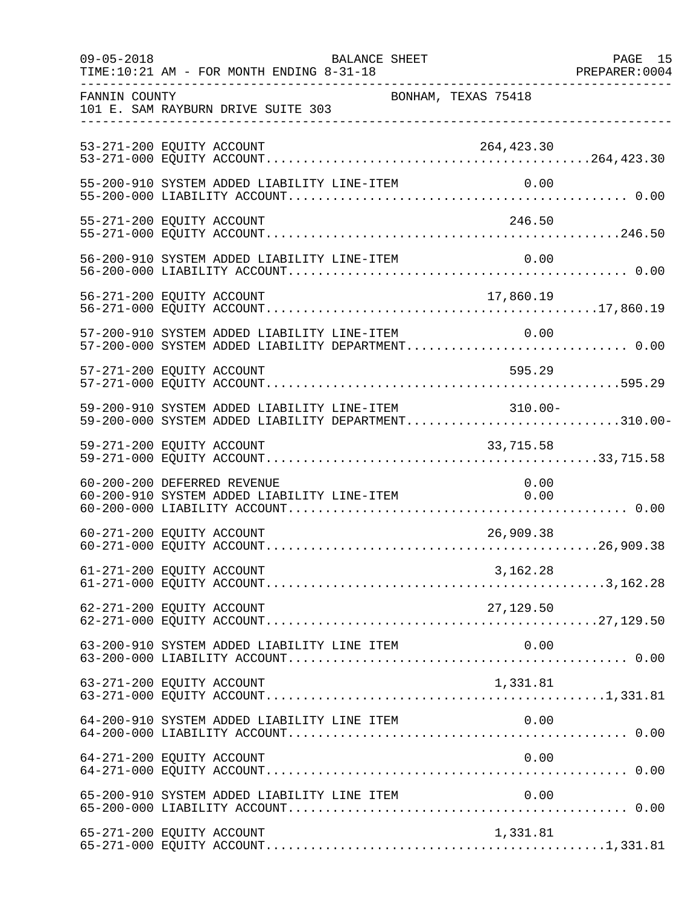FANNIN COUNTY BONHAM, TEXAS 75418
101 E. SAM RAYBURN DRIVE SUITE 303

BALANCE SHEET — 09-05-2018 — TIME:10:21 AM - FOR MONTH ENDING 8-31-18 — PREPARER:0004

| Account | Description | Line Item Amount | Total |
|---|---|---|---|
| 53-271-200 | EQUITY ACCOUNT | 264,423.30 | |
| 53-271-000 | EQUITY ACCOUNT | | 264,423.30 |
| 55-200-910 | SYSTEM ADDED LIABILITY LINE-ITEM | 0.00 | |
| 55-200-000 | LIABILITY ACCOUNT | | 0.00 |
| 55-271-200 | EQUITY ACCOUNT | 246.50 | |
| 55-271-000 | EQUITY ACCOUNT | | 246.50 |
| 56-200-910 | SYSTEM ADDED LIABILITY LINE-ITEM | 0.00 | |
| 56-200-000 | LIABILITY ACCOUNT | | 0.00 |
| 56-271-200 | EQUITY ACCOUNT | 17,860.19 | |
| 56-271-000 | EQUITY ACCOUNT | | 17,860.19 |
| 57-200-910 | SYSTEM ADDED LIABILITY LINE-ITEM | 0.00 | |
| 57-200-000 | SYSTEM ADDED LIABILITY DEPARTMENT | | 0.00 |
| 57-271-200 | EQUITY ACCOUNT | 595.29 | |
| 57-271-000 | EQUITY ACCOUNT | | 595.29 |
| 59-200-910 | SYSTEM ADDED LIABILITY LINE-ITEM | 310.00- | |
| 59-200-000 | SYSTEM ADDED LIABILITY DEPARTMENT | | 310.00- |
| 59-271-200 | EQUITY ACCOUNT | 33,715.58 | |
| 59-271-000 | EQUITY ACCOUNT | | 33,715.58 |
| 60-200-200 | DEFERRED REVENUE | 0.00 | |
| 60-200-910 | SYSTEM ADDED LIABILITY LINE-ITEM | 0.00 | |
| 60-200-000 | LIABILITY ACCOUNT | | 0.00 |
| 60-271-200 | EQUITY ACCOUNT | 26,909.38 | |
| 60-271-000 | EQUITY ACCOUNT | | 26,909.38 |
| 61-271-200 | EQUITY ACCOUNT | 3,162.28 | |
| 61-271-000 | EQUITY ACCOUNT | | 3,162.28 |
| 62-271-200 | EQUITY ACCOUNT | 27,129.50 | |
| 62-271-000 | EQUITY ACCOUNT | | 27,129.50 |
| 63-200-910 | SYSTEM ADDED LIABILITY LINE ITEM | 0.00 | |
| 63-200-000 | LIABILITY ACCOUNT | | 0.00 |
| 63-271-200 | EQUITY ACCOUNT | 1,331.81 | |
| 63-271-000 | EQUITY ACCOUNT | | 1,331.81 |
| 64-200-910 | SYSTEM ADDED LIABILITY LINE ITEM | 0.00 | |
| 64-200-000 | LIABILITY ACCOUNT | | 0.00 |
| 64-271-200 | EQUITY ACCOUNT | 0.00 | |
| 64-271-000 | EQUITY ACCOUNT | | 0.00 |
| 65-200-910 | SYSTEM ADDED LIABILITY LINE ITEM | 0.00 | |
| 65-200-000 | LIABILITY ACCOUNT | | 0.00 |
| 65-271-200 | EQUITY ACCOUNT | 1,331.81 | |
| 65-271-000 | EQUITY ACCOUNT | | 1,331.81 |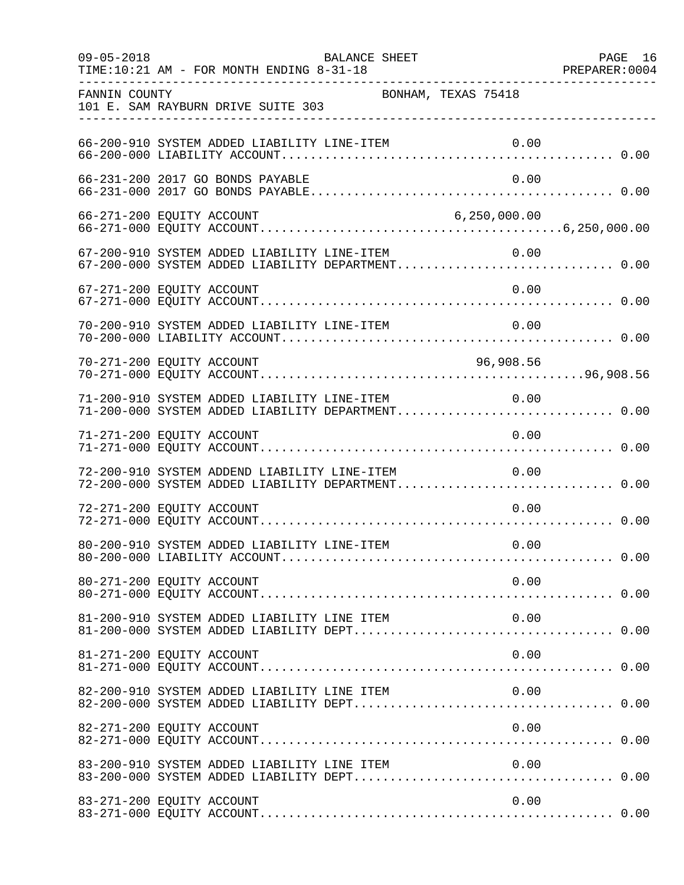FANNIN COUNTY BONHAM, TEXAS 75418
101 E. SAM RAYBURN DRIVE SUITE 303

| Account | Description | Line-Item Amount | Total |
|---|---|---|---|
| 66-200-910 | SYSTEM ADDED LIABILITY LINE-ITEM | 0.00 | |
| 66-200-000 | LIABILITY ACCOUNT | | 0.00 |
| 66-231-200 | 2017 GO BONDS PAYABLE | 0.00 | |
| 66-231-000 | 2017 GO BONDS PAYABLE | | 0.00 |
| 66-271-200 | EQUITY ACCOUNT | 6,250,000.00 | |
| 66-271-000 | EQUITY ACCOUNT | | 6,250,000.00 |
| 67-200-910 | SYSTEM ADDED LIABILITY LINE-ITEM | 0.00 | |
| 67-200-000 | SYSTEM ADDED LIABILITY DEPARTMENT | | 0.00 |
| 67-271-200 | EQUITY ACCOUNT | 0.00 | |
| 67-271-000 | EQUITY ACCOUNT | | 0.00 |
| 70-200-910 | SYSTEM ADDED LIABILITY LINE-ITEM | 0.00 | |
| 70-200-000 | LIABILITY ACCOUNT | | 0.00 |
| 70-271-200 | EQUITY ACCOUNT | 96,908.56 | |
| 70-271-000 | EQUITY ACCOUNT | | 96,908.56 |
| 71-200-910 | SYSTEM ADDED LIABILITY LINE-ITEM | 0.00 | |
| 71-200-000 | SYSTEM ADDED LIABILITY DEPARTMENT | | 0.00 |
| 71-271-200 | EQUITY ACCOUNT | 0.00 | |
| 71-271-000 | EQUITY ACCOUNT | | 0.00 |
| 72-200-910 | SYSTEM ADDEND LIABILITY LINE-ITEM | 0.00 | |
| 72-200-000 | SYSTEM ADDED LIABILITY DEPARTMENT | | 0.00 |
| 72-271-200 | EQUITY ACCOUNT | 0.00 | |
| 72-271-000 | EQUITY ACCOUNT | | 0.00 |
| 80-200-910 | SYSTEM ADDED LIABILITY LINE-ITEM | 0.00 | |
| 80-200-000 | LIABILITY ACCOUNT | | 0.00 |
| 80-271-200 | EQUITY ACCOUNT | 0.00 | |
| 80-271-000 | EQUITY ACCOUNT | | 0.00 |
| 81-200-910 | SYSTEM ADDED LIABILITY LINE ITEM | 0.00 | |
| 81-200-000 | SYSTEM ADDED LIABILITY DEPT | | 0.00 |
| 81-271-200 | EQUITY ACCOUNT | 0.00 | |
| 81-271-000 | EQUITY ACCOUNT | | 0.00 |
| 82-200-910 | SYSTEM ADDED LIABILITY LINE ITEM | 0.00 | |
| 82-200-000 | SYSTEM ADDED LIABILITY DEPT | | 0.00 |
| 82-271-200 | EQUITY ACCOUNT | 0.00 | |
| 82-271-000 | EQUITY ACCOUNT | | 0.00 |
| 83-200-910 | SYSTEM ADDED LIABILITY LINE ITEM | 0.00 | |
| 83-200-000 | SYSTEM ADDED LIABILITY DEPT | | 0.00 |
| 83-271-200 | EQUITY ACCOUNT | 0.00 | |
| 83-271-000 | EQUITY ACCOUNT | | 0.00 |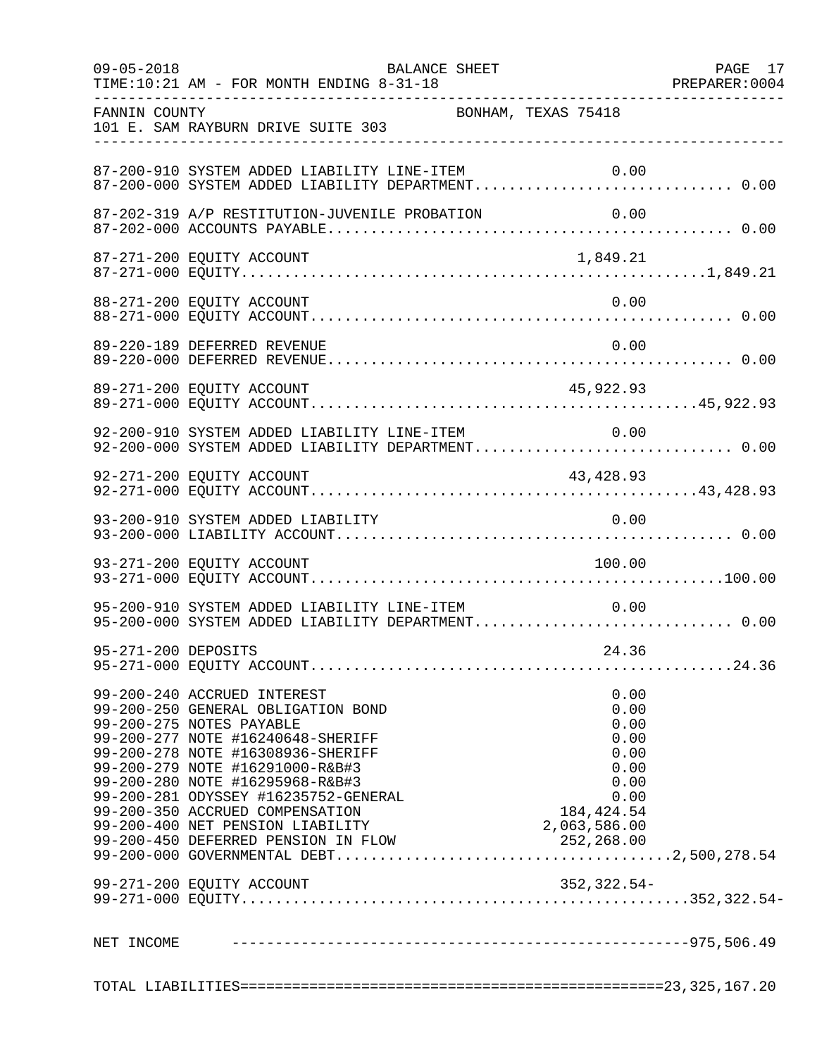FANNIN COUNTY BONHAM, TEXAS 75418
101 E. SAM RAYBURN DRIVE SUITE 303

BALANCE SHEET
09-05-2018
TIME:10:21 AM - FOR MONTH ENDING 8-31-18
PREPARER:0004

| Account | Description | Line Amount | Total |
|---|---|---|---|
| 87-200-910 | SYSTEM ADDED LIABILITY LINE-ITEM | 0.00 | |
| 87-200-000 | SYSTEM ADDED LIABILITY DEPARTMENT | | 0.00 |
| 87-202-319 | A/P RESTITUTION-JUVENILE PROBATION | 0.00 | |
| 87-202-000 | ACCOUNTS PAYABLE | | 0.00 |
| 87-271-200 | EQUITY ACCOUNT | 1,849.21 | |
| 87-271-000 | EQUITY | | 1,849.21 |
| 88-271-200 | EQUITY ACCOUNT | 0.00 | |
| 88-271-000 | EQUITY ACCOUNT | | 0.00 |
| 89-220-189 | DEFERRED REVENUE | 0.00 | |
| 89-220-000 | DEFERRED REVENUE | | 0.00 |
| 89-271-200 | EQUITY ACCOUNT | 45,922.93 | |
| 89-271-000 | EQUITY ACCOUNT | | 45,922.93 |
| 92-200-910 | SYSTEM ADDED LIABILITY LINE-ITEM | 0.00 | |
| 92-200-000 | SYSTEM ADDED LIABILITY DEPARTMENT | | 0.00 |
| 92-271-200 | EQUITY ACCOUNT | 43,428.93 | |
| 92-271-000 | EQUITY ACCOUNT | | 43,428.93 |
| 93-200-910 | SYSTEM ADDED LIABILITY | 0.00 | |
| 93-200-000 | LIABILITY ACCOUNT | | 0.00 |
| 93-271-200 | EQUITY ACCOUNT | 100.00 | |
| 93-271-000 | EQUITY ACCOUNT | | 100.00 |
| 95-200-910 | SYSTEM ADDED LIABILITY LINE-ITEM | 0.00 | |
| 95-200-000 | SYSTEM ADDED LIABILITY DEPARTMENT | | 0.00 |
| 95-271-200 | DEPOSITS | 24.36 | |
| 95-271-000 | EQUITY ACCOUNT | | 24.36 |
| 99-200-240 | ACCRUED INTEREST | 0.00 | |
| 99-200-250 | GENERAL OBLIGATION BOND | 0.00 | |
| 99-200-275 | NOTES PAYABLE | 0.00 | |
| 99-200-277 | NOTE #16240648-SHERIFF | 0.00 | |
| 99-200-278 | NOTE #16308936-SHERIFF | 0.00 | |
| 99-200-279 | NOTE #16291000-R&B#3 | 0.00 | |
| 99-200-280 | NOTE #16295968-R&B#3 | 0.00 | |
| 99-200-281 | ODYSSEY #16235752-GENERAL | 0.00 | |
| 99-200-350 | ACCRUED COMPENSATION | 184,424.54 | |
| 99-200-400 | NET PENSION LIABILITY | 2,063,586.00 | |
| 99-200-450 | DEFERRED PENSION IN FLOW | 252,268.00 | |
| 99-200-000 | GOVERNMENTAL DEBT | | 2,500,278.54 |
| 99-271-200 | EQUITY ACCOUNT | 352,322.54- | |
| 99-271-000 | EQUITY | | 352,322.54- |
| NET INCOME | | | 975,506.49 |
| TOTAL LIABILITIES | | | 23,325,167.20 |